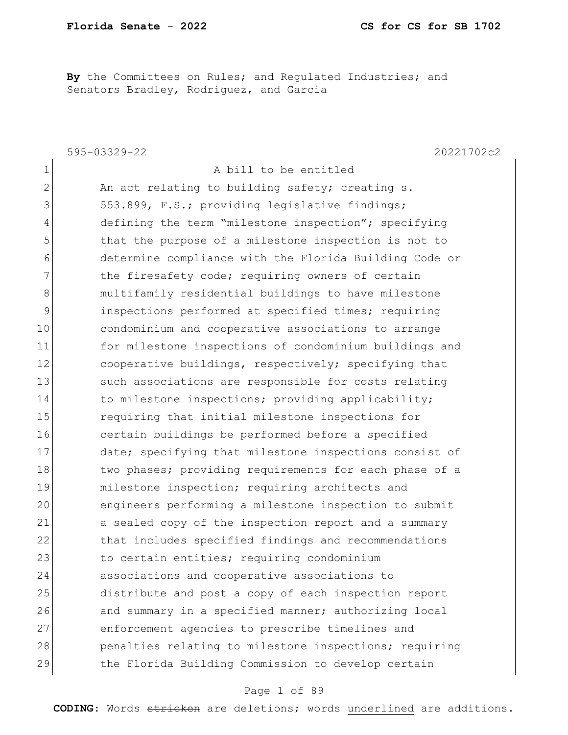**By** the Committees on Rules; and Regulated Industries; and Senators Bradley, Rodriguez, and Garcia

595-03329-22 20221702c2

1 A bill to be entitled
2 An act relating to building safety; creating s.
3 553.899, F.S.; providing legislative findings;
4 defining the term "milestone inspection"; specifying
5 that the purpose of a milestone inspection is not to
6 determine compliance with the Florida Building Code or
7 the firesafety code; requiring owners of certain
8 multifamily residential buildings to have milestone
9 inspections performed at specified times; requiring
10 condominium and cooperative associations to arrange
11 for milestone inspections of condominium buildings and
12 cooperative buildings, respectively; specifying that
13 such associations are responsible for costs relating
14 to milestone inspections; providing applicability;
15 requiring that initial milestone inspections for
16 certain buildings be performed before a specified
17 date; specifying that milestone inspections consist of
18 two phases; providing requirements for each phase of a
19 milestone inspection; requiring architects and
20 engineers performing a milestone inspection to submit
21 a sealed copy of the inspection report and a summary
22 that includes specified findings and recommendations
23 to certain entities; requiring condominium
24 associations and cooperative associations to
25 distribute and post a copy of each inspection report
26 and summary in a specified manner; authorizing local
27 enforcement agencies to prescribe timelines and
28 penalties relating to milestone inspections; requiring
29 the Florida Building Commission to develop certain

**CODING:** Words ~~stricken~~ are deletions; words underlined are additions.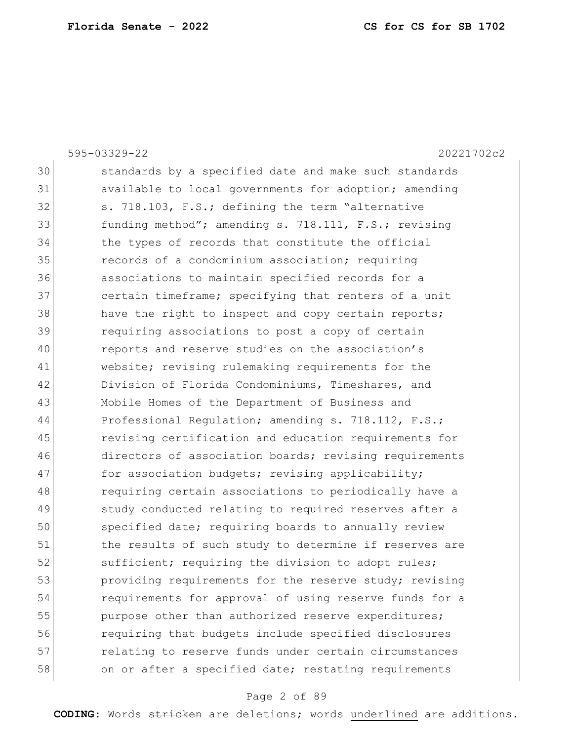30 standards by a specified date and make such standards
31 available to local governments for adoption; amending
32 s. 718.103, F.S.; defining the term "alternative
33 funding method"; amending s. 718.111, F.S.; revising
34 the types of records that constitute the official
35 records of a condominium association; requiring
36 associations to maintain specified records for a
37 certain timeframe; specifying that renters of a unit
38 have the right to inspect and copy certain reports;
39 requiring associations to post a copy of certain
40 reports and reserve studies on the association's
41 website; revising rulemaking requirements for the
42 Division of Florida Condominiums, Timeshares, and
43 Mobile Homes of the Department of Business and
44 Professional Regulation; amending s. 718.112, F.S.;
45 revising certification and education requirements for
46 directors of association boards; revising requirements
47 for association budgets; revising applicability;
48 requiring certain associations to periodically have a
49 study conducted relating to required reserves after a
50 specified date; requiring boards to annually review
51 the results of such study to determine if reserves are
52 sufficient; requiring the division to adopt rules;
53 providing requirements for the reserve study; revising
54 requirements for approval of using reserve funds for a
55 purpose other than authorized reserve expenditures;
56 requiring that budgets include specified disclosures
57 relating to reserve funds under certain circumstances
58 on or after a specified date; restating requirements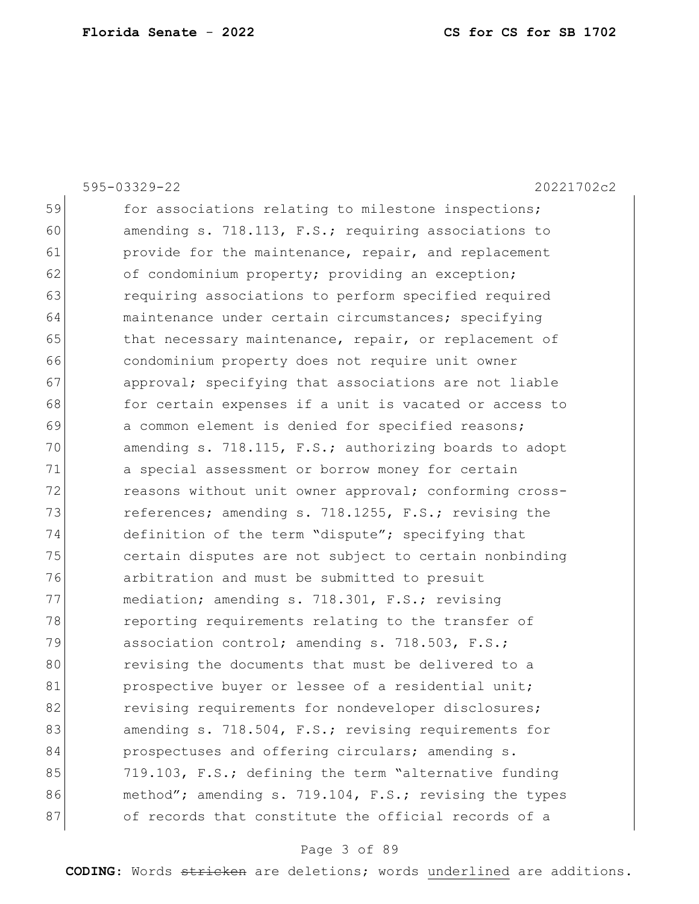for associations relating to milestone inspections; amending s. 718.113, F.S.; requiring associations to provide for the maintenance, repair, and replacement of condominium property; providing an exception; requiring associations to perform specified required maintenance under certain circumstances; specifying that necessary maintenance, repair, or replacement of condominium property does not require unit owner approval; specifying that associations are not liable for certain expenses if a unit is vacated or access to a common element is denied for specified reasons; amending s. 718.115, F.S.; authorizing boards to adopt a special assessment or borrow money for certain reasons without unit owner approval; conforming cross-references; amending s. 718.1255, F.S.; revising the definition of the term "dispute"; specifying that certain disputes are not subject to certain nonbinding arbitration and must be submitted to presuit mediation; amending s. 718.301, F.S.; revising reporting requirements relating to the transfer of association control; amending s. 718.503, F.S.; revising the documents that must be delivered to a prospective buyer or lessee of a residential unit; revising requirements for nondeveloper disclosures; amending s. 718.504, F.S.; revising requirements for prospectuses and offering circulars; amending s. 719.103, F.S.; defining the term "alternative funding method"; amending s. 719.104, F.S.; revising the types of records that constitute the official records of a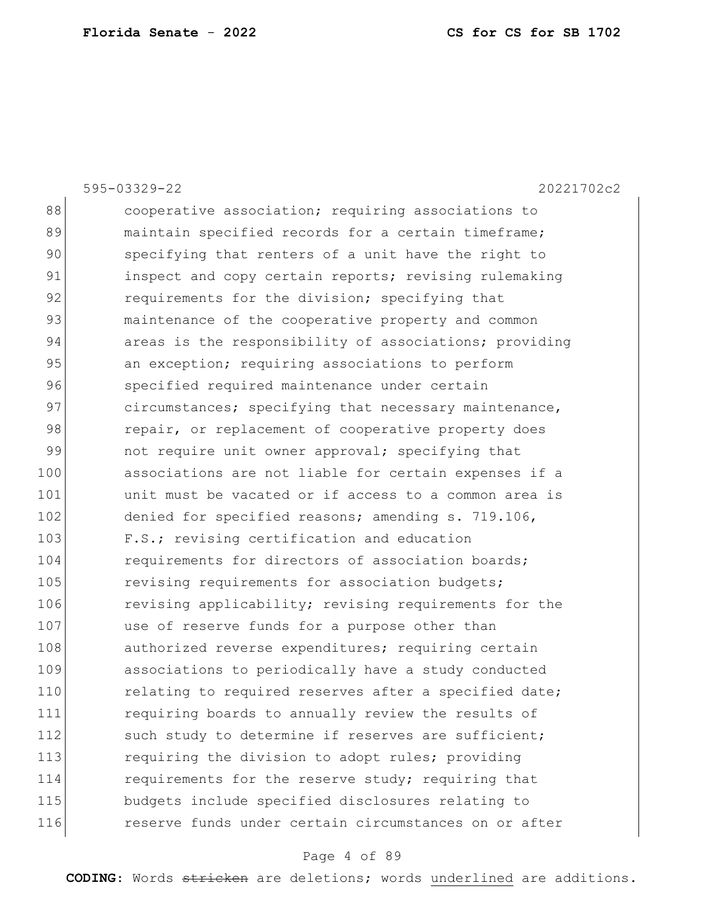595-03329-22 20221702c2

88 cooperative association; requiring associations to
89 maintain specified records for a certain timeframe;
90 specifying that renters of a unit have the right to
91 inspect and copy certain reports; revising rulemaking
92 requirements for the division; specifying that
93 maintenance of the cooperative property and common
94 areas is the responsibility of associations; providing
95 an exception; requiring associations to perform
96 specified required maintenance under certain
97 circumstances; specifying that necessary maintenance,
98 repair, or replacement of cooperative property does
99 not require unit owner approval; specifying that
100 associations are not liable for certain expenses if a
101 unit must be vacated or if access to a common area is
102 denied for specified reasons; amending s. 719.106,
103 F.S.; revising certification and education
104 requirements for directors of association boards;
105 revising requirements for association budgets;
106 revising applicability; revising requirements for the
107 use of reserve funds for a purpose other than
108 authorized reverse expenditures; requiring certain
109 associations to periodically have a study conducted
110 relating to required reserves after a specified date;
111 requiring boards to annually review the results of
112 such study to determine if reserves are sufficient;
113 requiring the division to adopt rules; providing
114 requirements for the reserve study; requiring that
115 budgets include specified disclosures relating to
116 reserve funds under certain circumstances on or after

**CODING:** Words ~~stricken~~ are deletions; words <u>underlined</u> are additions.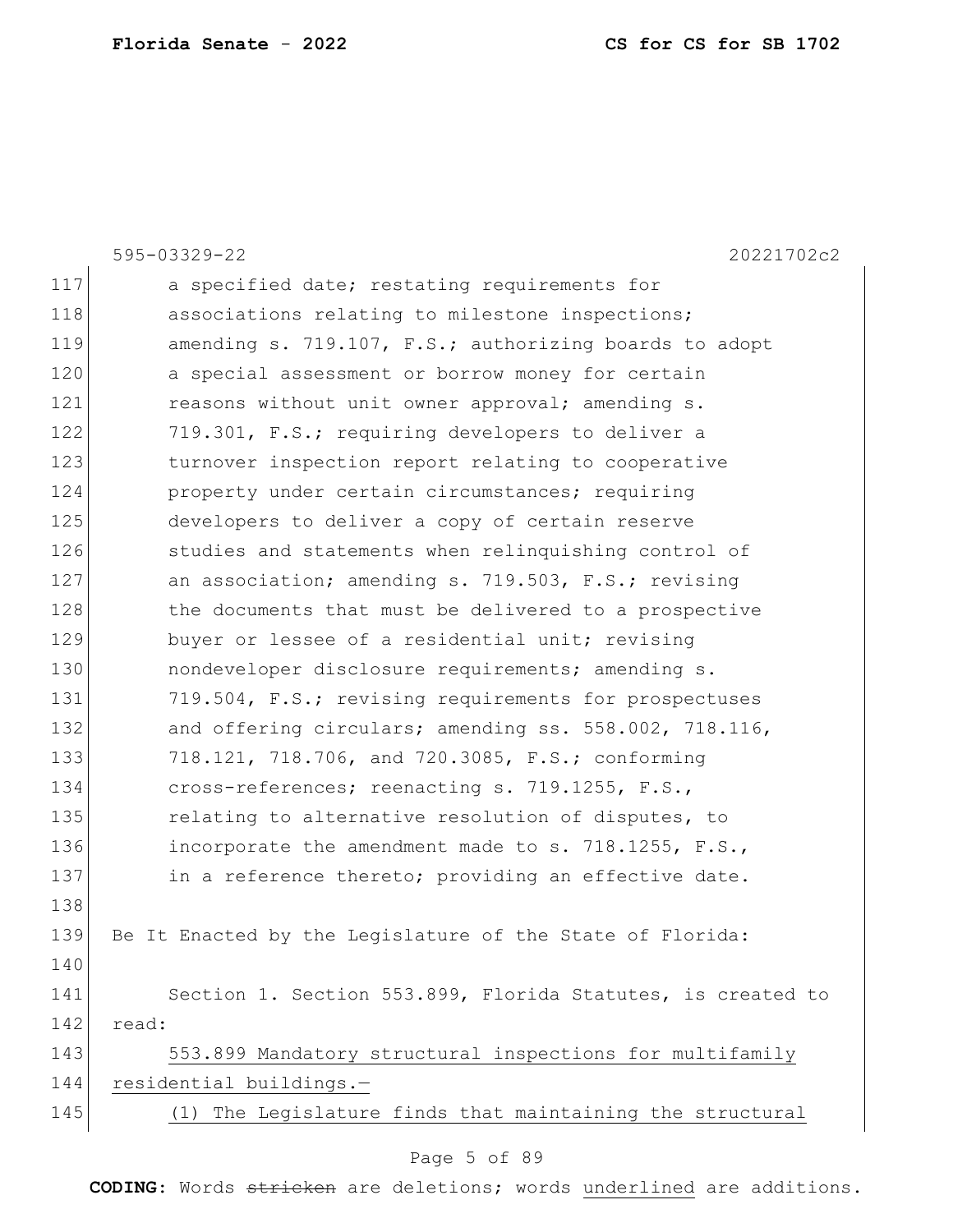a specified date; restating requirements for associations relating to milestone inspections; amending s. 719.107, F.S.; authorizing boards to adopt a special assessment or borrow money for certain reasons without unit owner approval; amending s. 719.301, F.S.; requiring developers to deliver a turnover inspection report relating to cooperative property under certain circumstances; requiring developers to deliver a copy of certain reserve studies and statements when relinquishing control of an association; amending s. 719.503, F.S.; revising the documents that must be delivered to a prospective buyer or lessee of a residential unit; revising nondeveloper disclosure requirements; amending s. 719.504, F.S.; revising requirements for prospectuses and offering circulars; amending ss. 558.002, 718.116, 718.121, 718.706, and 720.3085, F.S.; conforming cross-references; reenacting s. 719.1255, F.S., relating to alternative resolution of disputes, to incorporate the amendment made to s. 718.1255, F.S., in a reference thereto; providing an effective date.

Be It Enacted by the Legislature of the State of Florida:

Section 1. Section 553.899, Florida Statutes, is created to read:

553.899 Mandatory structural inspections for multifamily residential buildings.—

(1) The Legislature finds that maintaining the structural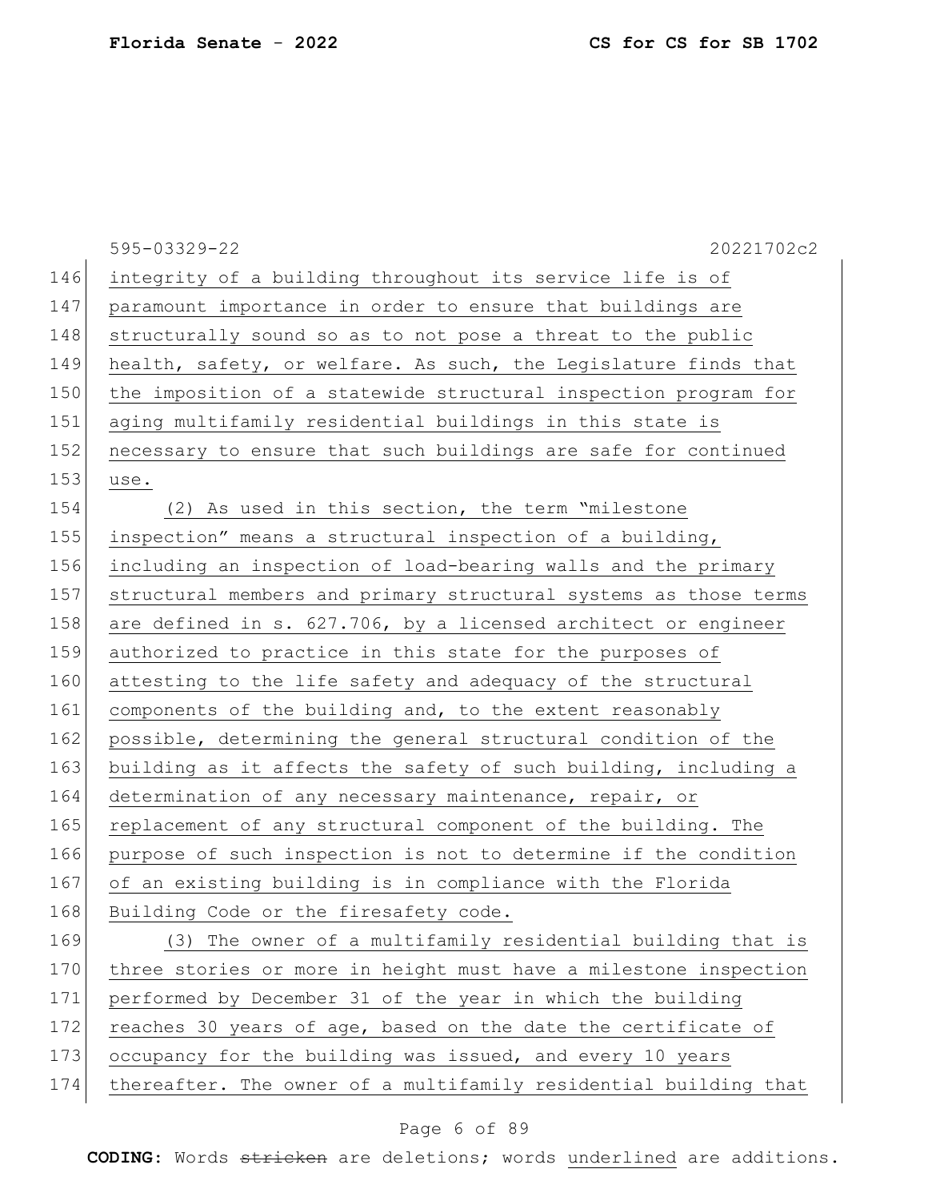integrity of a building throughout its service life is of paramount importance in order to ensure that buildings are structurally sound so as to not pose a threat to the public health, safety, or welfare. As such, the Legislature finds that the imposition of a statewide structural inspection program for aging multifamily residential buildings in this state is necessary to ensure that such buildings are safe for continued use.

(2) As used in this section, the term "milestone inspection" means a structural inspection of a building, including an inspection of load-bearing walls and the primary structural members and primary structural systems as those terms are defined in s. 627.706, by a licensed architect or engineer authorized to practice in this state for the purposes of attesting to the life safety and adequacy of the structural components of the building and, to the extent reasonably possible, determining the general structural condition of the building as it affects the safety of such building, including a determination of any necessary maintenance, repair, or replacement of any structural component of the building. The purpose of such inspection is not to determine if the condition of an existing building is in compliance with the Florida Building Code or the firesafety code.

(3) The owner of a multifamily residential building that is three stories or more in height must have a milestone inspection performed by December 31 of the year in which the building reaches 30 years of age, based on the date the certificate of occupancy for the building was issued, and every 10 years thereafter. The owner of a multifamily residential building that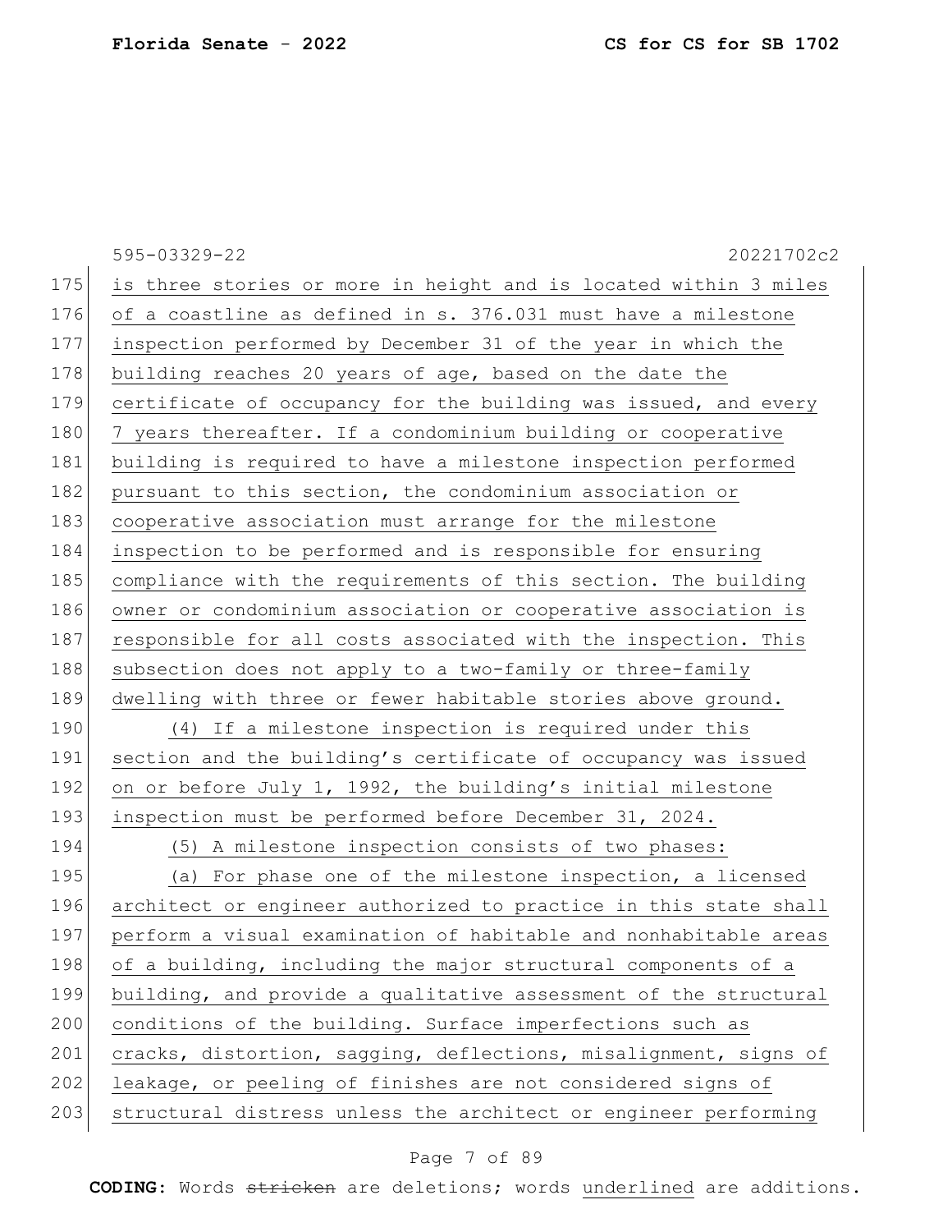is three stories or more in height and is located within 3 miles of a coastline as defined in s. 376.031 must have a milestone inspection performed by December 31 of the year in which the building reaches 20 years of age, based on the date the certificate of occupancy for the building was issued, and every 7 years thereafter. If a condominium building or cooperative building is required to have a milestone inspection performed pursuant to this section, the condominium association or cooperative association must arrange for the milestone inspection to be performed and is responsible for ensuring compliance with the requirements of this section. The building owner or condominium association or cooperative association is responsible for all costs associated with the inspection. This subsection does not apply to a two-family or three-family dwelling with three or fewer habitable stories above ground.

(4) If a milestone inspection is required under this section and the building's certificate of occupancy was issued on or before July 1, 1992, the building's initial milestone inspection must be performed before December 31, 2024.

(5) A milestone inspection consists of two phases:

(a) For phase one of the milestone inspection, a licensed architect or engineer authorized to practice in this state shall perform a visual examination of habitable and nonhabitable areas of a building, including the major structural components of a building, and provide a qualitative assessment of the structural conditions of the building. Surface imperfections such as cracks, distortion, sagging, deflections, misalignment, signs of leakage, or peeling of finishes are not considered signs of structural distress unless the architect or engineer performing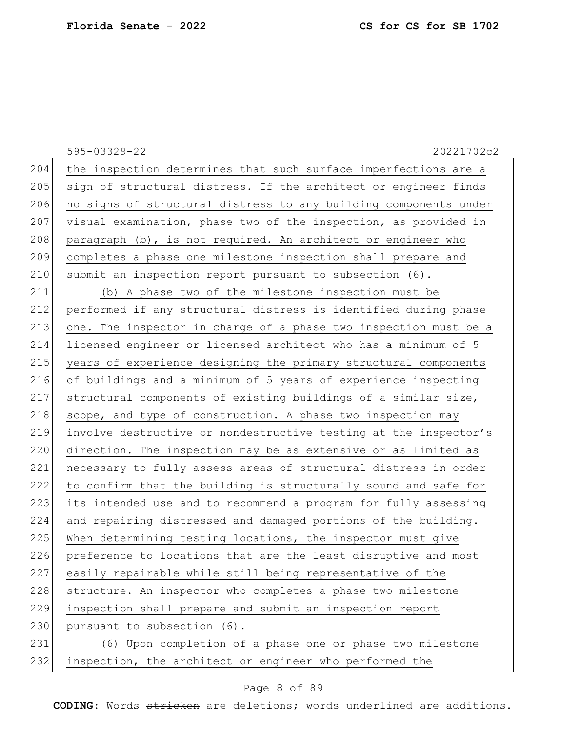the inspection determines that such surface imperfections are a sign of structural distress. If the architect or engineer finds no signs of structural distress to any building components under visual examination, phase two of the inspection, as provided in paragraph (b), is not required. An architect or engineer who completes a phase one milestone inspection shall prepare and submit an inspection report pursuant to subsection (6).

(b) A phase two of the milestone inspection must be performed if any structural distress is identified during phase one. The inspector in charge of a phase two inspection must be a licensed engineer or licensed architect who has a minimum of 5 years of experience designing the primary structural components of buildings and a minimum of 5 years of experience inspecting structural components of existing buildings of a similar size, scope, and type of construction. A phase two inspection may involve destructive or nondestructive testing at the inspector's direction. The inspection may be as extensive or as limited as necessary to fully assess areas of structural distress in order to confirm that the building is structurally sound and safe for its intended use and to recommend a program for fully assessing and repairing distressed and damaged portions of the building. When determining testing locations, the inspector must give preference to locations that are the least disruptive and most easily repairable while still being representative of the structure. An inspector who completes a phase two milestone inspection shall prepare and submit an inspection report pursuant to subsection (6).

(6) Upon completion of a phase one or phase two milestone inspection, the architect or engineer who performed the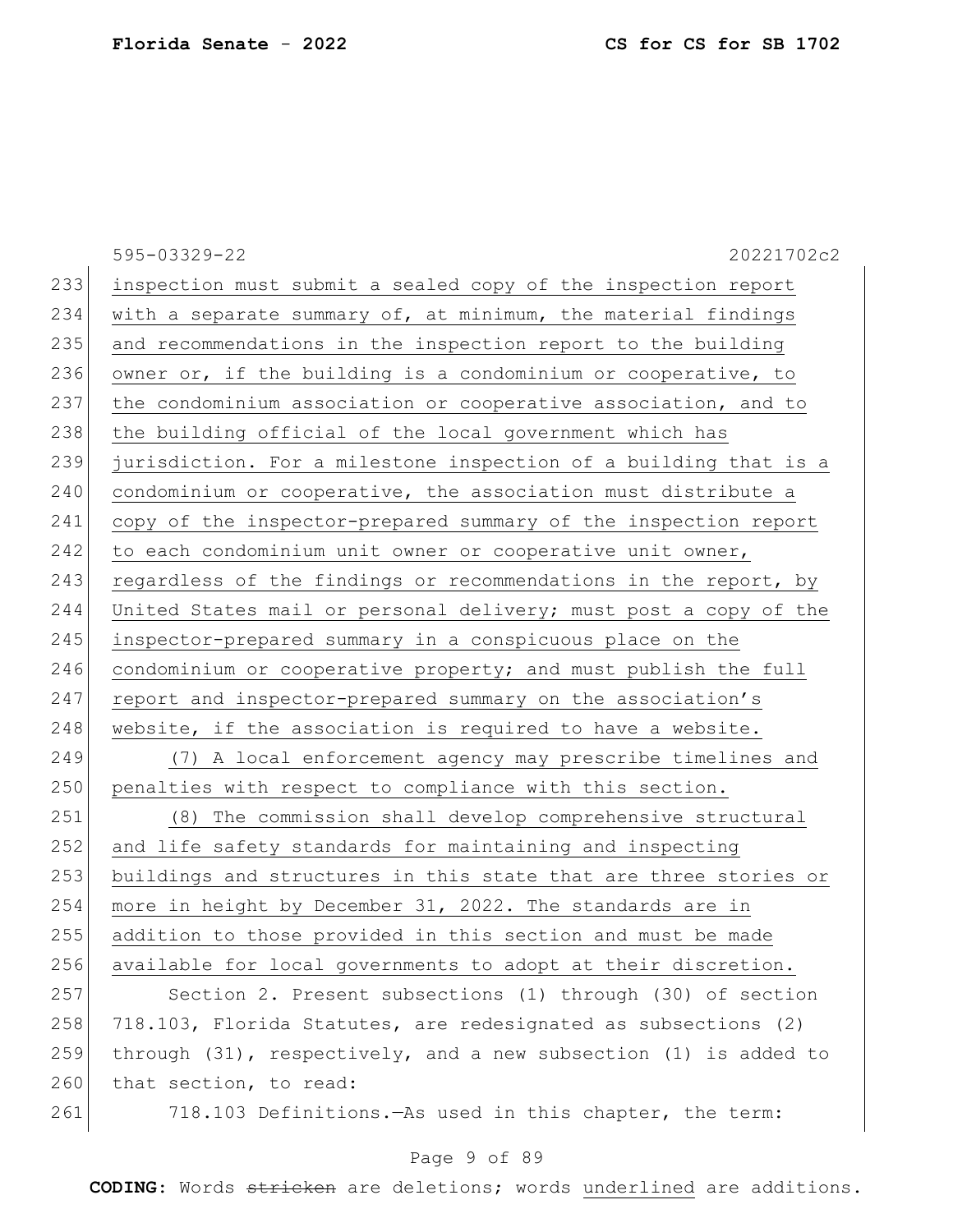inspection must submit a sealed copy of the inspection report with a separate summary of, at minimum, the material findings and recommendations in the inspection report to the building owner or, if the building is a condominium or cooperative, to the condominium association or cooperative association, and to the building official of the local government which has jurisdiction. For a milestone inspection of a building that is a condominium or cooperative, the association must distribute a copy of the inspector-prepared summary of the inspection report to each condominium unit owner or cooperative unit owner, regardless of the findings or recommendations in the report, by United States mail or personal delivery; must post a copy of the inspector-prepared summary in a conspicuous place on the condominium or cooperative property; and must publish the full report and inspector-prepared summary on the association's website, if the association is required to have a website.

(7) A local enforcement agency may prescribe timelines and penalties with respect to compliance with this section.

(8) The commission shall develop comprehensive structural and life safety standards for maintaining and inspecting buildings and structures in this state that are three stories or more in height by December 31, 2022. The standards are in addition to those provided in this section and must be made available for local governments to adopt at their discretion.

Section 2. Present subsections (1) through (30) of section 718.103, Florida Statutes, are redesignated as subsections (2) through (31), respectively, and a new subsection (1) is added to that section, to read:

718.103 Definitions.—As used in this chapter, the term: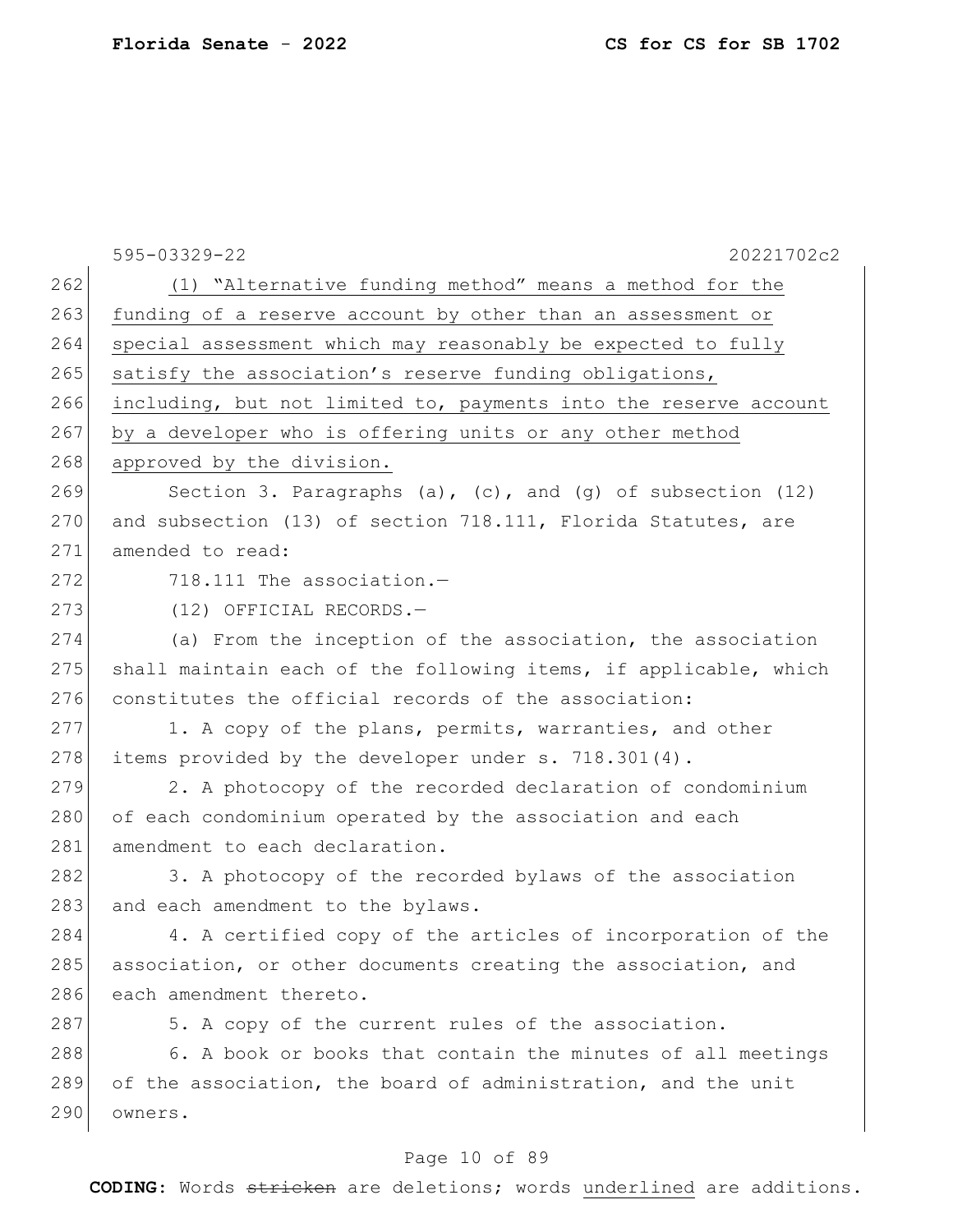(1) "Alternative funding method" means a method for the funding of a reserve account by other than an assessment or special assessment which may reasonably be expected to fully satisfy the association's reserve funding obligations, including, but not limited to, payments into the reserve account by a developer who is offering units or any other method approved by the division.

Section 3. Paragraphs (a), (c), and (g) of subsection (12) and subsection (13) of section 718.111, Florida Statutes, are amended to read:

718.111 The association.—

(12) OFFICIAL RECORDS.—

(a) From the inception of the association, the association shall maintain each of the following items, if applicable, which constitutes the official records of the association:

1. A copy of the plans, permits, warranties, and other items provided by the developer under s. 718.301(4).

2. A photocopy of the recorded declaration of condominium of each condominium operated by the association and each amendment to each declaration.

3. A photocopy of the recorded bylaws of the association and each amendment to the bylaws.

4. A certified copy of the articles of incorporation of the association, or other documents creating the association, and each amendment thereto.

5. A copy of the current rules of the association.

6. A book or books that contain the minutes of all meetings of the association, the board of administration, and the unit owners.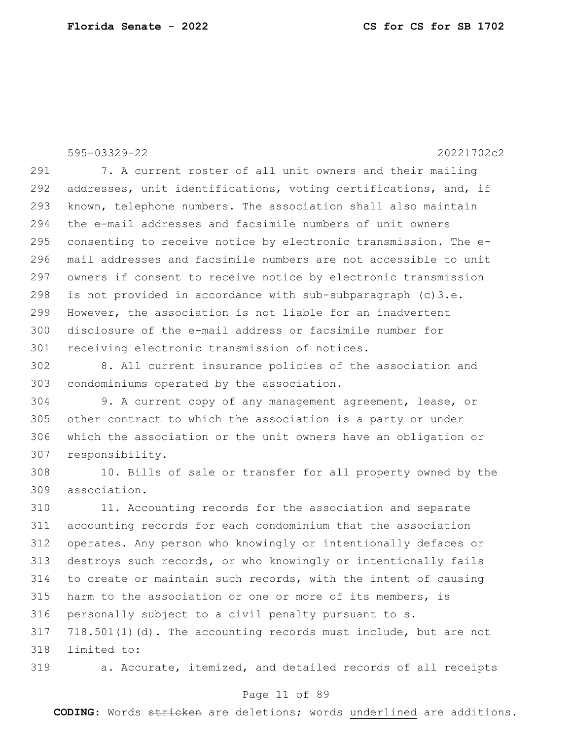7. A current roster of all unit owners and their mailing addresses, unit identifications, voting certifications, and, if known, telephone numbers. The association shall also maintain the e-mail addresses and facsimile numbers of unit owners consenting to receive notice by electronic transmission. The e-mail addresses and facsimile numbers are not accessible to unit owners if consent to receive notice by electronic transmission is not provided in accordance with sub-subparagraph (c)3.e. However, the association is not liable for an inadvertent disclosure of the e-mail address or facsimile number for receiving electronic transmission of notices.

8. All current insurance policies of the association and condominiums operated by the association.

9. A current copy of any management agreement, lease, or other contract to which the association is a party or under which the association or the unit owners have an obligation or responsibility.

10. Bills of sale or transfer for all property owned by the association.

11. Accounting records for the association and separate accounting records for each condominium that the association operates. Any person who knowingly or intentionally defaces or destroys such records, or who knowingly or intentionally fails to create or maintain such records, with the intent of causing harm to the association or one or more of its members, is personally subject to a civil penalty pursuant to s. 718.501(1)(d). The accounting records must include, but are not limited to:

a. Accurate, itemized, and detailed records of all receipts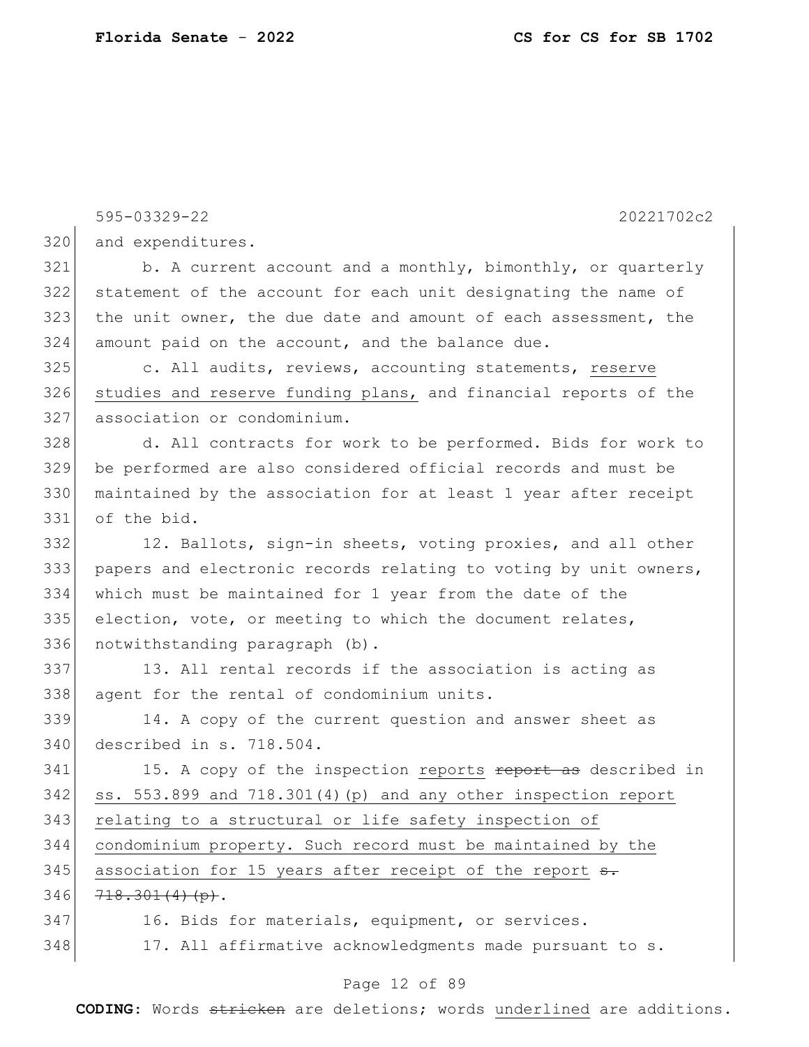and expenditures.

b. A current account and a monthly, bimonthly, or quarterly statement of the account for each unit designating the name of the unit owner, the due date and amount of each assessment, the amount paid on the account, and the balance due.

c. All audits, reviews, accounting statements, reserve studies and reserve funding plans, and financial reports of the association or condominium.

d. All contracts for work to be performed. Bids for work to be performed are also considered official records and must be maintained by the association for at least 1 year after receipt of the bid.

12. Ballots, sign-in sheets, voting proxies, and all other papers and electronic records relating to voting by unit owners, which must be maintained for 1 year from the date of the election, vote, or meeting to which the document relates, notwithstanding paragraph (b).

13. All rental records if the association is acting as agent for the rental of condominium units.

14. A copy of the current question and answer sheet as described in s. 718.504.

15. A copy of the inspection reports ~~report as~~ described in ss. 553.899 and 718.301(4)(p) and any other inspection report relating to a structural or life safety inspection of condominium property. Such record must be maintained by the association for 15 years after receipt of the report ~~s. 718.301(4)(p)~~.

16. Bids for materials, equipment, or services.

17. All affirmative acknowledgments made pursuant to s.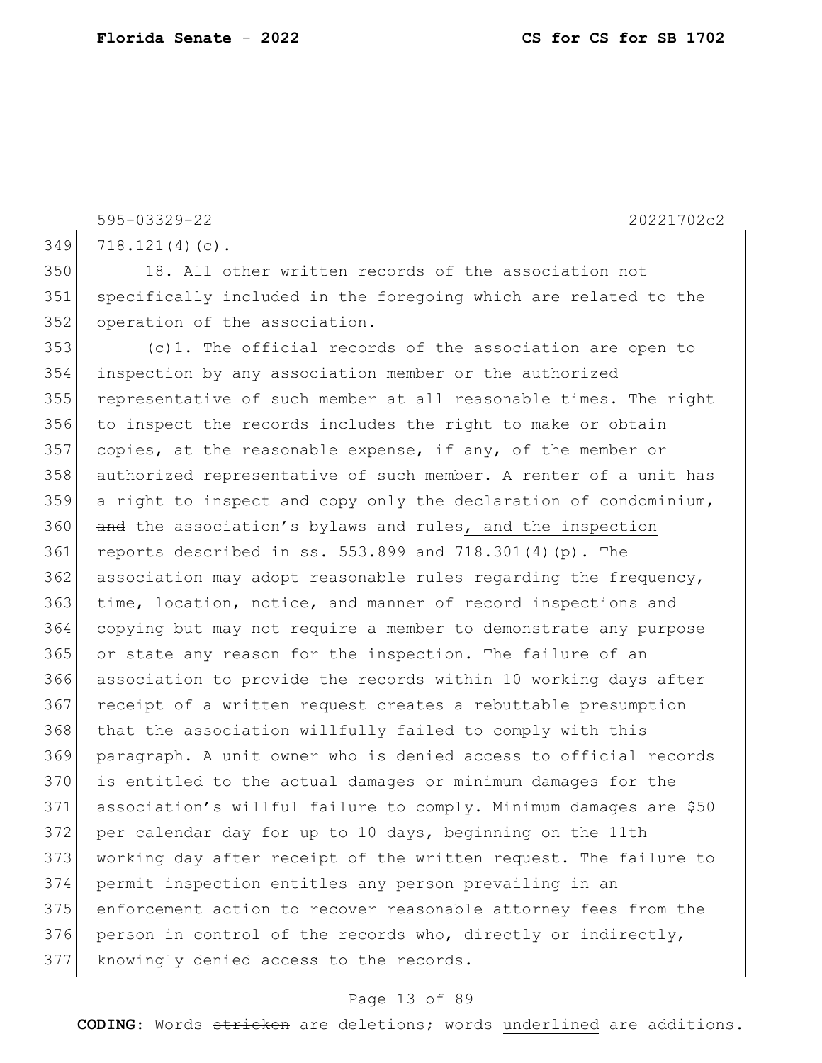718.121(4)(c).

18. All other written records of the association not specifically included in the foregoing which are related to the operation of the association.

(c)1. The official records of the association are open to inspection by any association member or the authorized representative of such member at all reasonable times. The right to inspect the records includes the right to make or obtain copies, at the reasonable expense, if any, of the member or authorized representative of such member. A renter of a unit has a right to inspect and copy only the declaration of condominium, ~~and~~ the association's bylaws and rules, and the inspection reports described in ss. 553.899 and 718.301(4)(p). The association may adopt reasonable rules regarding the frequency, time, location, notice, and manner of record inspections and copying but may not require a member to demonstrate any purpose or state any reason for the inspection. The failure of an association to provide the records within 10 working days after receipt of a written request creates a rebuttable presumption that the association willfully failed to comply with this paragraph. A unit owner who is denied access to official records is entitled to the actual damages or minimum damages for the association's willful failure to comply. Minimum damages are $50 per calendar day for up to 10 days, beginning on the 11th working day after receipt of the written request. The failure to permit inspection entitles any person prevailing in an enforcement action to recover reasonable attorney fees from the person in control of the records who, directly or indirectly, knowingly denied access to the records.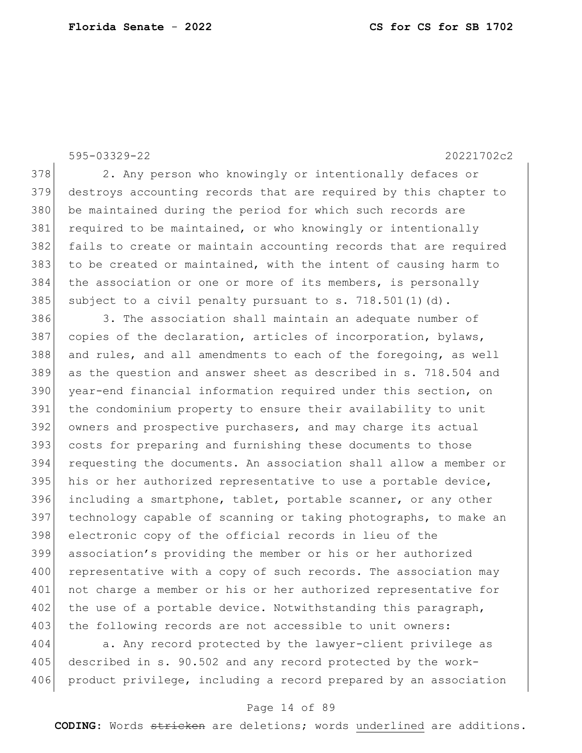2. Any person who knowingly or intentionally defaces or destroys accounting records that are required by this chapter to be maintained during the period for which such records are required to be maintained, or who knowingly or intentionally fails to create or maintain accounting records that are required to be created or maintained, with the intent of causing harm to the association or one or more of its members, is personally subject to a civil penalty pursuant to s. 718.501(1)(d).

3. The association shall maintain an adequate number of copies of the declaration, articles of incorporation, bylaws, and rules, and all amendments to each of the foregoing, as well as the question and answer sheet as described in s. 718.504 and year-end financial information required under this section, on the condominium property to ensure their availability to unit owners and prospective purchasers, and may charge its actual costs for preparing and furnishing these documents to those requesting the documents. An association shall allow a member or his or her authorized representative to use a portable device, including a smartphone, tablet, portable scanner, or any other technology capable of scanning or taking photographs, to make an electronic copy of the official records in lieu of the association's providing the member or his or her authorized representative with a copy of such records. The association may not charge a member or his or her authorized representative for the use of a portable device. Notwithstanding this paragraph, the following records are not accessible to unit owners:

a. Any record protected by the lawyer-client privilege as described in s. 90.502 and any record protected by the work-product privilege, including a record prepared by an association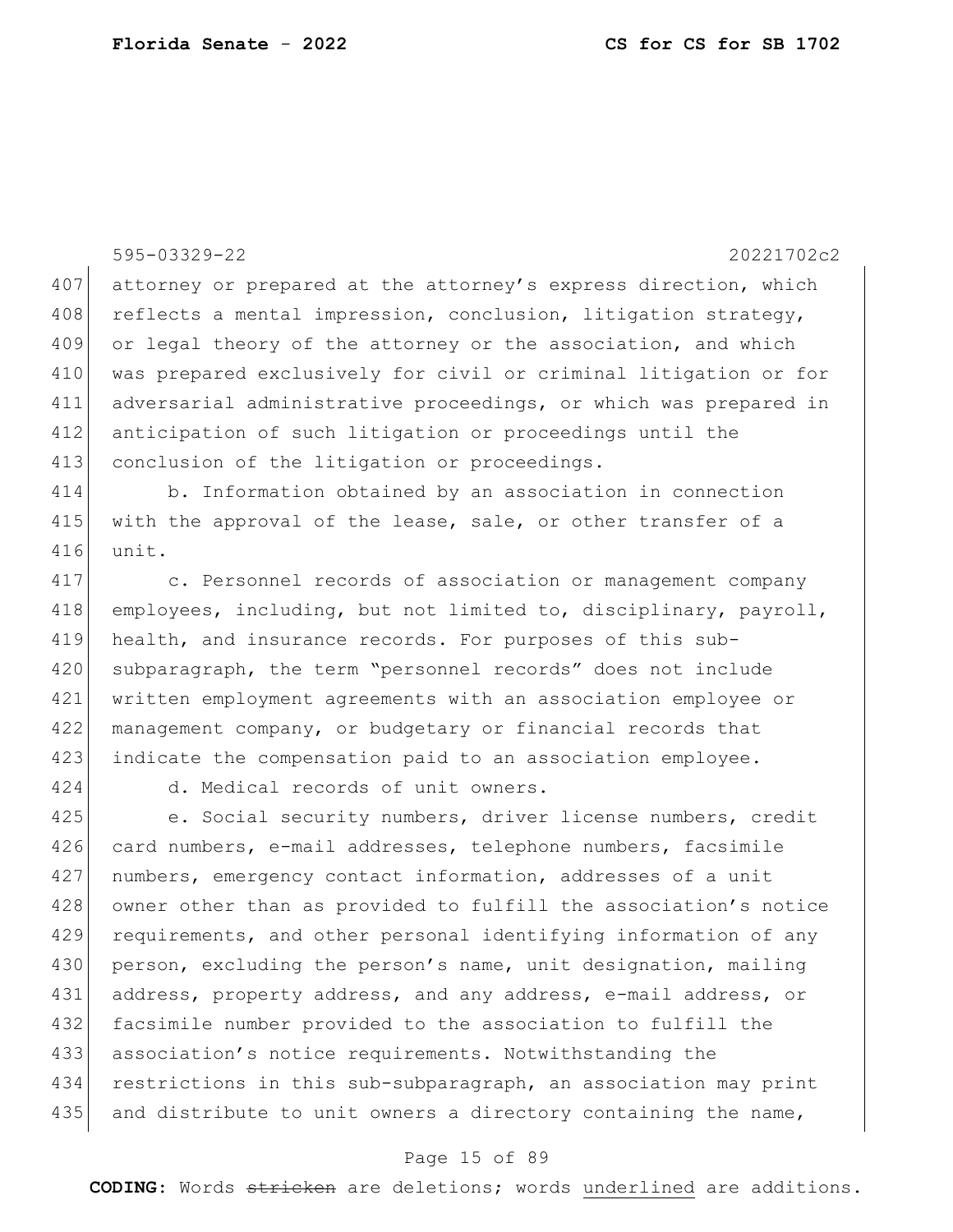attorney or prepared at the attorney's express direction, which reflects a mental impression, conclusion, litigation strategy, or legal theory of the attorney or the association, and which was prepared exclusively for civil or criminal litigation or for adversarial administrative proceedings, or which was prepared in anticipation of such litigation or proceedings until the conclusion of the litigation or proceedings.

b. Information obtained by an association in connection with the approval of the lease, sale, or other transfer of a unit.

c. Personnel records of association or management company employees, including, but not limited to, disciplinary, payroll, health, and insurance records. For purposes of this sub-subparagraph, the term "personnel records" does not include written employment agreements with an association employee or management company, or budgetary or financial records that indicate the compensation paid to an association employee.

d. Medical records of unit owners.

e. Social security numbers, driver license numbers, credit card numbers, e-mail addresses, telephone numbers, facsimile numbers, emergency contact information, addresses of a unit owner other than as provided to fulfill the association's notice requirements, and other personal identifying information of any person, excluding the person's name, unit designation, mailing address, property address, and any address, e-mail address, or facsimile number provided to the association to fulfill the association's notice requirements. Notwithstanding the restrictions in this sub-subparagraph, an association may print and distribute to unit owners a directory containing the name,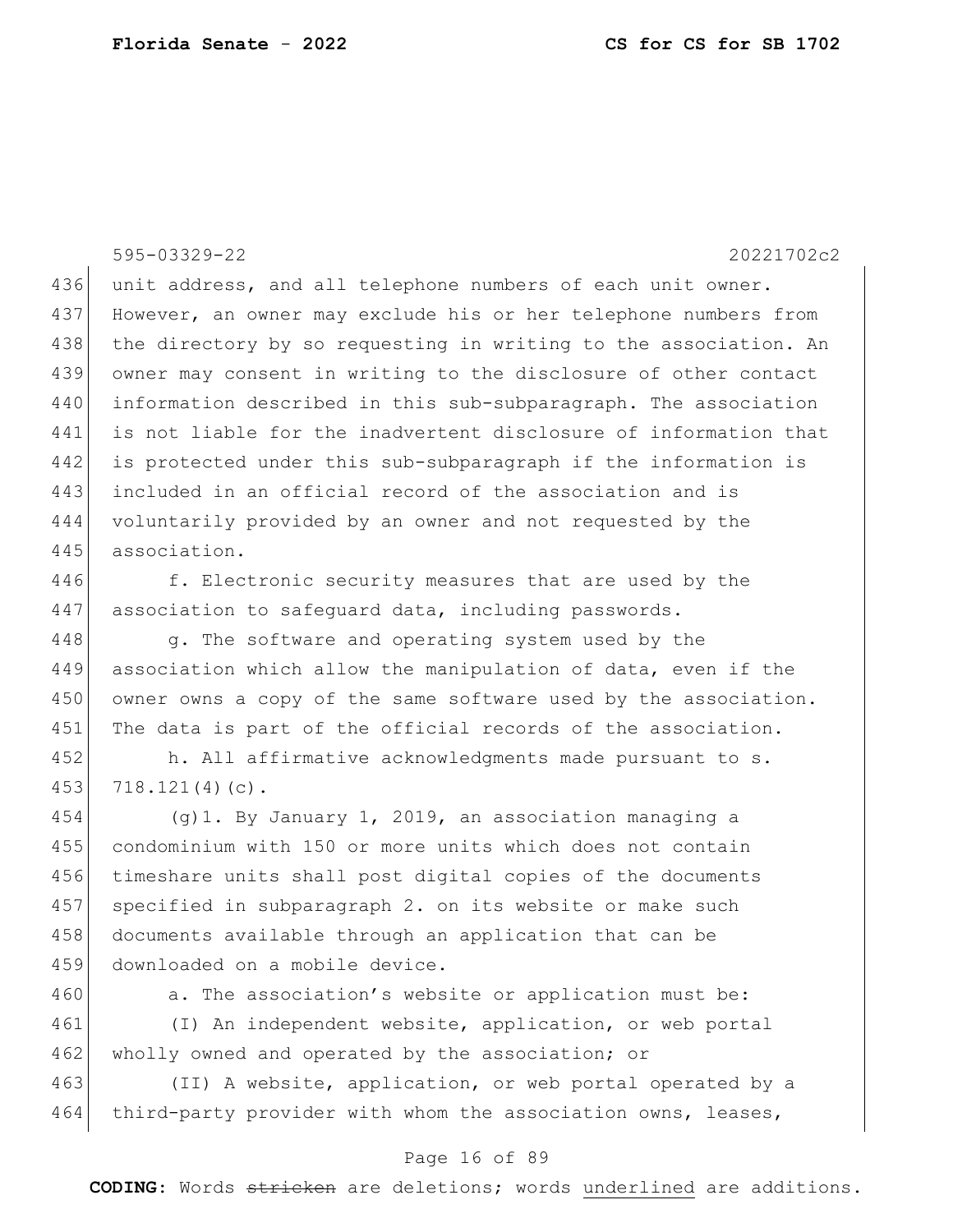595-03329-22 20221702c2

unit address, and all telephone numbers of each unit owner. However, an owner may exclude his or her telephone numbers from the directory by so requesting in writing to the association. An owner may consent in writing to the disclosure of other contact information described in this sub-subparagraph. The association is not liable for the inadvertent disclosure of information that is protected under this sub-subparagraph if the information is included in an official record of the association and is voluntarily provided by an owner and not requested by the association.

f. Electronic security measures that are used by the association to safeguard data, including passwords.

g. The software and operating system used by the association which allow the manipulation of data, even if the owner owns a copy of the same software used by the association. The data is part of the official records of the association.

h. All affirmative acknowledgments made pursuant to s. 718.121(4)(c).

(g)1. By January 1, 2019, an association managing a condominium with 150 or more units which does not contain timeshare units shall post digital copies of the documents specified in subparagraph 2. on its website or make such documents available through an application that can be downloaded on a mobile device.

a. The association's website or application must be:

(I) An independent website, application, or web portal wholly owned and operated by the association; or

(II) A website, application, or web portal operated by a third-party provider with whom the association owns, leases,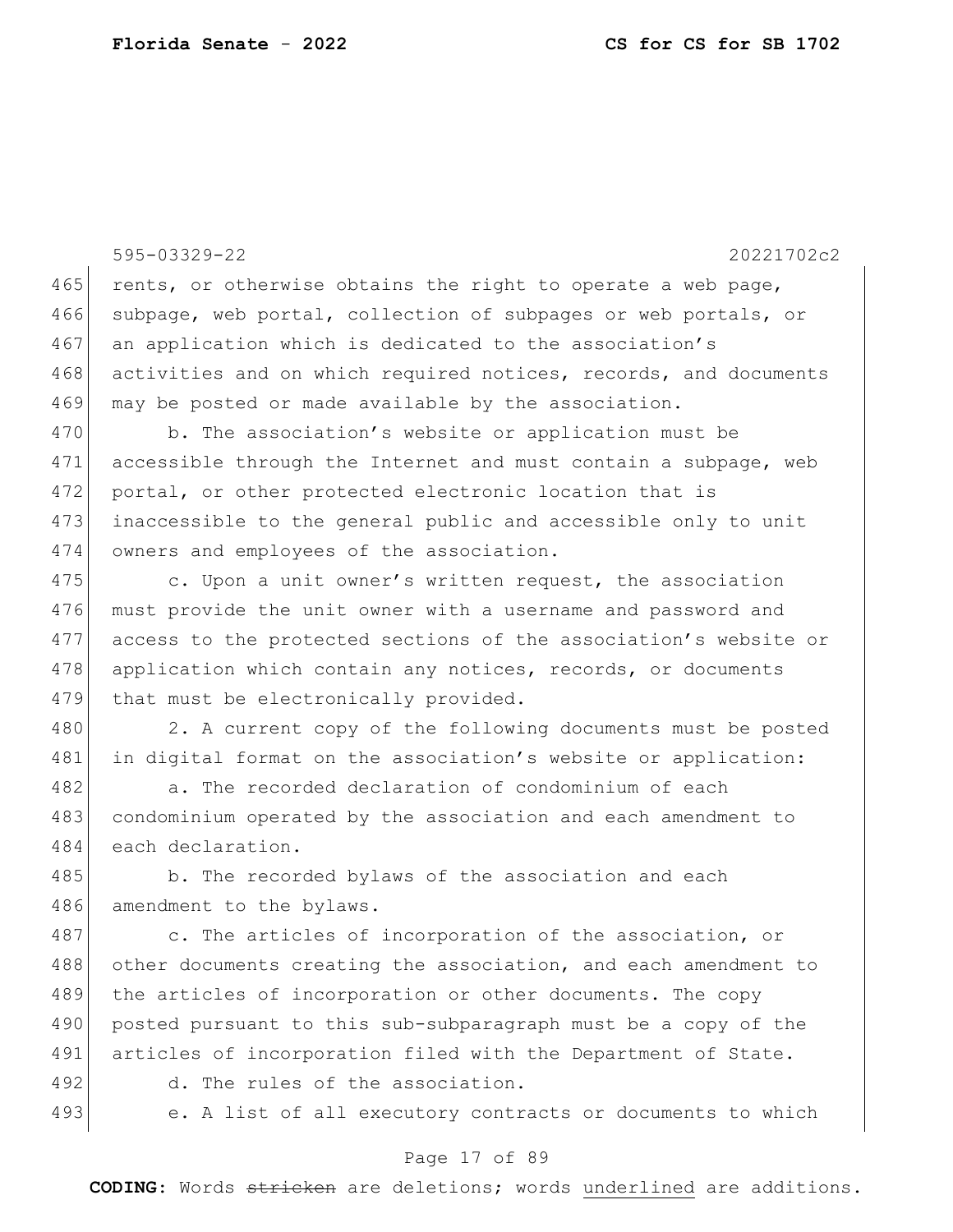rents, or otherwise obtains the right to operate a web page, subpage, web portal, collection of subpages or web portals, or an application which is dedicated to the association's activities and on which required notices, records, and documents may be posted or made available by the association.

b. The association's website or application must be accessible through the Internet and must contain a subpage, web portal, or other protected electronic location that is inaccessible to the general public and accessible only to unit owners and employees of the association.

c. Upon a unit owner's written request, the association must provide the unit owner with a username and password and access to the protected sections of the association's website or application which contain any notices, records, or documents that must be electronically provided.

2. A current copy of the following documents must be posted in digital format on the association's website or application:

a. The recorded declaration of condominium of each condominium operated by the association and each amendment to each declaration.

b. The recorded bylaws of the association and each amendment to the bylaws.

c. The articles of incorporation of the association, or other documents creating the association, and each amendment to the articles of incorporation or other documents. The copy posted pursuant to this sub-subparagraph must be a copy of the articles of incorporation filed with the Department of State.

d. The rules of the association.

e. A list of all executory contracts or documents to which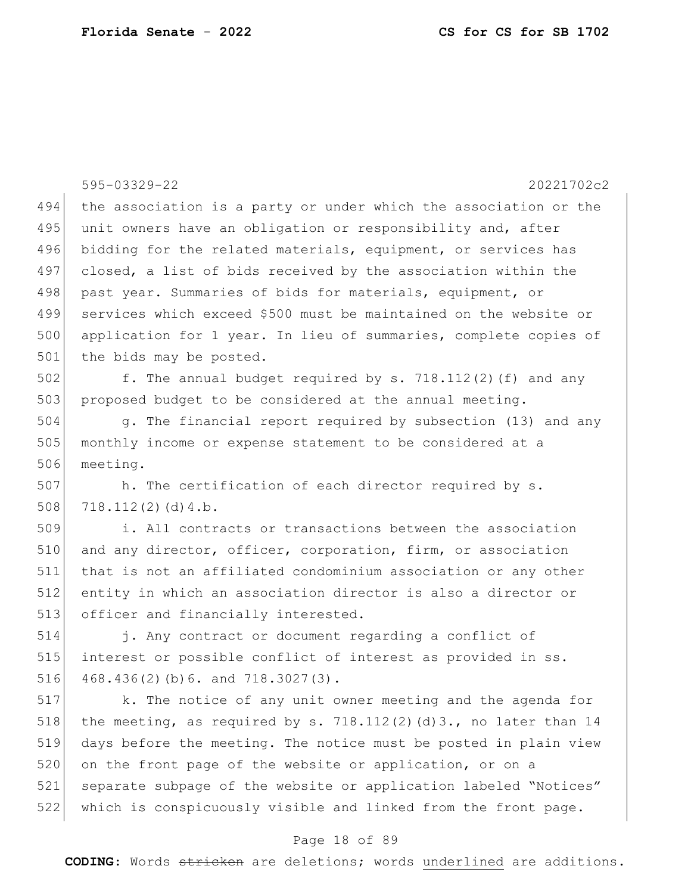the association is a party or under which the association or the unit owners have an obligation or responsibility and, after bidding for the related materials, equipment, or services has closed, a list of bids received by the association within the past year. Summaries of bids for materials, equipment, or services which exceed $500 must be maintained on the website or application for 1 year. In lieu of summaries, complete copies of the bids may be posted.

f. The annual budget required by s. 718.112(2)(f) and any proposed budget to be considered at the annual meeting.

g. The financial report required by subsection (13) and any monthly income or expense statement to be considered at a meeting.

h. The certification of each director required by s. 718.112(2)(d)4.b.

i. All contracts or transactions between the association and any director, officer, corporation, firm, or association that is not an affiliated condominium association or any other entity in which an association director is also a director or officer and financially interested.

j. Any contract or document regarding a conflict of interest or possible conflict of interest as provided in ss. 468.436(2)(b)6. and 718.3027(3).

k. The notice of any unit owner meeting and the agenda for the meeting, as required by s. 718.112(2)(d)3., no later than 14 days before the meeting. The notice must be posted in plain view on the front page of the website or application, or on a separate subpage of the website or application labeled "Notices" which is conspicuously visible and linked from the front page.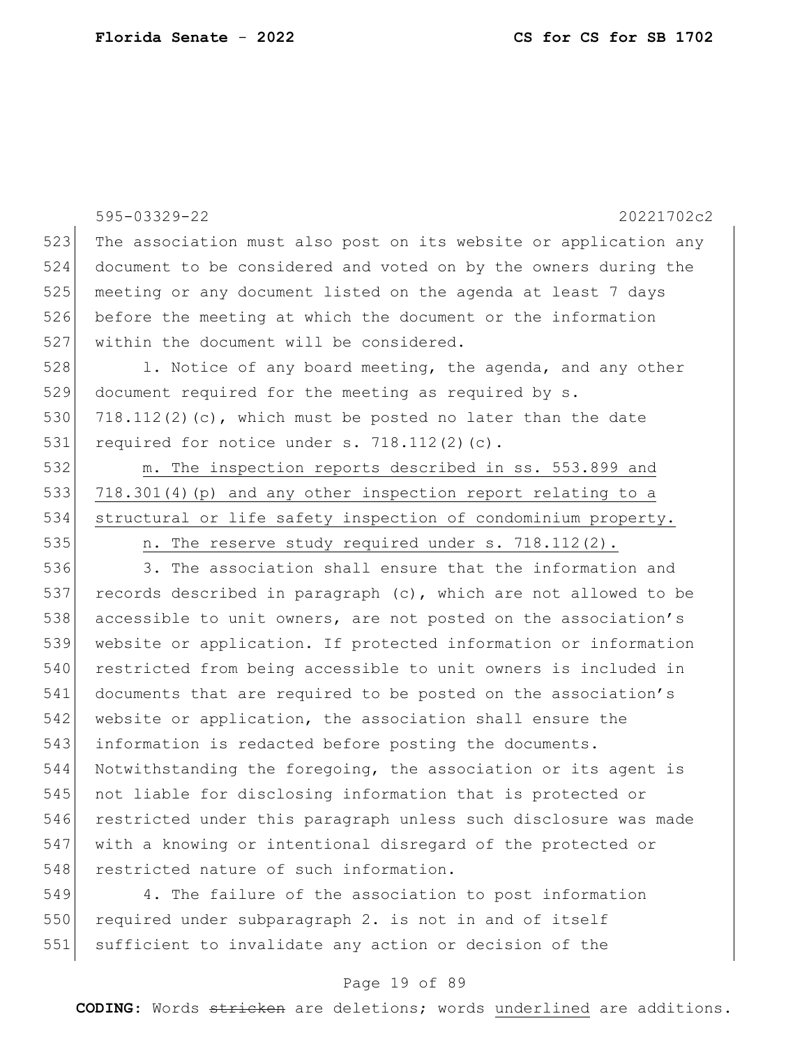595-03329-22 20221702c2

The association must also post on its website or application any document to be considered and voted on by the owners during the meeting or any document listed on the agenda at least 7 days before the meeting at which the document or the information within the document will be considered.

l. Notice of any board meeting, the agenda, and any other document required for the meeting as required by s. 718.112(2)(c), which must be posted no later than the date required for notice under s. 718.112(2)(c).

<u>m. The inspection reports described in ss. 553.899 and 718.301(4)(p) and any other inspection report relating to a structural or life safety inspection of condominium property.</u>

<u>n. The reserve study required under s. 718.112(2).</u>

3. The association shall ensure that the information and records described in paragraph (c), which are not allowed to be accessible to unit owners, are not posted on the association's website or application. If protected information or information restricted from being accessible to unit owners is included in documents that are required to be posted on the association's website or application, the association shall ensure the information is redacted before posting the documents. Notwithstanding the foregoing, the association or its agent is not liable for disclosing information that is protected or restricted under this paragraph unless such disclosure was made with a knowing or intentional disregard of the protected or restricted nature of such information.

4. The failure of the association to post information required under subparagraph 2. is not in and of itself sufficient to invalidate any action or decision of the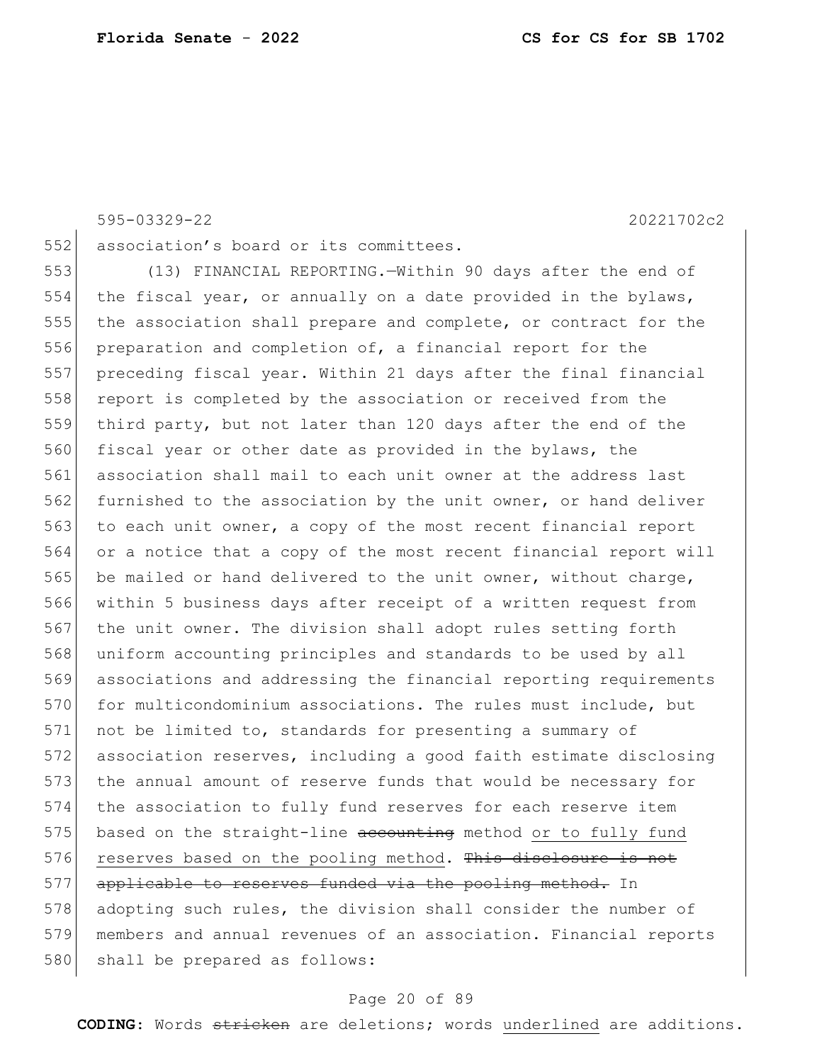595-03329-22 20221702c2

association's board or its committees.

(13) FINANCIAL REPORTING.—Within 90 days after the end of the fiscal year, or annually on a date provided in the bylaws, the association shall prepare and complete, or contract for the preparation and completion of, a financial report for the preceding fiscal year. Within 21 days after the final financial report is completed by the association or received from the third party, but not later than 120 days after the end of the fiscal year or other date as provided in the bylaws, the association shall mail to each unit owner at the address last furnished to the association by the unit owner, or hand deliver to each unit owner, a copy of the most recent financial report or a notice that a copy of the most recent financial report will be mailed or hand delivered to the unit owner, without charge, within 5 business days after receipt of a written request from the unit owner. The division shall adopt rules setting forth uniform accounting principles and standards to be used by all associations and addressing the financial reporting requirements for multicondominium associations. The rules must include, but not be limited to, standards for presenting a summary of association reserves, including a good faith estimate disclosing the annual amount of reserve funds that would be necessary for the association to fully fund reserves for each reserve item based on the straight-line ~~accounting~~ method <u>or to fully fund reserves based on the pooling method</u>. ~~This disclosure is not applicable to reserves funded via the pooling method.~~ In adopting such rules, the division shall consider the number of members and annual revenues of an association. Financial reports shall be prepared as follows:

**CODING:** Words ~~stricken~~ are deletions; words <u>underlined</u> are additions.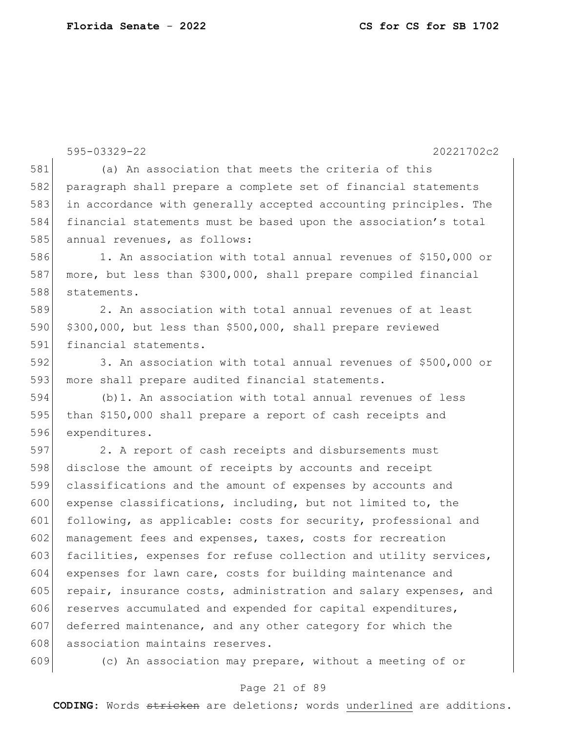(a) An association that meets the criteria of this paragraph shall prepare a complete set of financial statements in accordance with generally accepted accounting principles. The financial statements must be based upon the association's total annual revenues, as follows:

1. An association with total annual revenues of $150,000 or more, but less than $300,000, shall prepare compiled financial statements.

2. An association with total annual revenues of at least $300,000, but less than $500,000, shall prepare reviewed financial statements.

3. An association with total annual revenues of $500,000 or more shall prepare audited financial statements.

(b)1. An association with total annual revenues of less than $150,000 shall prepare a report of cash receipts and expenditures.

2. A report of cash receipts and disbursements must disclose the amount of receipts by accounts and receipt classifications and the amount of expenses by accounts and expense classifications, including, but not limited to, the following, as applicable: costs for security, professional and management fees and expenses, taxes, costs for recreation facilities, expenses for refuse collection and utility services, expenses for lawn care, costs for building maintenance and repair, insurance costs, administration and salary expenses, and reserves accumulated and expended for capital expenditures, deferred maintenance, and any other category for which the association maintains reserves.

(c) An association may prepare, without a meeting of or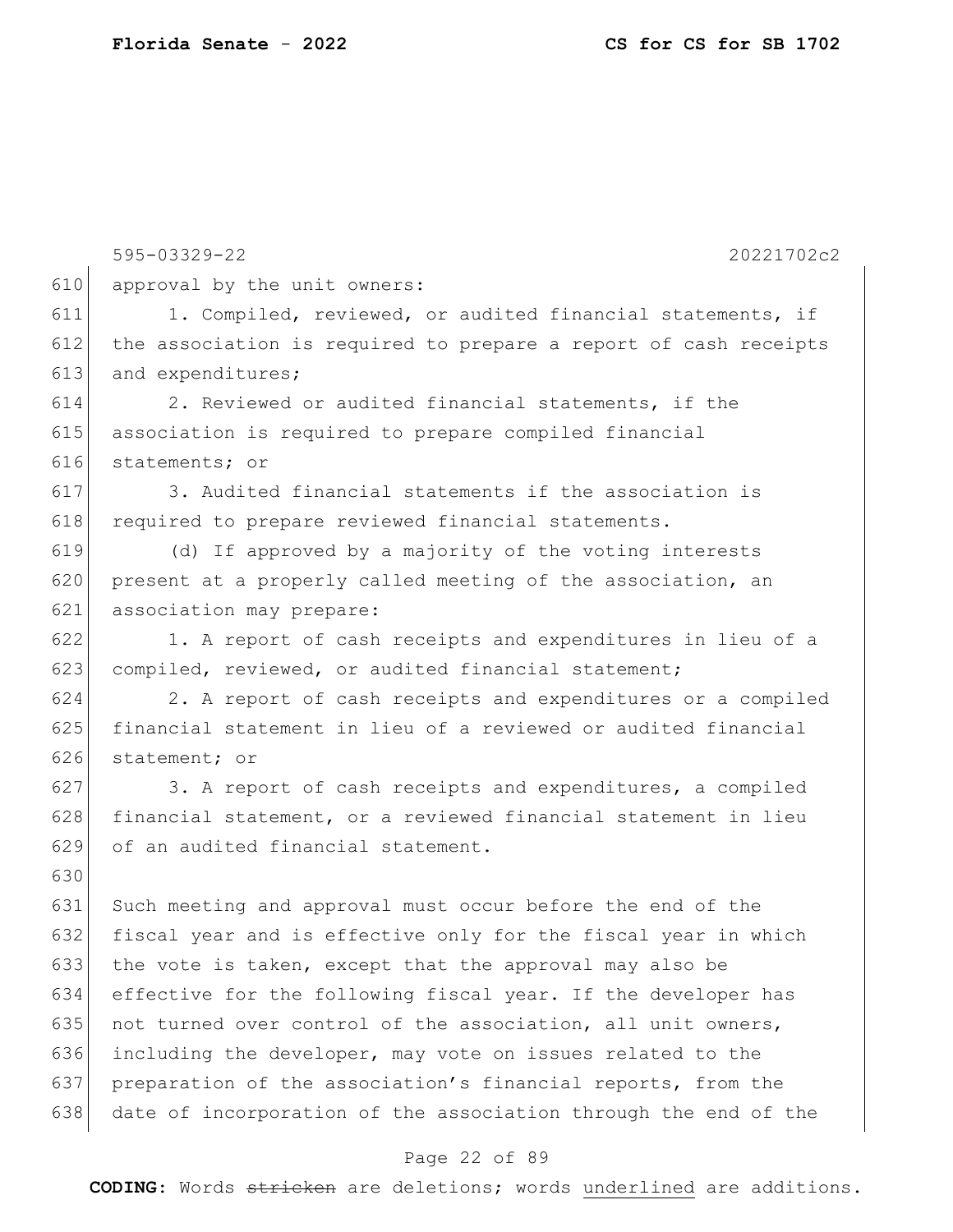approval by the unit owners:

1. Compiled, reviewed, or audited financial statements, if the association is required to prepare a report of cash receipts and expenditures;

2. Reviewed or audited financial statements, if the association is required to prepare compiled financial statements; or

3. Audited financial statements if the association is required to prepare reviewed financial statements.

(d) If approved by a majority of the voting interests present at a properly called meeting of the association, an association may prepare:

1. A report of cash receipts and expenditures in lieu of a compiled, reviewed, or audited financial statement;

2. A report of cash receipts and expenditures or a compiled financial statement in lieu of a reviewed or audited financial statement; or

3. A report of cash receipts and expenditures, a compiled financial statement, or a reviewed financial statement in lieu of an audited financial statement.

Such meeting and approval must occur before the end of the fiscal year and is effective only for the fiscal year in which the vote is taken, except that the approval may also be effective for the following fiscal year. If the developer has not turned over control of the association, all unit owners, including the developer, may vote on issues related to the preparation of the association's financial reports, from the date of incorporation of the association through the end of the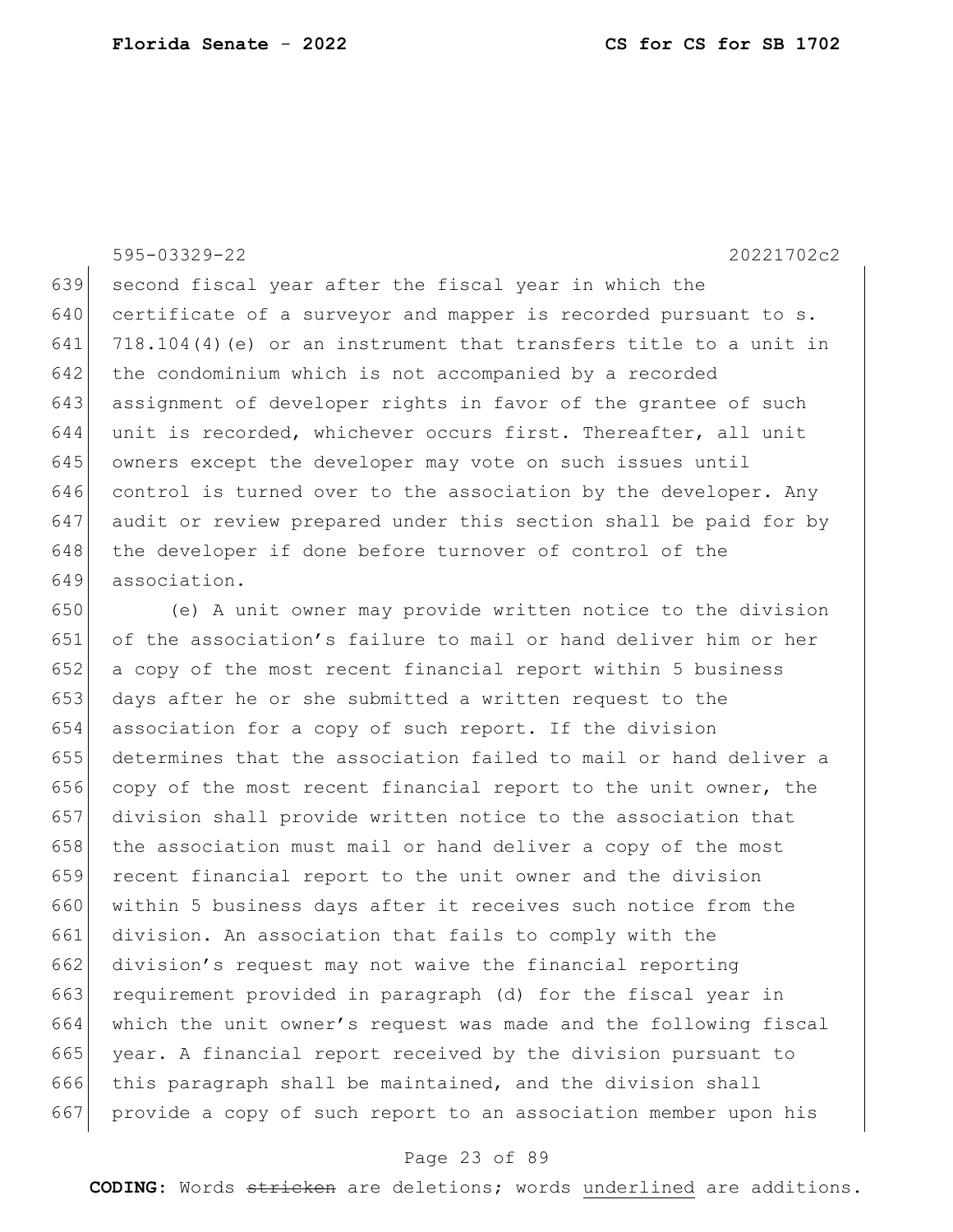second fiscal year after the fiscal year in which the certificate of a surveyor and mapper is recorded pursuant to s. 718.104(4)(e) or an instrument that transfers title to a unit in the condominium which is not accompanied by a recorded assignment of developer rights in favor of the grantee of such unit is recorded, whichever occurs first. Thereafter, all unit owners except the developer may vote on such issues until control is turned over to the association by the developer. Any audit or review prepared under this section shall be paid for by the developer if done before turnover of control of the association.

(e) A unit owner may provide written notice to the division of the association's failure to mail or hand deliver him or her a copy of the most recent financial report within 5 business days after he or she submitted a written request to the association for a copy of such report. If the division determines that the association failed to mail or hand deliver a copy of the most recent financial report to the unit owner, the division shall provide written notice to the association that the association must mail or hand deliver a copy of the most recent financial report to the unit owner and the division within 5 business days after it receives such notice from the division. An association that fails to comply with the division's request may not waive the financial reporting requirement provided in paragraph (d) for the fiscal year in which the unit owner's request was made and the following fiscal year. A financial report received by the division pursuant to this paragraph shall be maintained, and the division shall provide a copy of such report to an association member upon his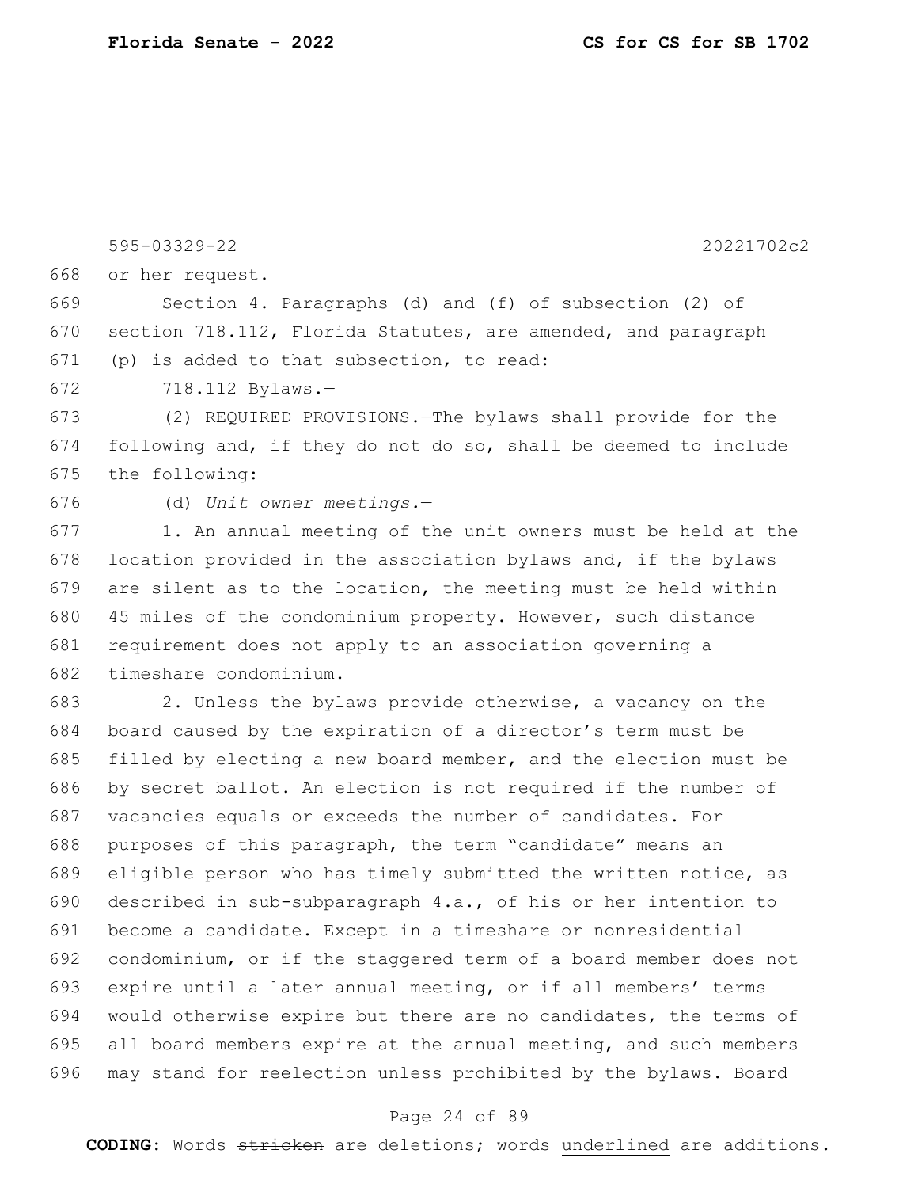or her request.

Section 4. Paragraphs (d) and (f) of subsection (2) of section 718.112, Florida Statutes, are amended, and paragraph (p) is added to that subsection, to read:

718.112 Bylaws.—

(2) REQUIRED PROVISIONS.—The bylaws shall provide for the following and, if they do not do so, shall be deemed to include the following:

(d) *Unit owner meetings.*—

1. An annual meeting of the unit owners must be held at the location provided in the association bylaws and, if the bylaws are silent as to the location, the meeting must be held within 45 miles of the condominium property. However, such distance requirement does not apply to an association governing a timeshare condominium.

2. Unless the bylaws provide otherwise, a vacancy on the board caused by the expiration of a director's term must be filled by electing a new board member, and the election must be by secret ballot. An election is not required if the number of vacancies equals or exceeds the number of candidates. For purposes of this paragraph, the term "candidate" means an eligible person who has timely submitted the written notice, as described in sub-subparagraph 4.a., of his or her intention to become a candidate. Except in a timeshare or nonresidential condominium, or if the staggered term of a board member does not expire until a later annual meeting, or if all members' terms would otherwise expire but there are no candidates, the terms of all board members expire at the annual meeting, and such members may stand for reelection unless prohibited by the bylaws. Board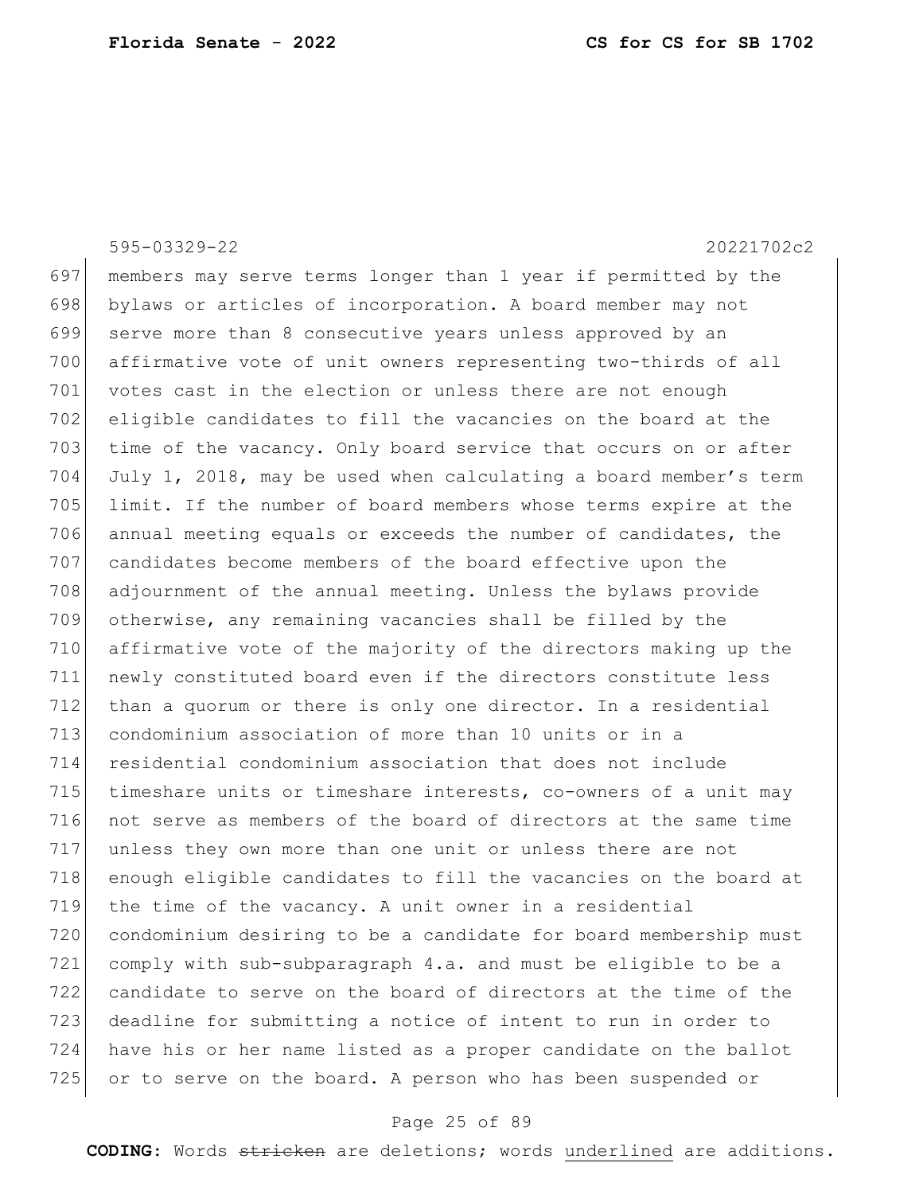595-03329-22 20221702c2

members may serve terms longer than 1 year if permitted by the bylaws or articles of incorporation. A board member may not serve more than 8 consecutive years unless approved by an affirmative vote of unit owners representing two-thirds of all votes cast in the election or unless there are not enough eligible candidates to fill the vacancies on the board at the time of the vacancy. Only board service that occurs on or after July 1, 2018, may be used when calculating a board member's term limit. If the number of board members whose terms expire at the annual meeting equals or exceeds the number of candidates, the candidates become members of the board effective upon the adjournment of the annual meeting. Unless the bylaws provide otherwise, any remaining vacancies shall be filled by the affirmative vote of the majority of the directors making up the newly constituted board even if the directors constitute less than a quorum or there is only one director. In a residential condominium association of more than 10 units or in a residential condominium association that does not include timeshare units or timeshare interests, co-owners of a unit may not serve as members of the board of directors at the same time unless they own more than one unit or unless there are not enough eligible candidates to fill the vacancies on the board at the time of the vacancy. A unit owner in a residential condominium desiring to be a candidate for board membership must comply with sub-subparagraph 4.a. and must be eligible to be a candidate to serve on the board of directors at the time of the deadline for submitting a notice of intent to run in order to have his or her name listed as a proper candidate on the ballot or to serve on the board. A person who has been suspended or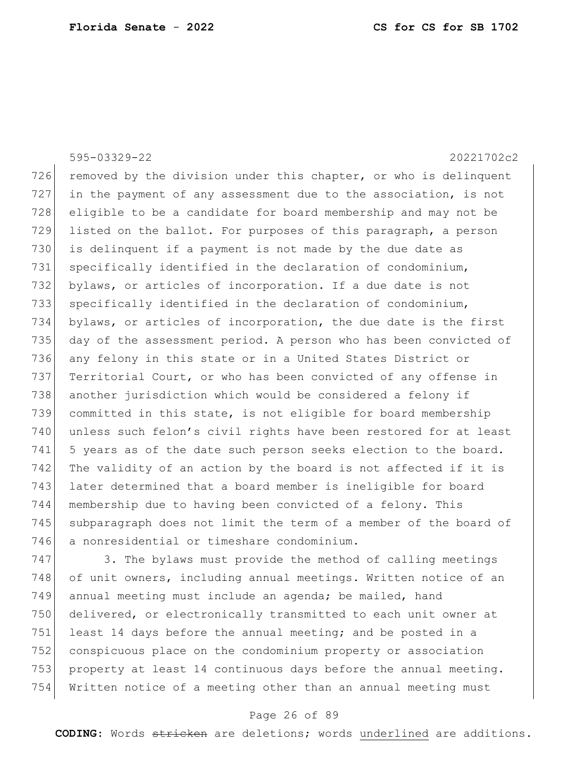removed by the division under this chapter, or who is delinquent in the payment of any assessment due to the association, is not eligible to be a candidate for board membership and may not be listed on the ballot. For purposes of this paragraph, a person is delinquent if a payment is not made by the due date as specifically identified in the declaration of condominium, bylaws, or articles of incorporation. If a due date is not specifically identified in the declaration of condominium, bylaws, or articles of incorporation, the due date is the first day of the assessment period. A person who has been convicted of any felony in this state or in a United States District or Territorial Court, or who has been convicted of any offense in another jurisdiction which would be considered a felony if committed in this state, is not eligible for board membership unless such felon's civil rights have been restored for at least 5 years as of the date such person seeks election to the board. The validity of an action by the board is not affected if it is later determined that a board member is ineligible for board membership due to having been convicted of a felony. This subparagraph does not limit the term of a member of the board of a nonresidential or timeshare condominium.

3. The bylaws must provide the method of calling meetings of unit owners, including annual meetings. Written notice of an annual meeting must include an agenda; be mailed, hand delivered, or electronically transmitted to each unit owner at least 14 days before the annual meeting; and be posted in a conspicuous place on the condominium property or association property at least 14 continuous days before the annual meeting. Written notice of a meeting other than an annual meeting must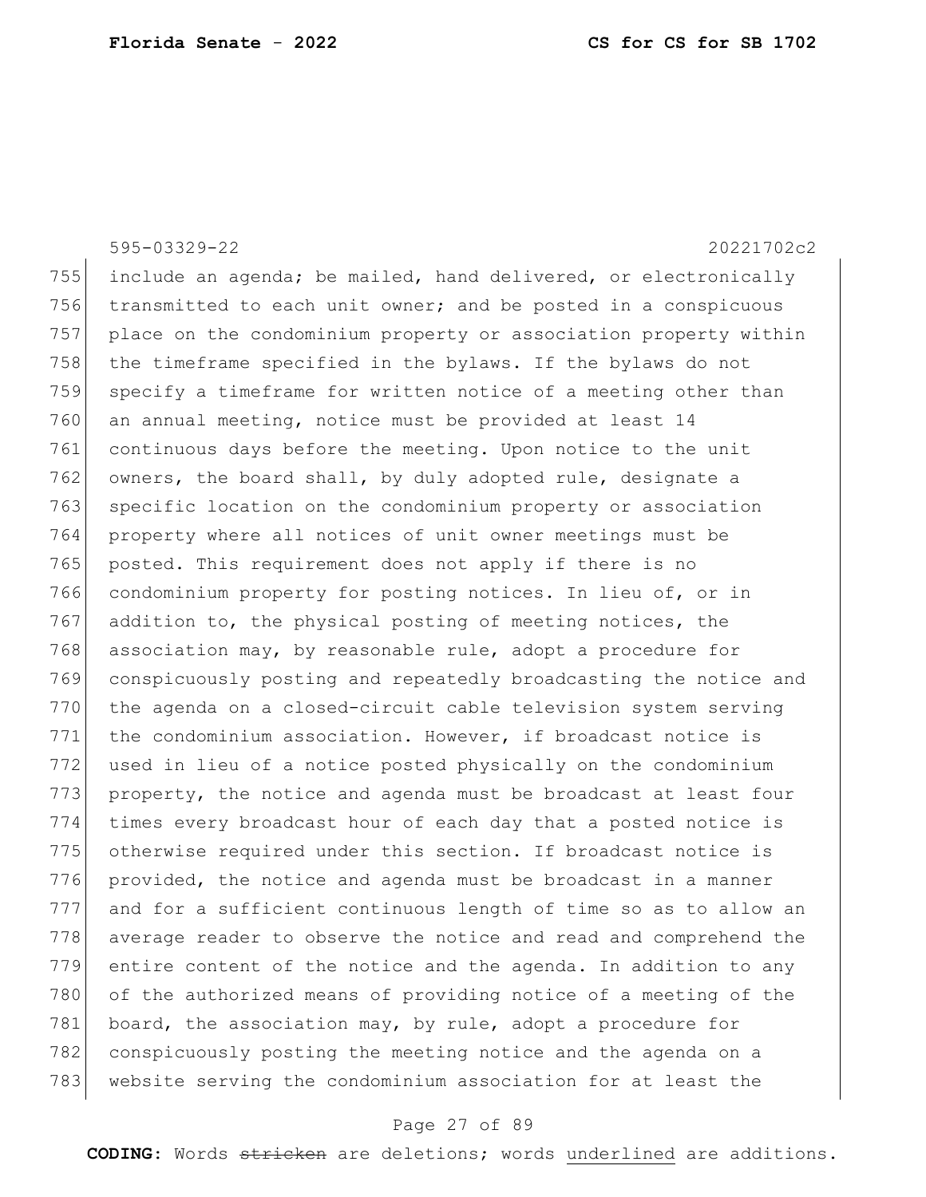include an agenda; be mailed, hand delivered, or electronically transmitted to each unit owner; and be posted in a conspicuous place on the condominium property or association property within the timeframe specified in the bylaws. If the bylaws do not specify a timeframe for written notice of a meeting other than an annual meeting, notice must be provided at least 14 continuous days before the meeting. Upon notice to the unit owners, the board shall, by duly adopted rule, designate a specific location on the condominium property or association property where all notices of unit owner meetings must be posted. This requirement does not apply if there is no condominium property for posting notices. In lieu of, or in addition to, the physical posting of meeting notices, the association may, by reasonable rule, adopt a procedure for conspicuously posting and repeatedly broadcasting the notice and the agenda on a closed-circuit cable television system serving the condominium association. However, if broadcast notice is used in lieu of a notice posted physically on the condominium property, the notice and agenda must be broadcast at least four times every broadcast hour of each day that a posted notice is otherwise required under this section. If broadcast notice is provided, the notice and agenda must be broadcast in a manner and for a sufficient continuous length of time so as to allow an average reader to observe the notice and read and comprehend the entire content of the notice and the agenda. In addition to any of the authorized means of providing notice of a meeting of the board, the association may, by rule, adopt a procedure for conspicuously posting the meeting notice and the agenda on a website serving the condominium association for at least the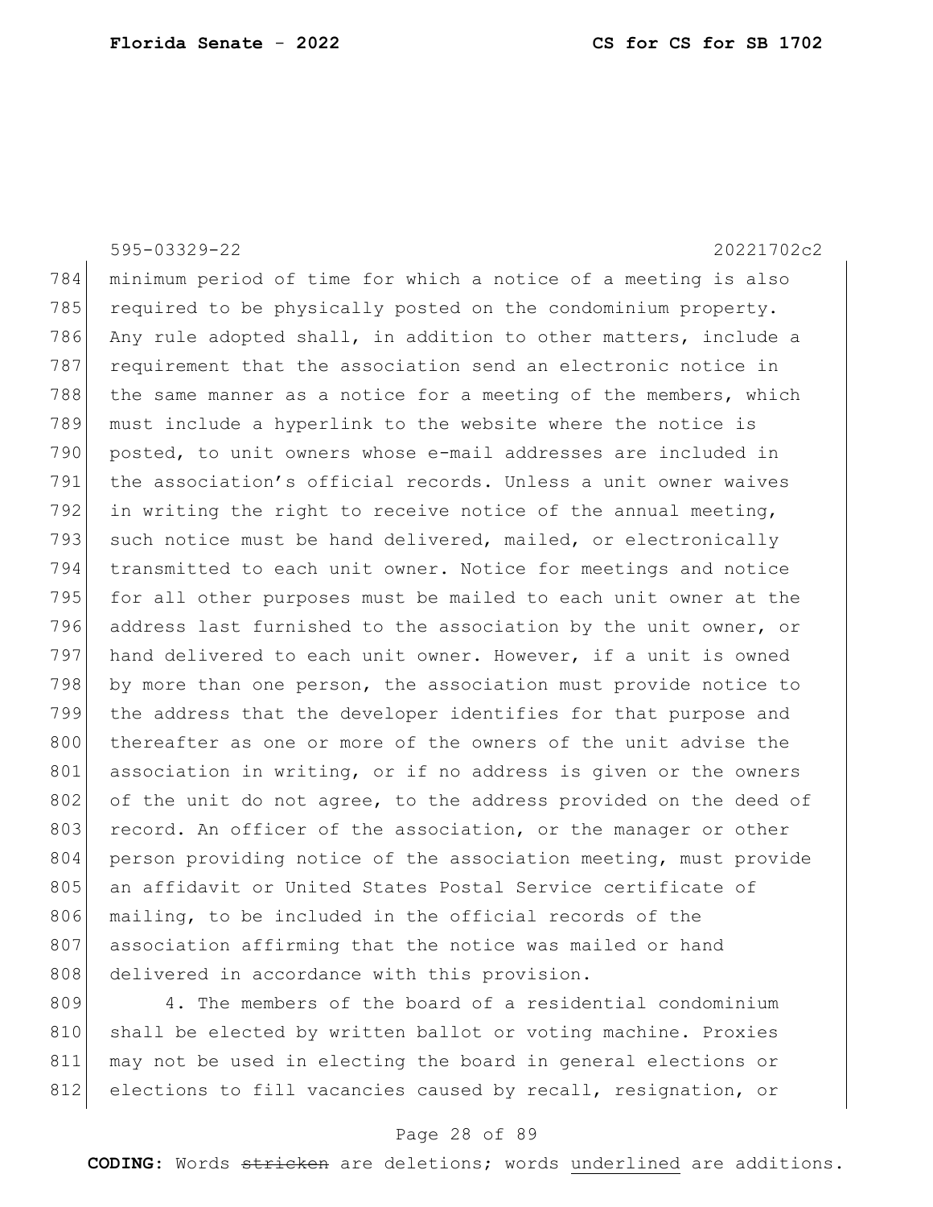minimum period of time for which a notice of a meeting is also required to be physically posted on the condominium property. Any rule adopted shall, in addition to other matters, include a requirement that the association send an electronic notice in the same manner as a notice for a meeting of the members, which must include a hyperlink to the website where the notice is posted, to unit owners whose e-mail addresses are included in the association's official records. Unless a unit owner waives in writing the right to receive notice of the annual meeting, such notice must be hand delivered, mailed, or electronically transmitted to each unit owner. Notice for meetings and notice for all other purposes must be mailed to each unit owner at the address last furnished to the association by the unit owner, or hand delivered to each unit owner. However, if a unit is owned by more than one person, the association must provide notice to the address that the developer identifies for that purpose and thereafter as one or more of the owners of the unit advise the association in writing, or if no address is given or the owners of the unit do not agree, to the address provided on the deed of record. An officer of the association, or the manager or other person providing notice of the association meeting, must provide an affidavit or United States Postal Service certificate of mailing, to be included in the official records of the association affirming that the notice was mailed or hand delivered in accordance with this provision.

4. The members of the board of a residential condominium shall be elected by written ballot or voting machine. Proxies may not be used in electing the board in general elections or elections to fill vacancies caused by recall, resignation, or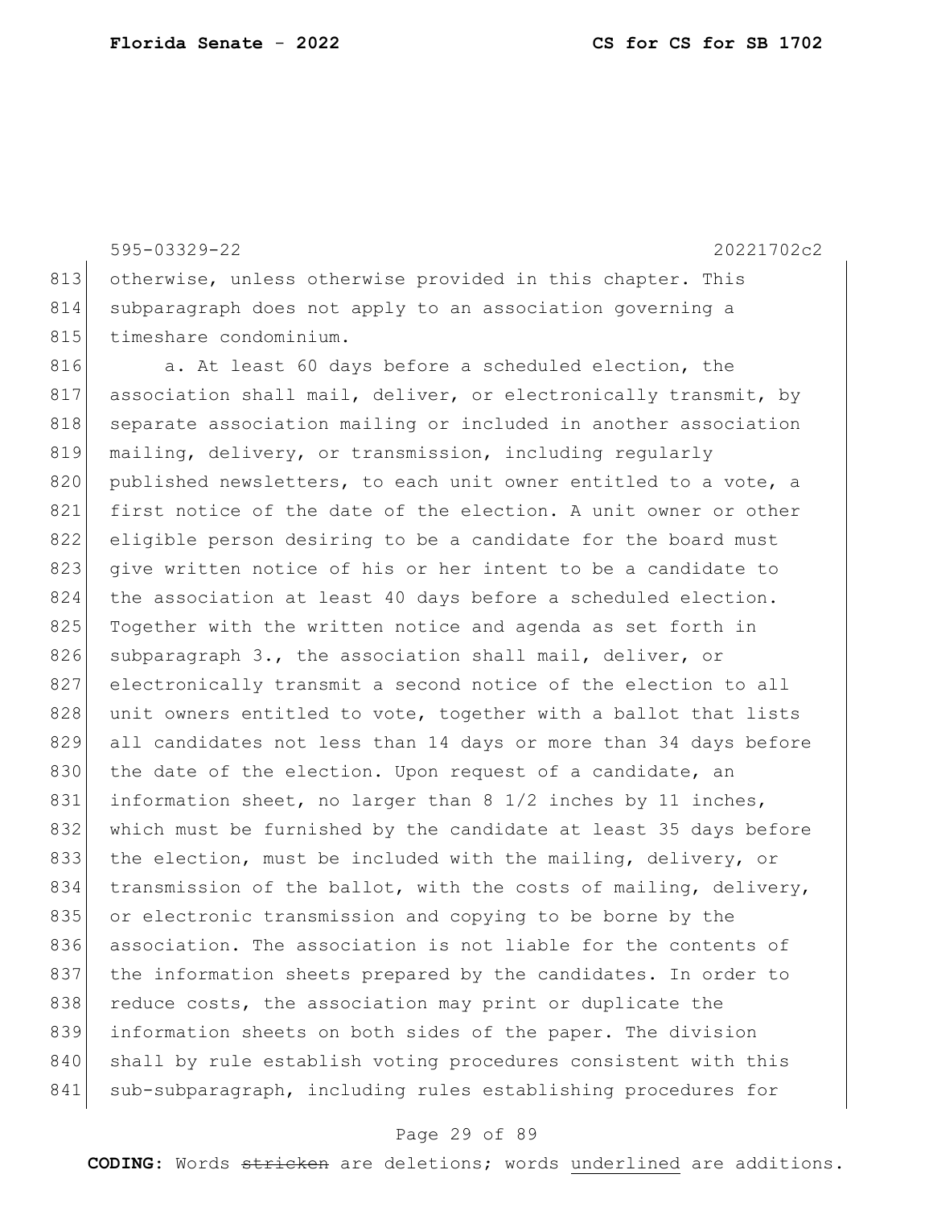otherwise, unless otherwise provided in this chapter. This subparagraph does not apply to an association governing a timeshare condominium.

a. At least 60 days before a scheduled election, the association shall mail, deliver, or electronically transmit, by separate association mailing or included in another association mailing, delivery, or transmission, including regularly published newsletters, to each unit owner entitled to a vote, a first notice of the date of the election. A unit owner or other eligible person desiring to be a candidate for the board must give written notice of his or her intent to be a candidate to the association at least 40 days before a scheduled election. Together with the written notice and agenda as set forth in subparagraph 3., the association shall mail, deliver, or electronically transmit a second notice of the election to all unit owners entitled to vote, together with a ballot that lists all candidates not less than 14 days or more than 34 days before the date of the election. Upon request of a candidate, an information sheet, no larger than 8 1/2 inches by 11 inches, which must be furnished by the candidate at least 35 days before the election, must be included with the mailing, delivery, or transmission of the ballot, with the costs of mailing, delivery, or electronic transmission and copying to be borne by the association. The association is not liable for the contents of the information sheets prepared by the candidates. In order to reduce costs, the association may print or duplicate the information sheets on both sides of the paper. The division shall by rule establish voting procedures consistent with this sub-subparagraph, including rules establishing procedures for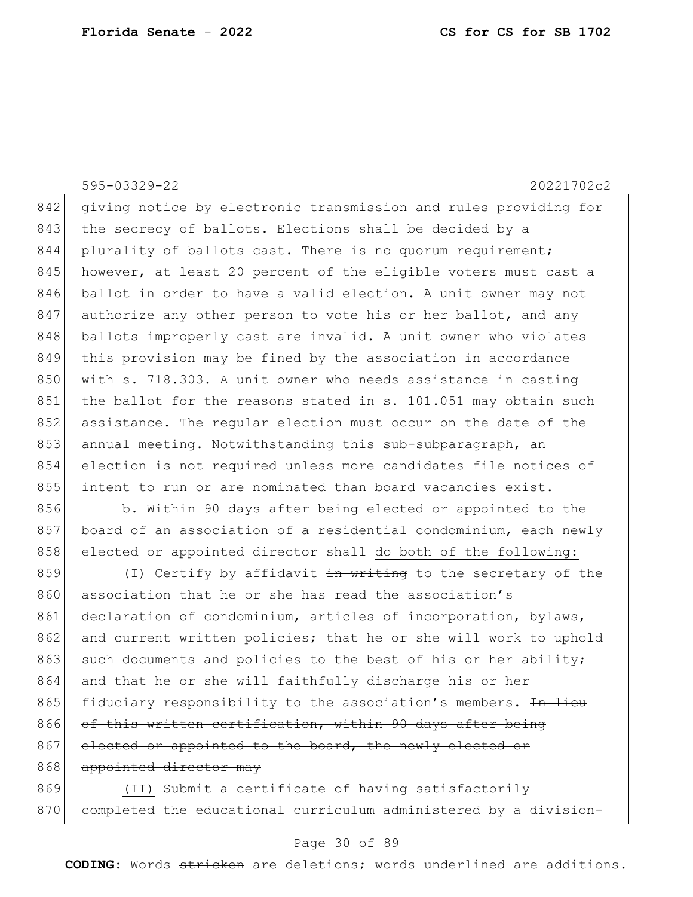giving notice by electronic transmission and rules providing for the secrecy of ballots. Elections shall be decided by a plurality of ballots cast. There is no quorum requirement; however, at least 20 percent of the eligible voters must cast a ballot in order to have a valid election. A unit owner may not authorize any other person to vote his or her ballot, and any ballots improperly cast are invalid. A unit owner who violates this provision may be fined by the association in accordance with s. 718.303. A unit owner who needs assistance in casting the ballot for the reasons stated in s. 101.051 may obtain such assistance. The regular election must occur on the date of the annual meeting. Notwithstanding this sub-subparagraph, an election is not required unless more candidates file notices of intent to run or are nominated than board vacancies exist.

b. Within 90 days after being elected or appointed to the board of an association of a residential condominium, each newly elected or appointed director shall <u>do both of the following:</u>

<u>(I)</u> Certify <u>by affidavit</u> ~~in writing~~ to the secretary of the association that he or she has read the association's declaration of condominium, articles of incorporation, bylaws, and current written policies; that he or she will work to uphold such documents and policies to the best of his or her ability; and that he or she will faithfully discharge his or her fiduciary responsibility to the association's members. ~~In lieu of this written certification, within 90 days after being elected or appointed to the board, the newly elected or appointed director may~~

<u>(II)</u> Submit a certificate of having satisfactorily completed the educational curriculum administered by a division-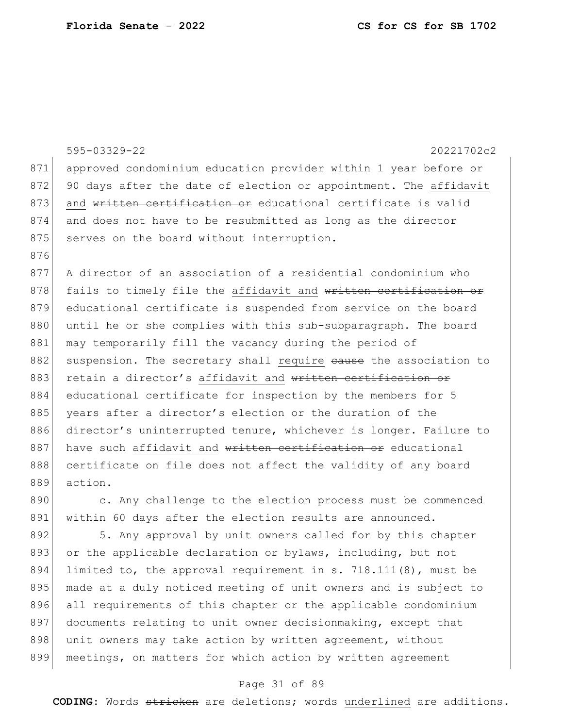595-03329-22 20221702c2

approved condominium education provider within 1 year before or 90 days after the date of election or appointment. The affidavit and ~~written certification or~~ educational certificate is valid and does not have to be resubmitted as long as the director serves on the board without interruption.

A director of an association of a residential condominium who fails to timely file the affidavit and ~~written certification or~~ educational certificate is suspended from service on the board until he or she complies with this sub-subparagraph. The board may temporarily fill the vacancy during the period of suspension. The secretary shall require ~~cause~~ the association to retain a director's affidavit and ~~written certification or~~ educational certificate for inspection by the members for 5 years after a director's election or the duration of the director's uninterrupted tenure, whichever is longer. Failure to have such affidavit and ~~written certification or~~ educational certificate on file does not affect the validity of any board action.

c. Any challenge to the election process must be commenced within 60 days after the election results are announced.

5. Any approval by unit owners called for by this chapter or the applicable declaration or bylaws, including, but not limited to, the approval requirement in s. 718.111(8), must be made at a duly noticed meeting of unit owners and is subject to all requirements of this chapter or the applicable condominium documents relating to unit owner decisionmaking, except that unit owners may take action by written agreement, without meetings, on matters for which action by written agreement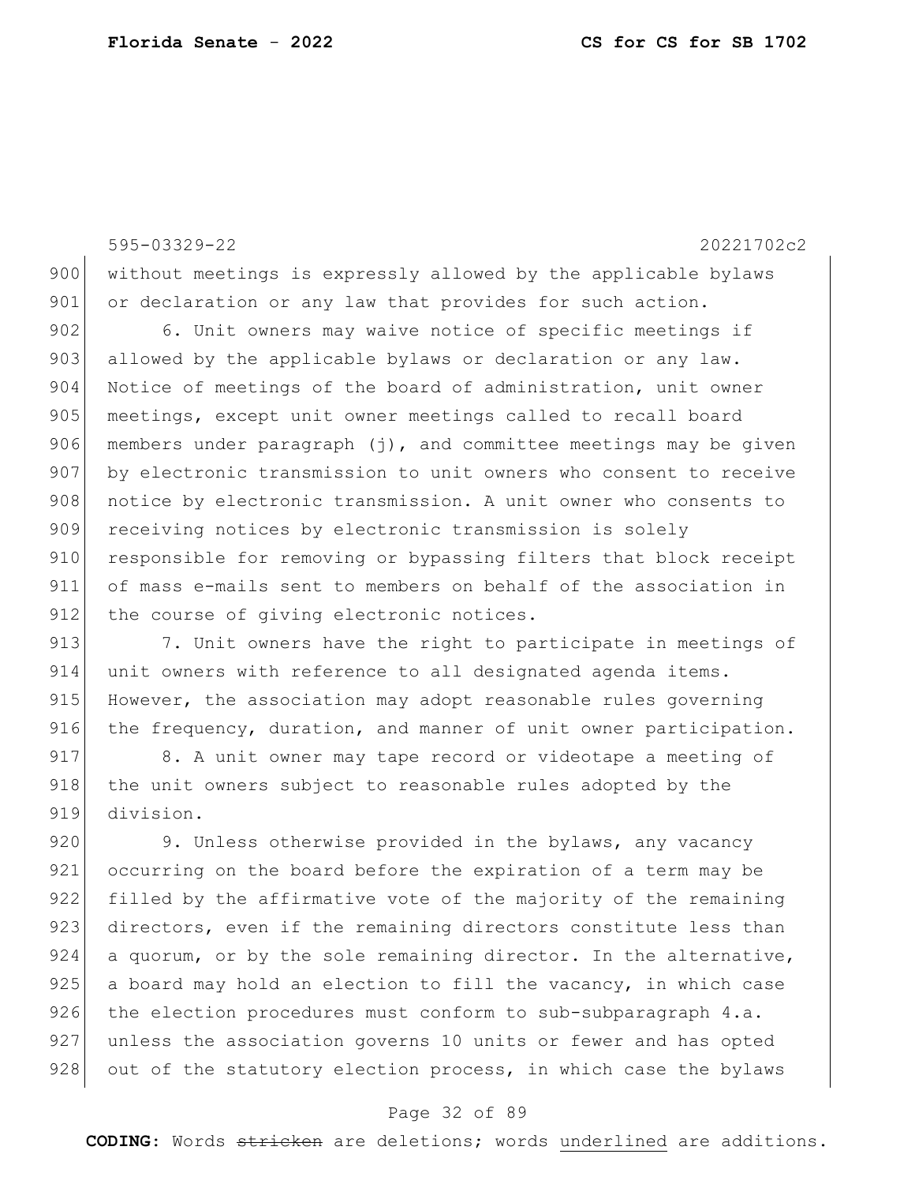without meetings is expressly allowed by the applicable bylaws or declaration or any law that provides for such action.

6. Unit owners may waive notice of specific meetings if allowed by the applicable bylaws or declaration or any law. Notice of meetings of the board of administration, unit owner meetings, except unit owner meetings called to recall board members under paragraph (j), and committee meetings may be given by electronic transmission to unit owners who consent to receive notice by electronic transmission. A unit owner who consents to receiving notices by electronic transmission is solely responsible for removing or bypassing filters that block receipt of mass e-mails sent to members on behalf of the association in the course of giving electronic notices.

7. Unit owners have the right to participate in meetings of unit owners with reference to all designated agenda items. However, the association may adopt reasonable rules governing the frequency, duration, and manner of unit owner participation.

8. A unit owner may tape record or videotape a meeting of the unit owners subject to reasonable rules adopted by the division.

9. Unless otherwise provided in the bylaws, any vacancy occurring on the board before the expiration of a term may be filled by the affirmative vote of the majority of the remaining directors, even if the remaining directors constitute less than a quorum, or by the sole remaining director. In the alternative, a board may hold an election to fill the vacancy, in which case the election procedures must conform to sub-subparagraph 4.a. unless the association governs 10 units or fewer and has opted out of the statutory election process, in which case the bylaws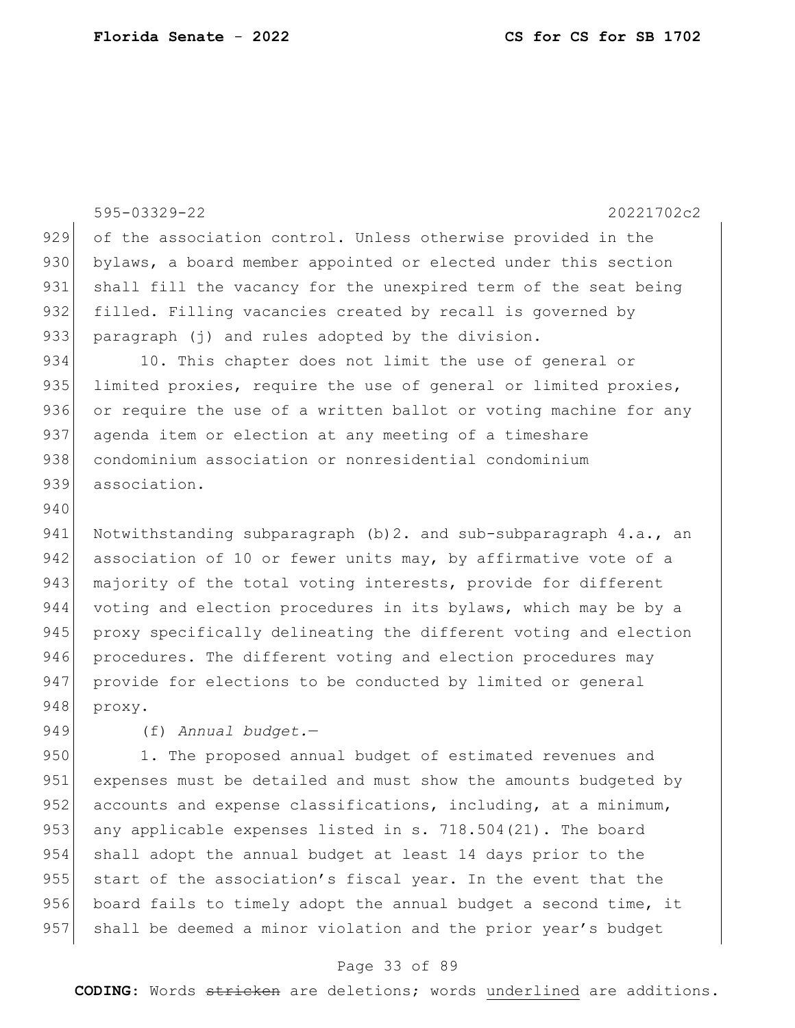595-03329-22 20221702c2

of the association control. Unless otherwise provided in the bylaws, a board member appointed or elected under this section shall fill the vacancy for the unexpired term of the seat being filled. Filling vacancies created by recall is governed by paragraph (j) and rules adopted by the division.

10. This chapter does not limit the use of general or limited proxies, require the use of general or limited proxies, or require the use of a written ballot or voting machine for any agenda item or election at any meeting of a timeshare condominium association or nonresidential condominium association.

Notwithstanding subparagraph (b)2. and sub-subparagraph 4.a., an association of 10 or fewer units may, by affirmative vote of a majority of the total voting interests, provide for different voting and election procedures in its bylaws, which may be by a proxy specifically delineating the different voting and election procedures. The different voting and election procedures may provide for elections to be conducted by limited or general proxy.

(f) *Annual budget.*—

1. The proposed annual budget of estimated revenues and expenses must be detailed and must show the amounts budgeted by accounts and expense classifications, including, at a minimum, any applicable expenses listed in s. 718.504(21). The board shall adopt the annual budget at least 14 days prior to the start of the association's fiscal year. In the event that the board fails to timely adopt the annual budget a second time, it shall be deemed a minor violation and the prior year's budget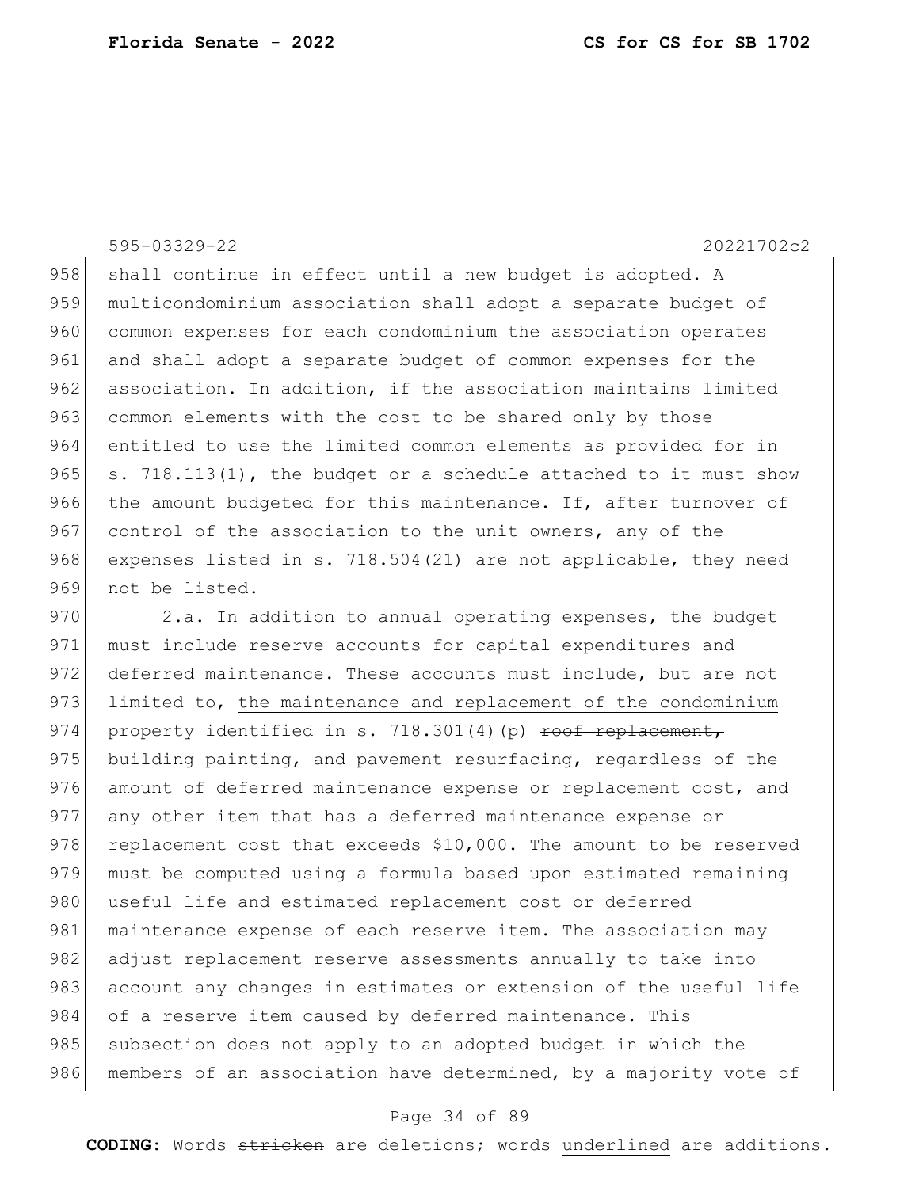958 shall continue in effect until a new budget is adopted. A
959 multicondominium association shall adopt a separate budget of
960 common expenses for each condominium the association operates
961 and shall adopt a separate budget of common expenses for the
962 association. In addition, if the association maintains limited
963 common elements with the cost to be shared only by those
964 entitled to use the limited common elements as provided for in
965 s. 718.113(1), the budget or a schedule attached to it must show
966 the amount budgeted for this maintenance. If, after turnover of
967 control of the association to the unit owners, any of the
968 expenses listed in s. 718.504(21) are not applicable, they need
969 not be listed.

970 2.a. In addition to annual operating expenses, the budget
971 must include reserve accounts for capital expenditures and
972 deferred maintenance. These accounts must include, but are not
973 limited to, <u>the maintenance and replacement of the condominium</u>
974 <u>property identified in s. 718.301(4)(p)</u> ~~roof replacement,~~
975 ~~building painting, and pavement resurfacing~~, regardless of the
976 amount of deferred maintenance expense or replacement cost, and
977 any other item that has a deferred maintenance expense or
978 replacement cost that exceeds $10,000. The amount to be reserved
979 must be computed using a formula based upon estimated remaining
980 useful life and estimated replacement cost or deferred
981 maintenance expense of each reserve item. The association may
982 adjust replacement reserve assessments annually to take into
983 account any changes in estimates or extension of the useful life
984 of a reserve item caused by deferred maintenance. This
985 subsection does not apply to an adopted budget in which the
986 members of an association have determined, by a majority vote <u>of</u>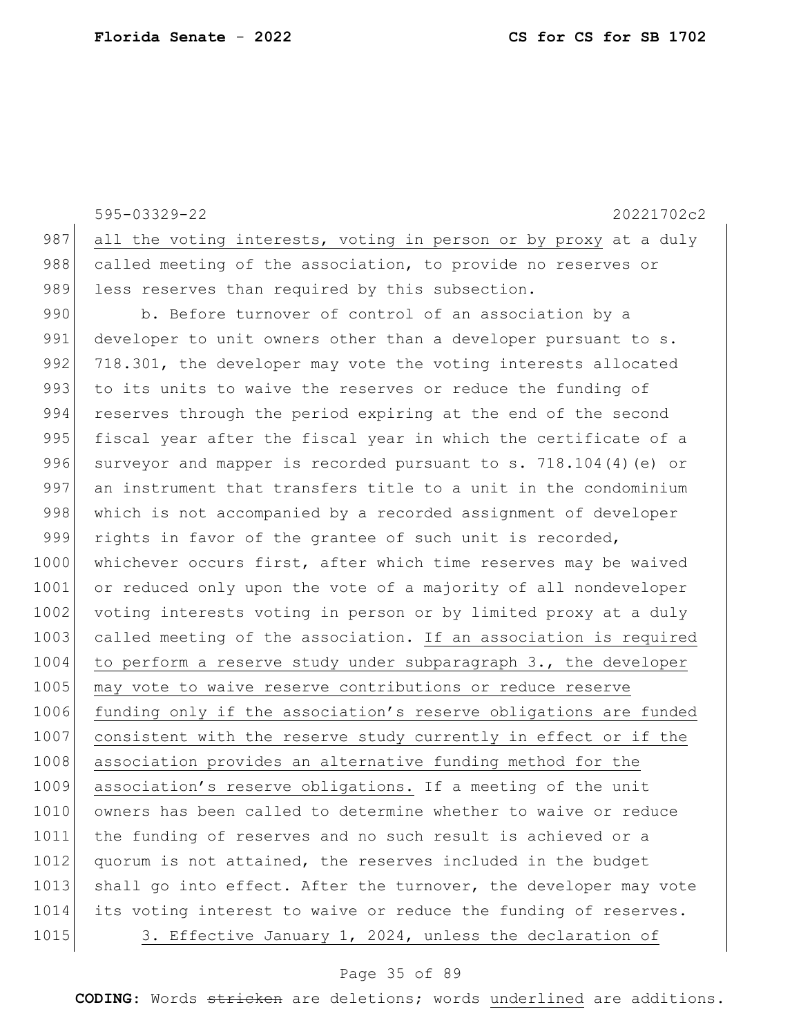all the voting interests, voting in person or by proxy at a duly called meeting of the association, to provide no reserves or less reserves than required by this subsection.

b. Before turnover of control of an association by a developer to unit owners other than a developer pursuant to s. 718.301, the developer may vote the voting interests allocated to its units to waive the reserves or reduce the funding of reserves through the period expiring at the end of the second fiscal year after the fiscal year in which the certificate of a surveyor and mapper is recorded pursuant to s. 718.104(4)(e) or an instrument that transfers title to a unit in the condominium which is not accompanied by a recorded assignment of developer rights in favor of the grantee of such unit is recorded, whichever occurs first, after which time reserves may be waived or reduced only upon the vote of a majority of all nondeveloper voting interests voting in person or by limited proxy at a duly called meeting of the association. <u>If an association is required to perform a reserve study under subparagraph 3., the developer may vote to waive reserve contributions or reduce reserve funding only if the association's reserve obligations are funded consistent with the reserve study currently in effect or if the association provides an alternative funding method for the association's reserve obligations.</u> If a meeting of the unit owners has been called to determine whether to waive or reduce the funding of reserves and no such result is achieved or a quorum is not attained, the reserves included in the budget shall go into effect. After the turnover, the developer may vote its voting interest to waive or reduce the funding of reserves.

<u>3. Effective January 1, 2024, unless the declaration of</u>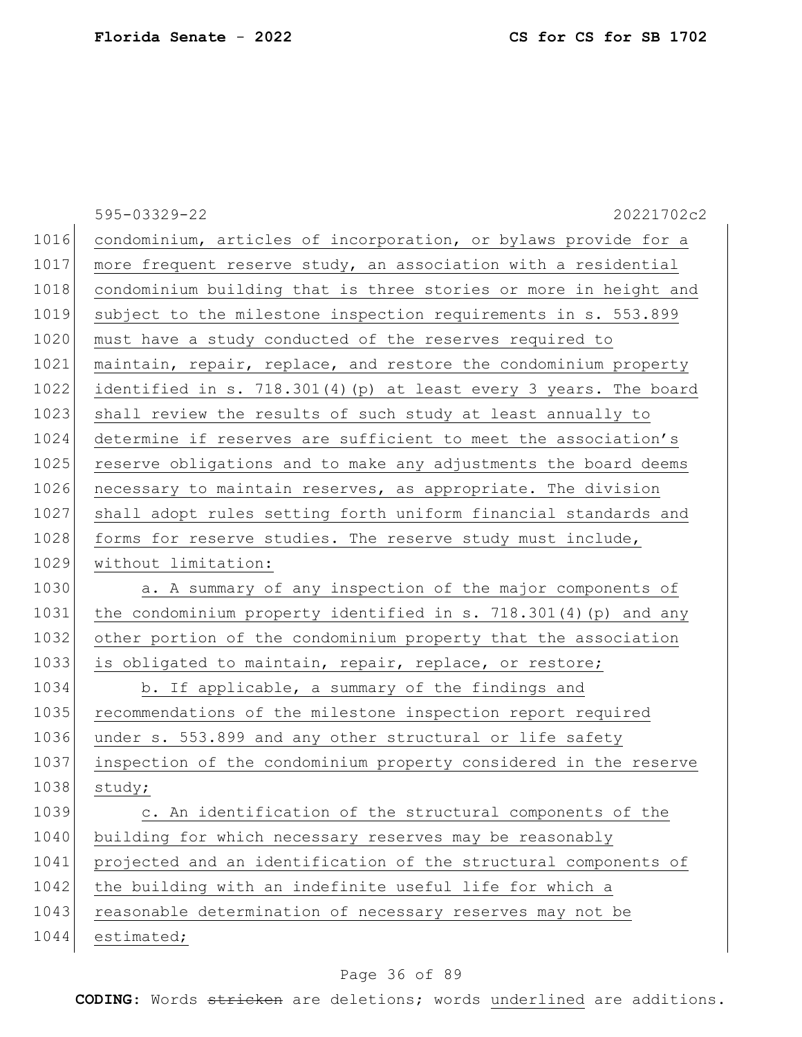condominium, articles of incorporation, or bylaws provide for a more frequent reserve study, an association with a residential condominium building that is three stories or more in height and subject to the milestone inspection requirements in s. 553.899 must have a study conducted of the reserves required to maintain, repair, replace, and restore the condominium property identified in s. 718.301(4)(p) at least every 3 years. The board shall review the results of such study at least annually to determine if reserves are sufficient to meet the association's reserve obligations and to make any adjustments the board deems necessary to maintain reserves, as appropriate. The division shall adopt rules setting forth uniform financial standards and forms for reserve studies. The reserve study must include, without limitation:

a. A summary of any inspection of the major components of the condominium property identified in s. 718.301(4)(p) and any other portion of the condominium property that the association is obligated to maintain, repair, replace, or restore;

b. If applicable, a summary of the findings and recommendations of the milestone inspection report required under s. 553.899 and any other structural or life safety inspection of the condominium property considered in the reserve study;

c. An identification of the structural components of the building for which necessary reserves may be reasonably projected and an identification of the structural components of the building with an indefinite useful life for which a reasonable determination of necessary reserves may not be estimated;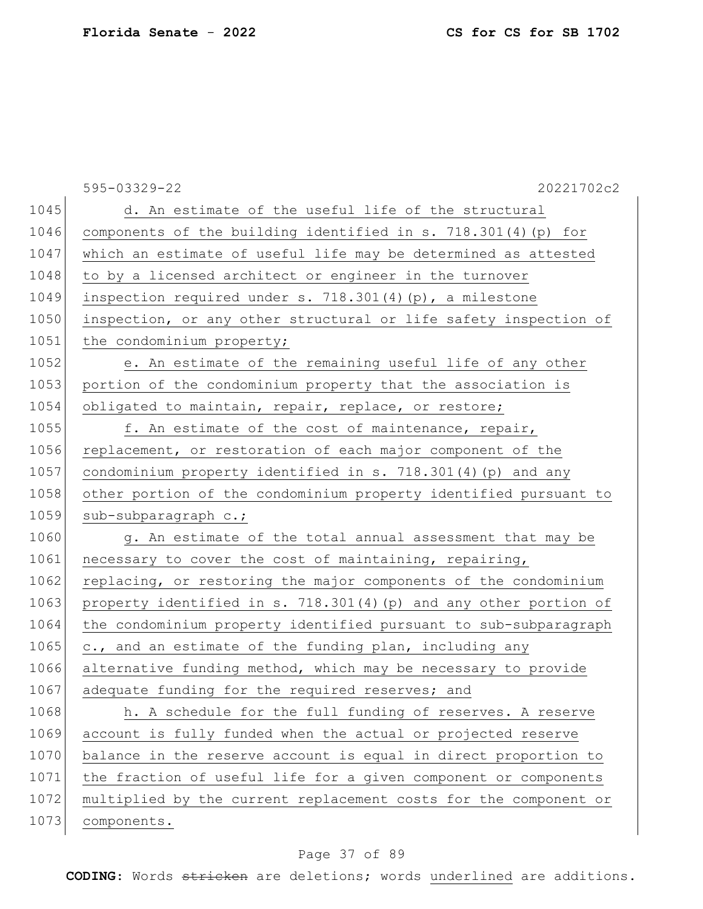d. An estimate of the useful life of the structural components of the building identified in s. 718.301(4)(p) for which an estimate of useful life may be determined as attested to by a licensed architect or engineer in the turnover inspection required under s. 718.301(4)(p), a milestone inspection, or any other structural or life safety inspection of the condominium property;

e. An estimate of the remaining useful life of any other portion of the condominium property that the association is obligated to maintain, repair, replace, or restore;

f. An estimate of the cost of maintenance, repair, replacement, or restoration of each major component of the condominium property identified in s. 718.301(4)(p) and any other portion of the condominium property identified pursuant to sub-subparagraph c.;

g. An estimate of the total annual assessment that may be necessary to cover the cost of maintaining, repairing, replacing, or restoring the major components of the condominium property identified in s. 718.301(4)(p) and any other portion of the condominium property identified pursuant to sub-subparagraph c., and an estimate of the funding plan, including any alternative funding method, which may be necessary to provide adequate funding for the required reserves; and

h. A schedule for the full funding of reserves. A reserve account is fully funded when the actual or projected reserve balance in the reserve account is equal in direct proportion to the fraction of useful life for a given component or components multiplied by the current replacement costs for the component or components.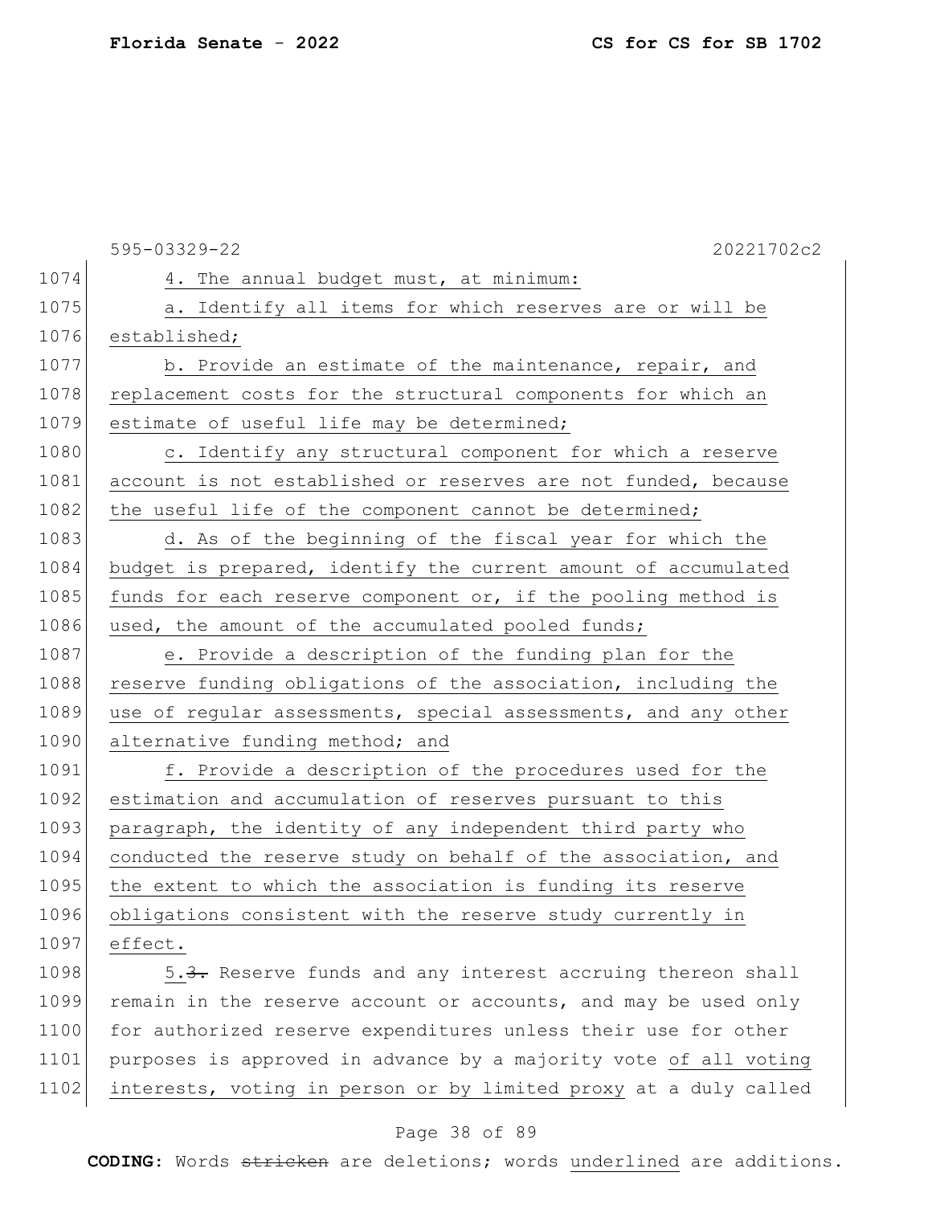4. The annual budget must, at minimum:

a. Identify all items for which reserves are or will be established;

b. Provide an estimate of the maintenance, repair, and replacement costs for the structural components for which an estimate of useful life may be determined;

c. Identify any structural component for which a reserve account is not established or reserves are not funded, because the useful life of the component cannot be determined;

d. As of the beginning of the fiscal year for which the budget is prepared, identify the current amount of accumulated funds for each reserve component or, if the pooling method is used, the amount of the accumulated pooled funds;

e. Provide a description of the funding plan for the reserve funding obligations of the association, including the use of regular assessments, special assessments, and any other alternative funding method; and

f. Provide a description of the procedures used for the estimation and accumulation of reserves pursuant to this paragraph, the identity of any independent third party who conducted the reserve study on behalf of the association, and the extent to which the association is funding its reserve obligations consistent with the reserve study currently in effect.

5.~~3.~~ Reserve funds and any interest accruing thereon shall remain in the reserve account or accounts, and may be used only for authorized reserve expenditures unless their use for other purposes is approved in advance by a majority vote of all voting interests, voting in person or by limited proxy at a duly called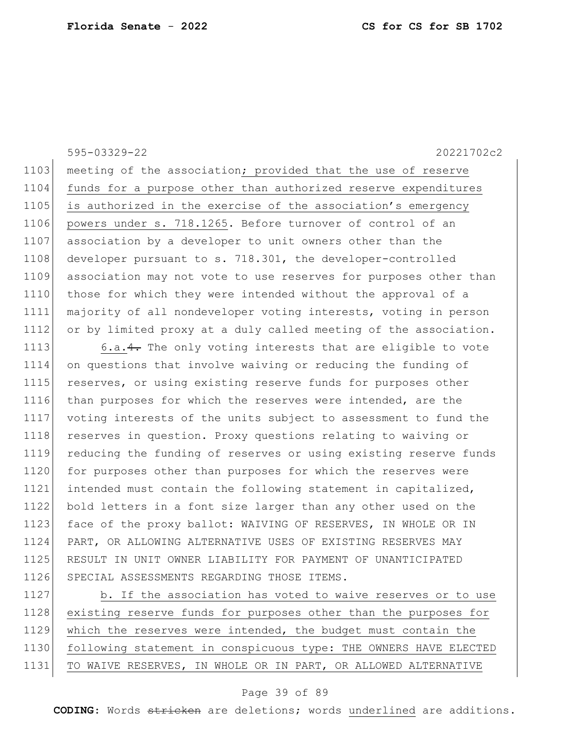meeting of the association; provided that the use of reserve funds for a purpose other than authorized reserve expenditures is authorized in the exercise of the association's emergency powers under s. 718.1265. Before turnover of control of an association by a developer to unit owners other than the developer pursuant to s. 718.301, the developer-controlled association may not vote to use reserves for purposes other than those for which they were intended without the approval of a majority of all nondeveloper voting interests, voting in person or by limited proxy at a duly called meeting of the association.

6.a.~~4.~~ The only voting interests that are eligible to vote on questions that involve waiving or reducing the funding of reserves, or using existing reserve funds for purposes other than purposes for which the reserves were intended, are the voting interests of the units subject to assessment to fund the reserves in question. Proxy questions relating to waiving or reducing the funding of reserves or using existing reserve funds for purposes other than purposes for which the reserves were intended must contain the following statement in capitalized, bold letters in a font size larger than any other used on the face of the proxy ballot: WAIVING OF RESERVES, IN WHOLE OR IN PART, OR ALLOWING ALTERNATIVE USES OF EXISTING RESERVES MAY RESULT IN UNIT OWNER LIABILITY FOR PAYMENT OF UNANTICIPATED SPECIAL ASSESSMENTS REGARDING THOSE ITEMS.

b. If the association has voted to waive reserves or to use existing reserve funds for purposes other than the purposes for which the reserves were intended, the budget must contain the following statement in conspicuous type: THE OWNERS HAVE ELECTED TO WAIVE RESERVES, IN WHOLE OR IN PART, OR ALLOWED ALTERNATIVE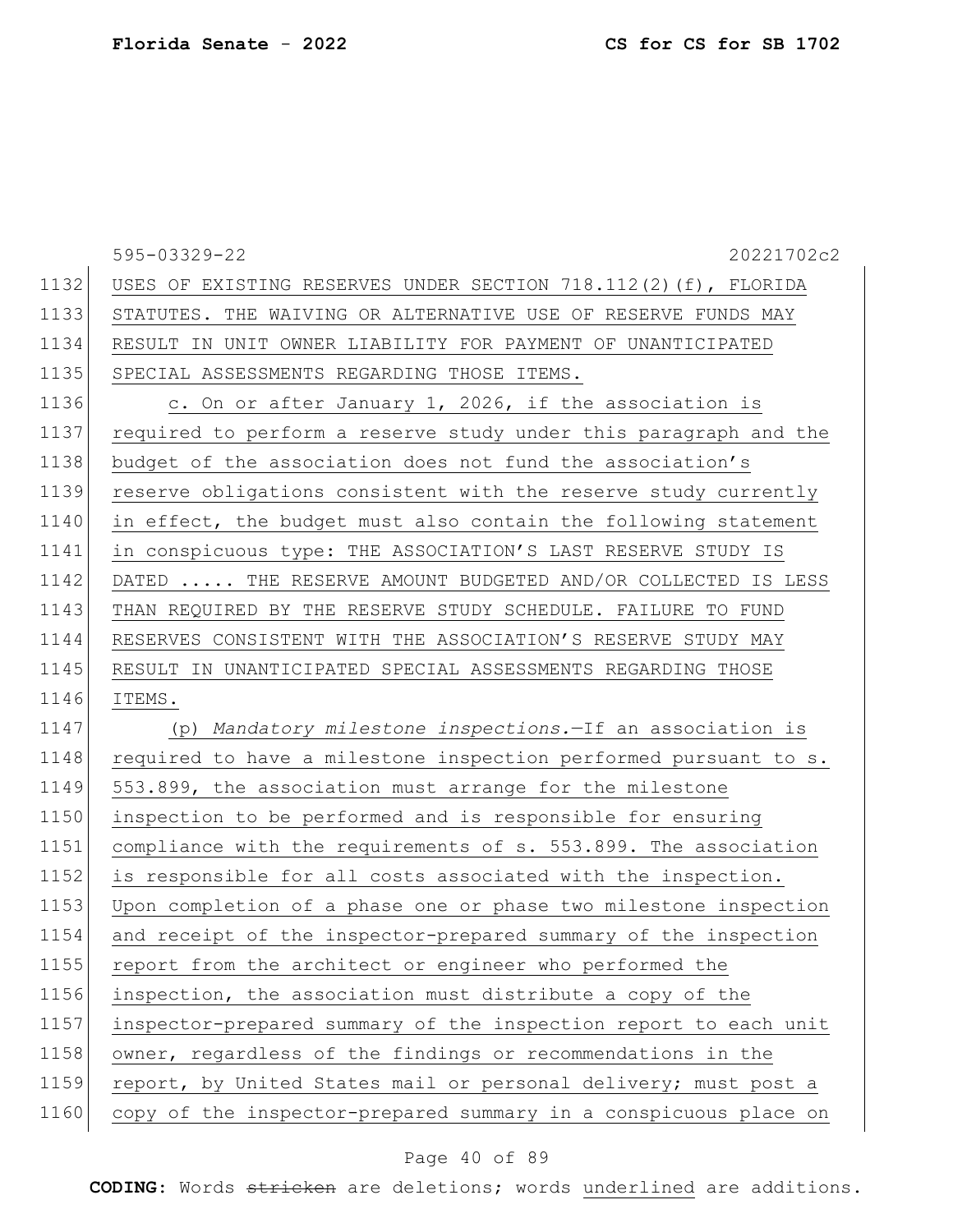USES OF EXISTING RESERVES UNDER SECTION 718.112(2)(f), FLORIDA STATUTES. THE WAIVING OR ALTERNATIVE USE OF RESERVE FUNDS MAY RESULT IN UNIT OWNER LIABILITY FOR PAYMENT OF UNANTICIPATED SPECIAL ASSESSMENTS REGARDING THOSE ITEMS.

c. On or after January 1, 2026, if the association is required to perform a reserve study under this paragraph and the budget of the association does not fund the association's reserve obligations consistent with the reserve study currently in effect, the budget must also contain the following statement in conspicuous type: THE ASSOCIATION'S LAST RESERVE STUDY IS DATED ..... THE RESERVE AMOUNT BUDGETED AND/OR COLLECTED IS LESS THAN REQUIRED BY THE RESERVE STUDY SCHEDULE. FAILURE TO FUND RESERVES CONSISTENT WITH THE ASSOCIATION'S RESERVE STUDY MAY RESULT IN UNANTICIPATED SPECIAL ASSESSMENTS REGARDING THOSE ITEMS.

(p) *Mandatory milestone inspections.*—If an association is required to have a milestone inspection performed pursuant to s. 553.899, the association must arrange for the milestone inspection to be performed and is responsible for ensuring compliance with the requirements of s. 553.899. The association is responsible for all costs associated with the inspection. Upon completion of a phase one or phase two milestone inspection and receipt of the inspector-prepared summary of the inspection report from the architect or engineer who performed the inspection, the association must distribute a copy of the inspector-prepared summary of the inspection report to each unit owner, regardless of the findings or recommendations in the report, by United States mail or personal delivery; must post a copy of the inspector-prepared summary in a conspicuous place on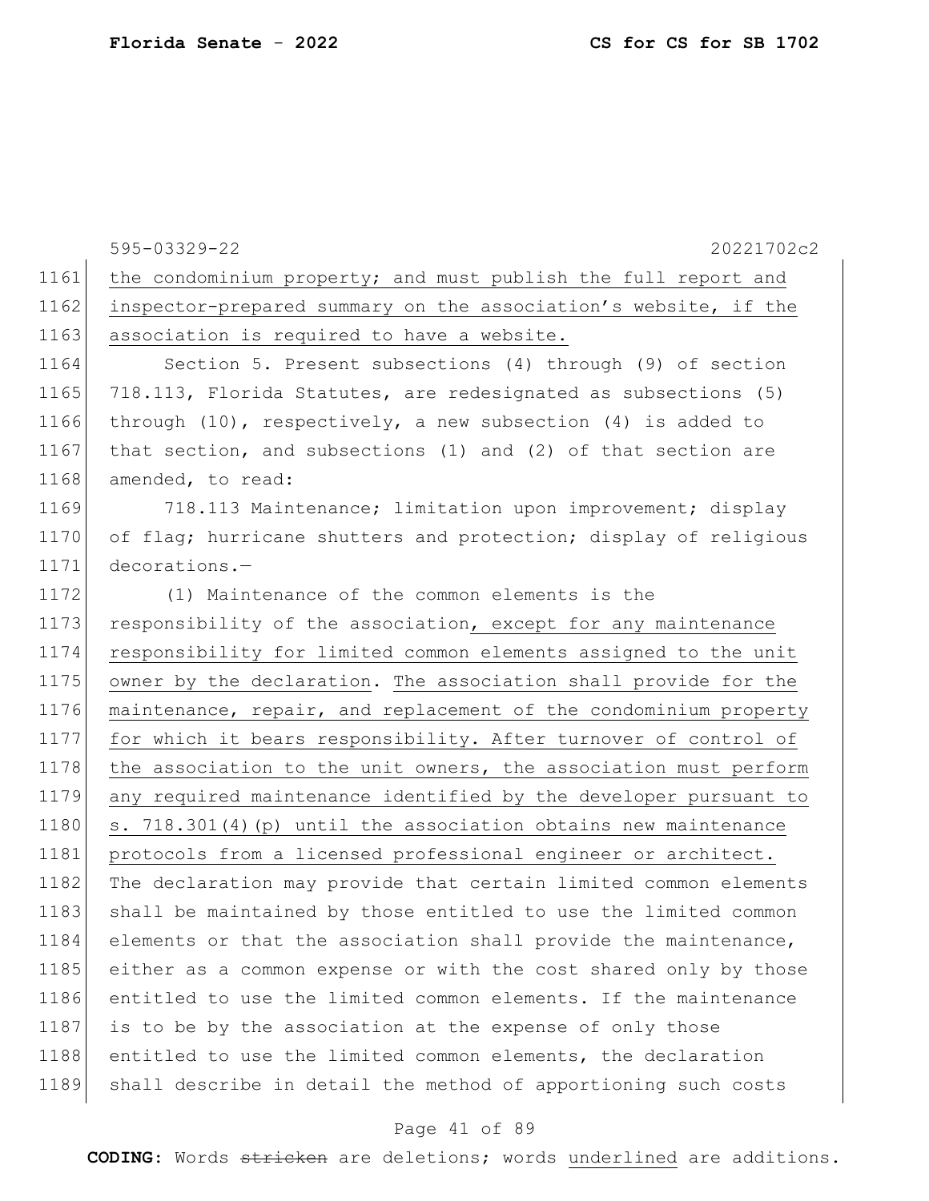the condominium property; and must publish the full report and inspector-prepared summary on the association's website, if the association is required to have a website.

Section 5. Present subsections (4) through (9) of section 718.113, Florida Statutes, are redesignated as subsections (5) through (10), respectively, a new subsection (4) is added to that section, and subsections (1) and (2) of that section are amended, to read:

718.113 Maintenance; limitation upon improvement; display of flag; hurricane shutters and protection; display of religious decorations.—

(1) Maintenance of the common elements is the responsibility of the association, except for any maintenance responsibility for limited common elements assigned to the unit owner by the declaration. The association shall provide for the maintenance, repair, and replacement of the condominium property for which it bears responsibility. After turnover of control of the association to the unit owners, the association must perform any required maintenance identified by the developer pursuant to s. 718.301(4)(p) until the association obtains new maintenance protocols from a licensed professional engineer or architect. The declaration may provide that certain limited common elements shall be maintained by those entitled to use the limited common elements or that the association shall provide the maintenance, either as a common expense or with the cost shared only by those entitled to use the limited common elements. If the maintenance is to be by the association at the expense of only those entitled to use the limited common elements, the declaration shall describe in detail the method of apportioning such costs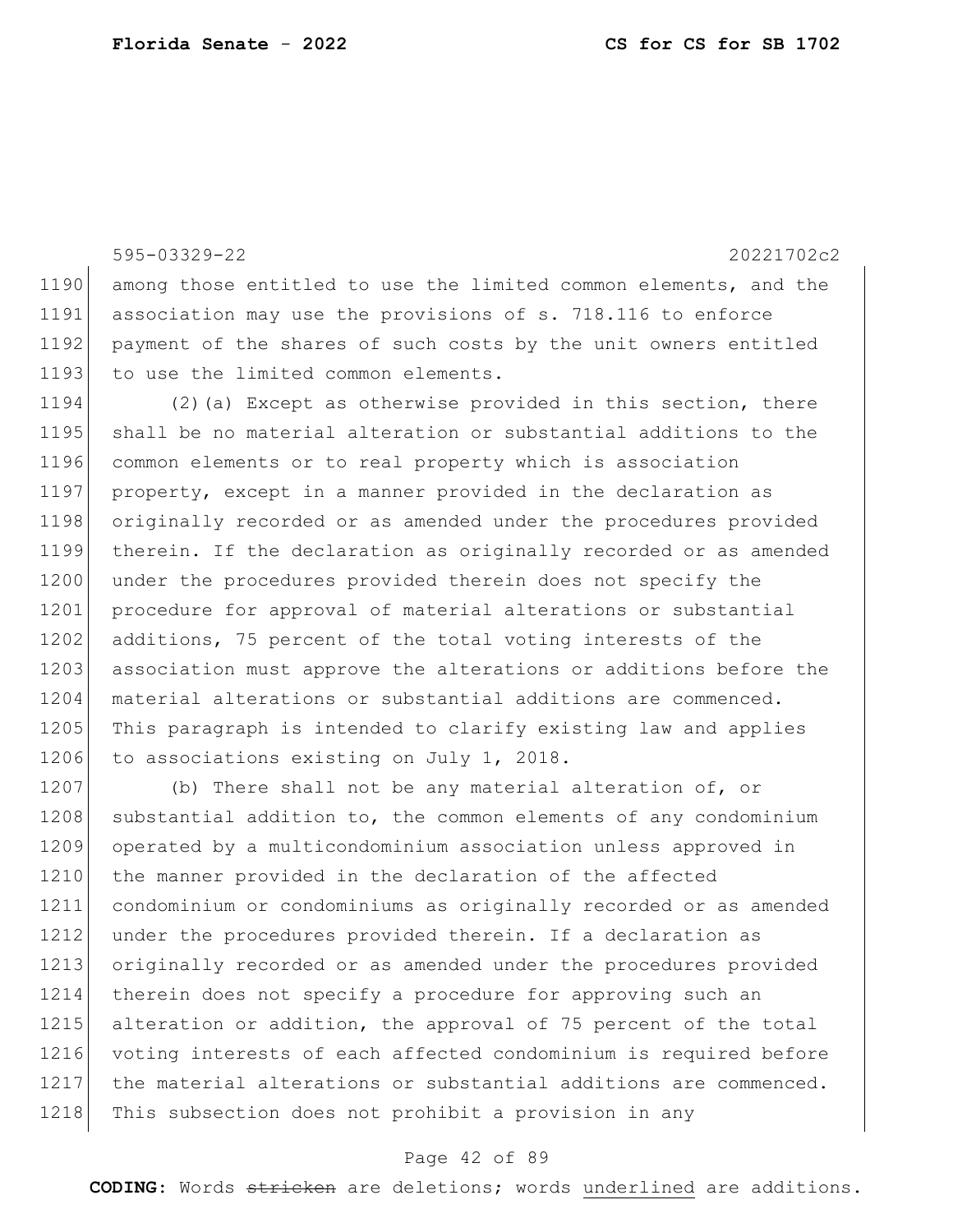among those entitled to use the limited common elements, and the association may use the provisions of s. 718.116 to enforce payment of the shares of such costs by the unit owners entitled to use the limited common elements.

(2)(a) Except as otherwise provided in this section, there shall be no material alteration or substantial additions to the common elements or to real property which is association property, except in a manner provided in the declaration as originally recorded or as amended under the procedures provided therein. If the declaration as originally recorded or as amended under the procedures provided therein does not specify the procedure for approval of material alterations or substantial additions, 75 percent of the total voting interests of the association must approve the alterations or additions before the material alterations or substantial additions are commenced. This paragraph is intended to clarify existing law and applies to associations existing on July 1, 2018.

(b) There shall not be any material alteration of, or substantial addition to, the common elements of any condominium operated by a multicondominium association unless approved in the manner provided in the declaration of the affected condominium or condominiums as originally recorded or as amended under the procedures provided therein. If a declaration as originally recorded or as amended under the procedures provided therein does not specify a procedure for approving such an alteration or addition, the approval of 75 percent of the total voting interests of each affected condominium is required before the material alterations or substantial additions are commenced. This subsection does not prohibit a provision in any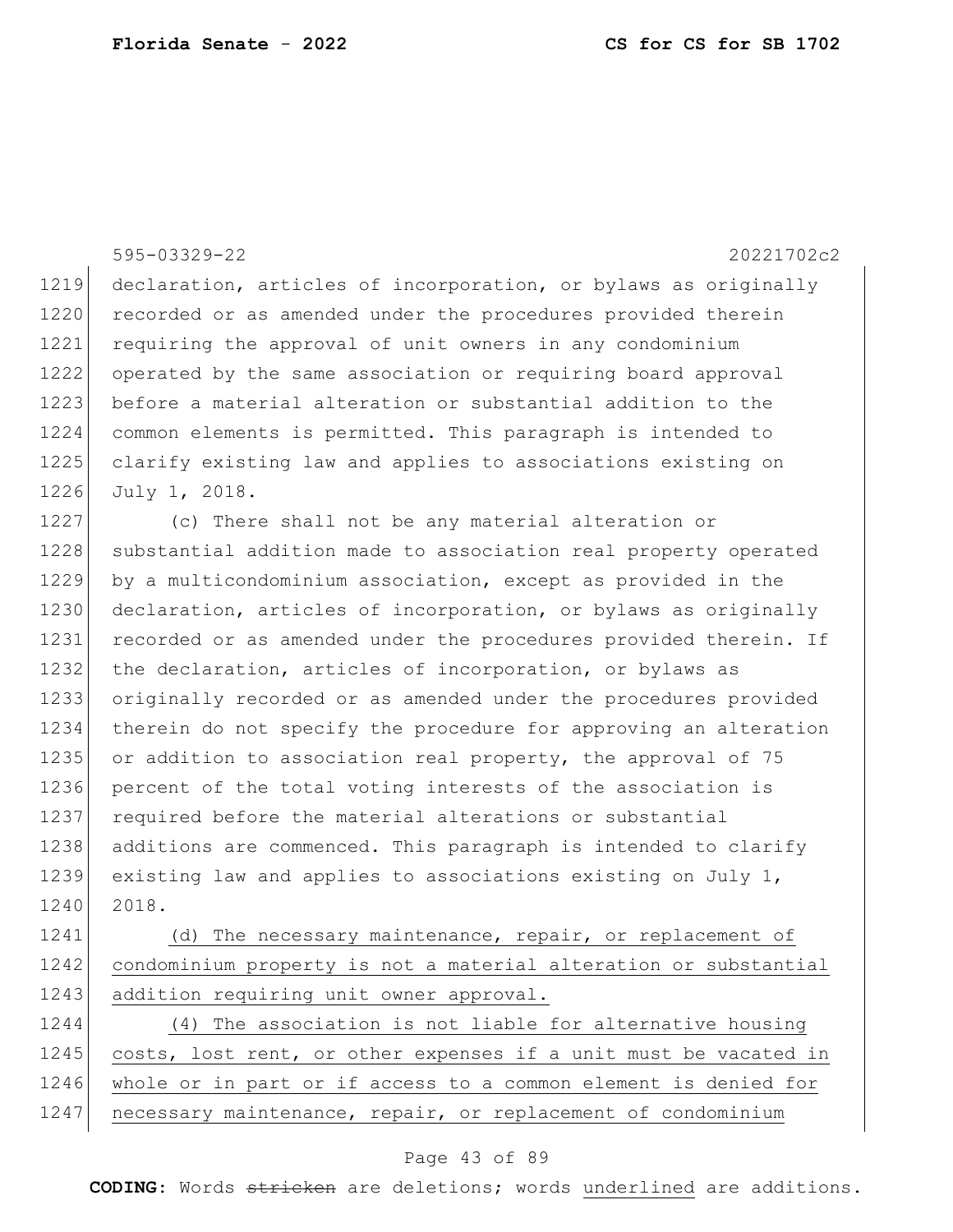declaration, articles of incorporation, or bylaws as originally recorded or as amended under the procedures provided therein requiring the approval of unit owners in any condominium operated by the same association or requiring board approval before a material alteration or substantial addition to the common elements is permitted. This paragraph is intended to clarify existing law and applies to associations existing on July 1, 2018.

(c) There shall not be any material alteration or substantial addition made to association real property operated by a multicondominium association, except as provided in the declaration, articles of incorporation, or bylaws as originally recorded or as amended under the procedures provided therein. If the declaration, articles of incorporation, or bylaws as originally recorded or as amended under the procedures provided therein do not specify the procedure for approving an alteration or addition to association real property, the approval of 75 percent of the total voting interests of the association is required before the material alterations or substantial additions are commenced. This paragraph is intended to clarify existing law and applies to associations existing on July 1, 2018.

<u>(d) The necessary maintenance, repair, or replacement of condominium property is not a material alteration or substantial addition requiring unit owner approval.</u>

<u>(4) The association is not liable for alternative housing costs, lost rent, or other expenses if a unit must be vacated in whole or in part or if access to a common element is denied for necessary maintenance, repair, or replacement of condominium</u>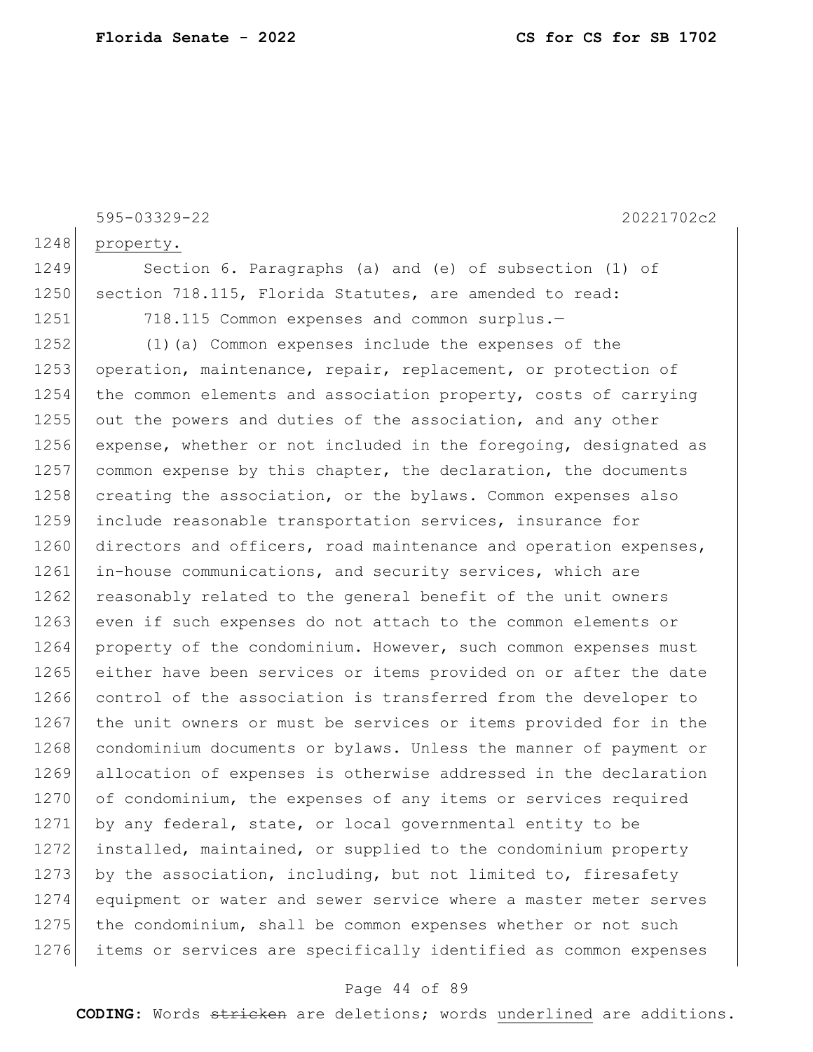property.

Section 6. Paragraphs (a) and (e) of subsection (1) of section 718.115, Florida Statutes, are amended to read:

718.115 Common expenses and common surplus.—

(1)(a) Common expenses include the expenses of the operation, maintenance, repair, replacement, or protection of the common elements and association property, costs of carrying out the powers and duties of the association, and any other expense, whether or not included in the foregoing, designated as common expense by this chapter, the declaration, the documents creating the association, or the bylaws. Common expenses also include reasonable transportation services, insurance for directors and officers, road maintenance and operation expenses, in-house communications, and security services, which are reasonably related to the general benefit of the unit owners even if such expenses do not attach to the common elements or property of the condominium. However, such common expenses must either have been services or items provided on or after the date control of the association is transferred from the developer to the unit owners or must be services or items provided for in the condominium documents or bylaws. Unless the manner of payment or allocation of expenses is otherwise addressed in the declaration of condominium, the expenses of any items or services required by any federal, state, or local governmental entity to be installed, maintained, or supplied to the condominium property by the association, including, but not limited to, firesafety equipment or water and sewer service where a master meter serves the condominium, shall be common expenses whether or not such items or services are specifically identified as common expenses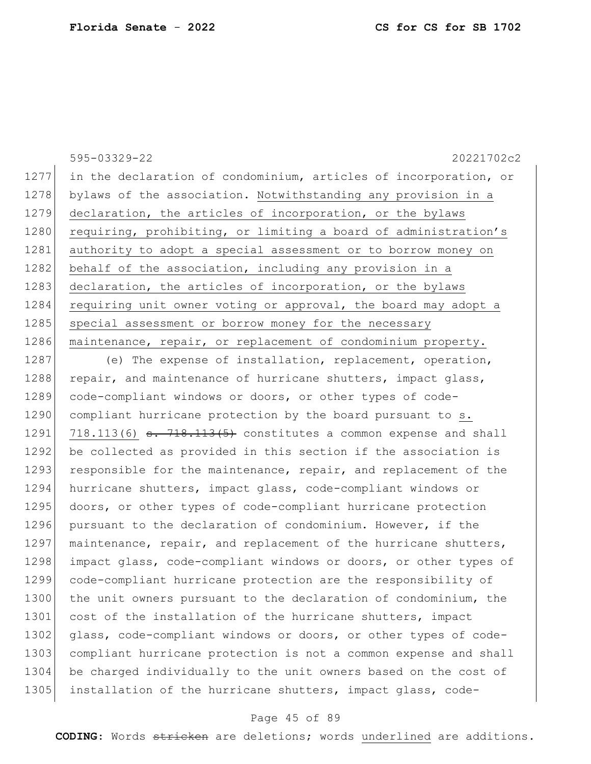in the declaration of condominium, articles of incorporation, or bylaws of the association. <u>Notwithstanding any provision in a declaration, the articles of incorporation, or the bylaws requiring, prohibiting, or limiting a board of administration's authority to adopt a special assessment or to borrow money on behalf of the association, including any provision in a declaration, the articles of incorporation, or the bylaws requiring unit owner voting or approval, the board may adopt a special assessment or borrow money for the necessary maintenance, repair, or replacement of condominium property.</u>

(e) The expense of installation, replacement, operation, repair, and maintenance of hurricane shutters, impact glass, code-compliant windows or doors, or other types of code-compliant hurricane protection by the board pursuant to <u>s. 718.113(6)</u> ~~s. 718.113(5)~~ constitutes a common expense and shall be collected as provided in this section if the association is responsible for the maintenance, repair, and replacement of the hurricane shutters, impact glass, code-compliant windows or doors, or other types of code-compliant hurricane protection pursuant to the declaration of condominium. However, if the maintenance, repair, and replacement of the hurricane shutters, impact glass, code-compliant windows or doors, or other types of code-compliant hurricane protection are the responsibility of the unit owners pursuant to the declaration of condominium, the cost of the installation of the hurricane shutters, impact glass, code-compliant windows or doors, or other types of code-compliant hurricane protection is not a common expense and shall be charged individually to the unit owners based on the cost of installation of the hurricane shutters, impact glass, code-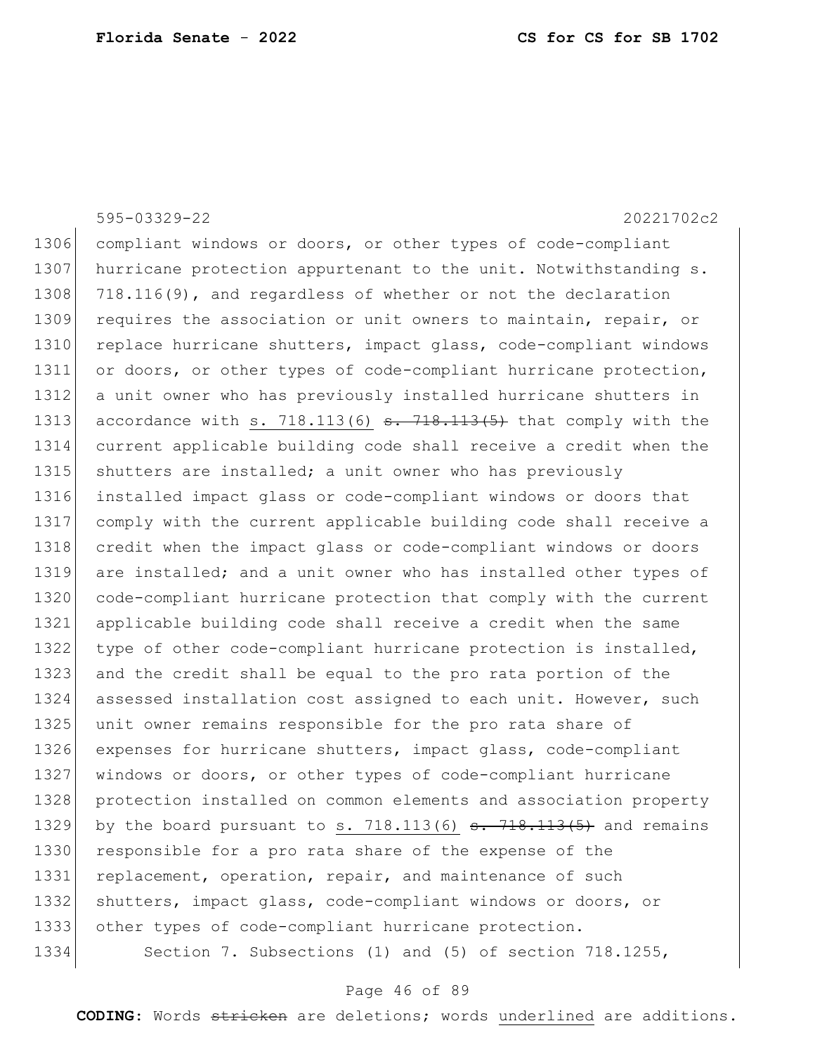compliant windows or doors, or other types of code-compliant hurricane protection appurtenant to the unit. Notwithstanding s. 718.116(9), and regardless of whether or not the declaration requires the association or unit owners to maintain, repair, or replace hurricane shutters, impact glass, code-compliant windows or doors, or other types of code-compliant hurricane protection, a unit owner who has previously installed hurricane shutters in accordance with <u>s. 718.113(6)</u> ~~s. 718.113(5)~~ that comply with the current applicable building code shall receive a credit when the shutters are installed; a unit owner who has previously installed impact glass or code-compliant windows or doors that comply with the current applicable building code shall receive a credit when the impact glass or code-compliant windows or doors are installed; and a unit owner who has installed other types of code-compliant hurricane protection that comply with the current applicable building code shall receive a credit when the same type of other code-compliant hurricane protection is installed, and the credit shall be equal to the pro rata portion of the assessed installation cost assigned to each unit. However, such unit owner remains responsible for the pro rata share of expenses for hurricane shutters, impact glass, code-compliant windows or doors, or other types of code-compliant hurricane protection installed on common elements and association property by the board pursuant to <u>s. 718.113(6)</u> ~~s. 718.113(5)~~ and remains responsible for a pro rata share of the expense of the replacement, operation, repair, and maintenance of such shutters, impact glass, code-compliant windows or doors, or other types of code-compliant hurricane protection.

Section 7. Subsections (1) and (5) of section 718.1255,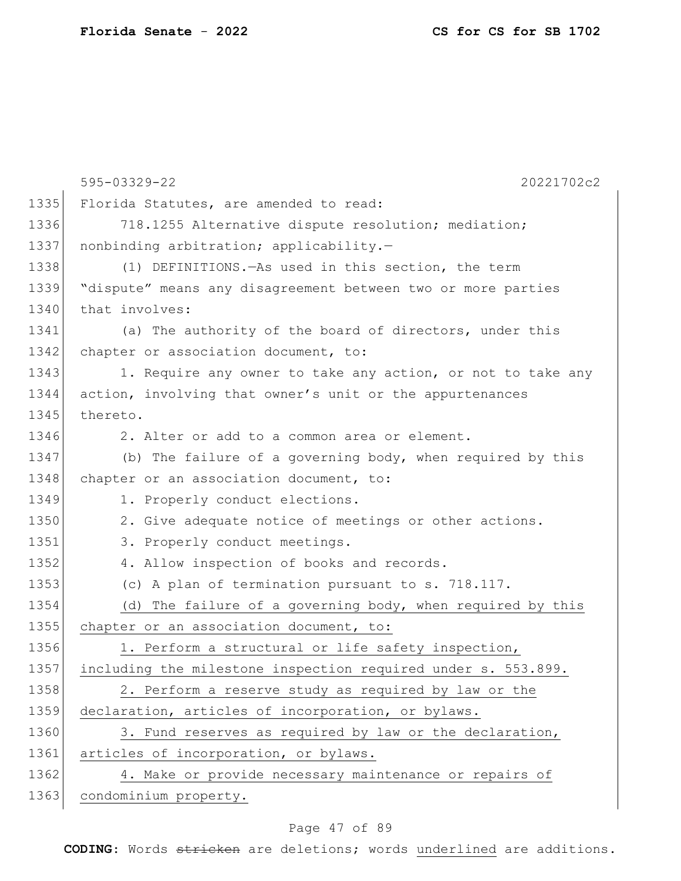Florida Statutes, are amended to read:

718.1255 Alternative dispute resolution; mediation; nonbinding arbitration; applicability.—

(1) DEFINITIONS.—As used in this section, the term "dispute" means any disagreement between two or more parties that involves:

(a) The authority of the board of directors, under this chapter or association document, to:

1. Require any owner to take any action, or not to take any action, involving that owner's unit or the appurtenances thereto.

2. Alter or add to a common area or element.

(b) The failure of a governing body, when required by this chapter or an association document, to:

1. Properly conduct elections.

2. Give adequate notice of meetings or other actions.

3. Properly conduct meetings.

4. Allow inspection of books and records.

(c) A plan of termination pursuant to s. 718.117.

<u>(d) The failure of a governing body, when required by this chapter or an association document, to:</u>

<u>1. Perform a structural or life safety inspection, including the milestone inspection required under s. 553.899.</u>

<u>2. Perform a reserve study as required by law or the declaration, articles of incorporation, or bylaws.</u>

<u>3. Fund reserves as required by law or the declaration, articles of incorporation, or bylaws.</u>

<u>4. Make or provide necessary maintenance or repairs of condominium property.</u>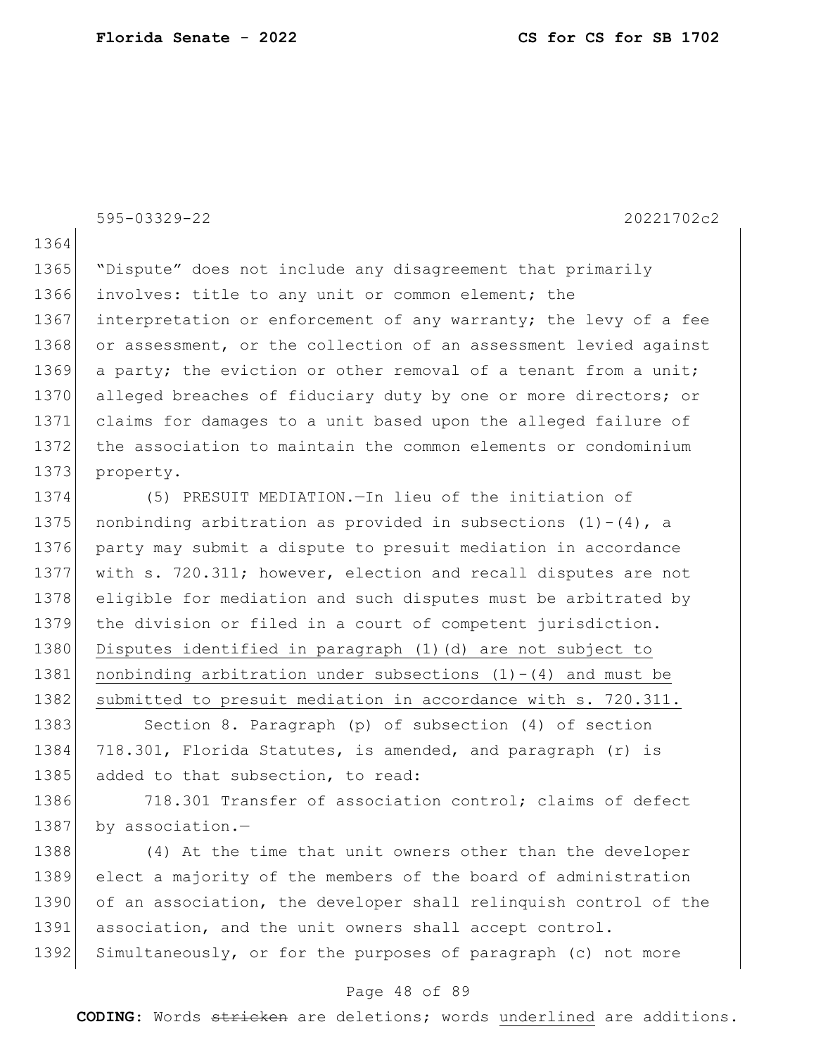"Dispute" does not include any disagreement that primarily involves: title to any unit or common element; the interpretation or enforcement of any warranty; the levy of a fee or assessment, or the collection of an assessment levied against a party; the eviction or other removal of a tenant from a unit; alleged breaches of fiduciary duty by one or more directors; or claims for damages to a unit based upon the alleged failure of the association to maintain the common elements or condominium property.

(5) PRESUIT MEDIATION.—In lieu of the initiation of nonbinding arbitration as provided in subsections (1)-(4), a party may submit a dispute to presuit mediation in accordance with s. 720.311; however, election and recall disputes are not eligible for mediation and such disputes must be arbitrated by the division or filed in a court of competent jurisdiction. <u>Disputes identified in paragraph (1)(d) are not subject to nonbinding arbitration under subsections (1)-(4) and must be submitted to presuit mediation in accordance with s. 720.311.</u>

Section 8. Paragraph (p) of subsection (4) of section 718.301, Florida Statutes, is amended, and paragraph (r) is added to that subsection, to read:

718.301 Transfer of association control; claims of defect by association.—

(4) At the time that unit owners other than the developer elect a majority of the members of the board of administration of an association, the developer shall relinquish control of the association, and the unit owners shall accept control. Simultaneously, or for the purposes of paragraph (c) not more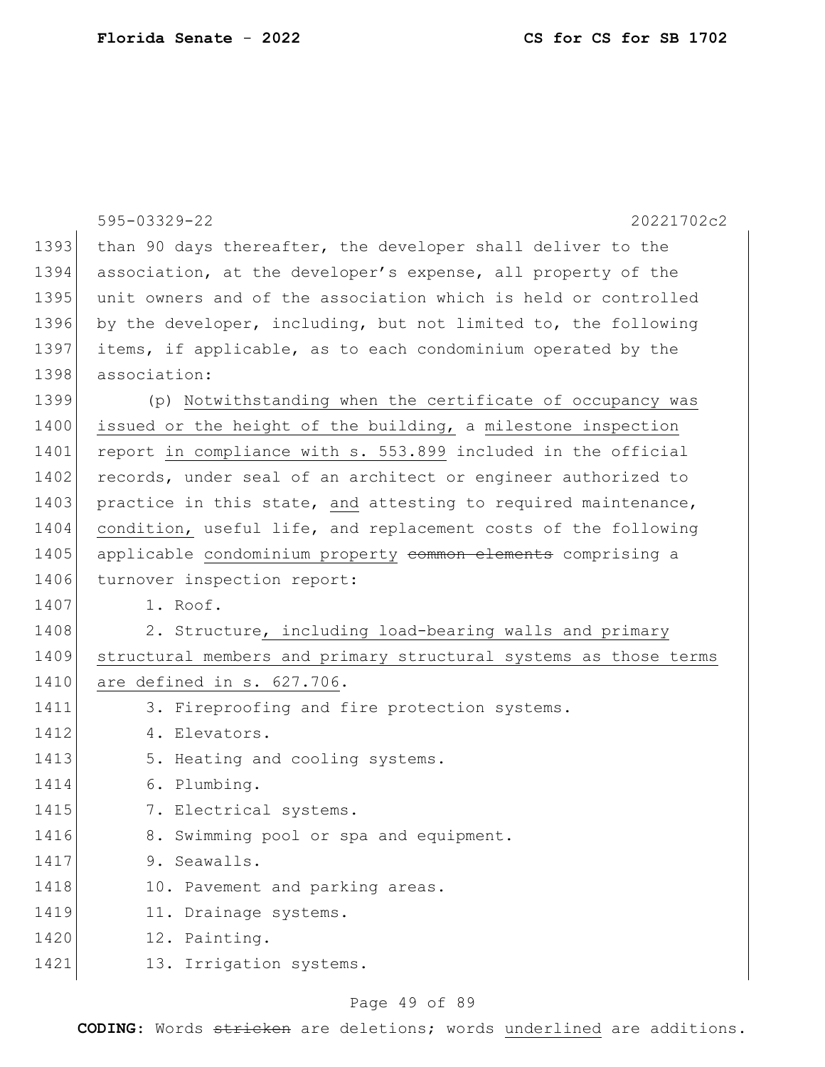than 90 days thereafter, the developer shall deliver to the association, at the developer's expense, all property of the unit owners and of the association which is held or controlled by the developer, including, but not limited to, the following items, if applicable, as to each condominium operated by the association:

(p) <u>Notwithstanding when the certificate of occupancy was issued or the height of the building,</u> a <u>milestone inspection</u> report <u>in compliance with s. 553.899</u> included in the official records, under seal of an architect or engineer authorized to practice in this state, <u>and</u> attesting to required maintenance, <u>condition,</u> useful life, and replacement costs of the following applicable <u>condominium property</u> ~~common elements~~ comprising a turnover inspection report:

1. Roof.

2. Structure<u>, including load-bearing walls and primary structural members and primary structural systems as those terms are defined in s. 627.706</u>.

3. Fireproofing and fire protection systems.

4. Elevators.

5. Heating and cooling systems.

6. Plumbing.

7. Electrical systems.

8. Swimming pool or spa and equipment.

9. Seawalls.

10. Pavement and parking areas.

11. Drainage systems.

12. Painting.

13. Irrigation systems.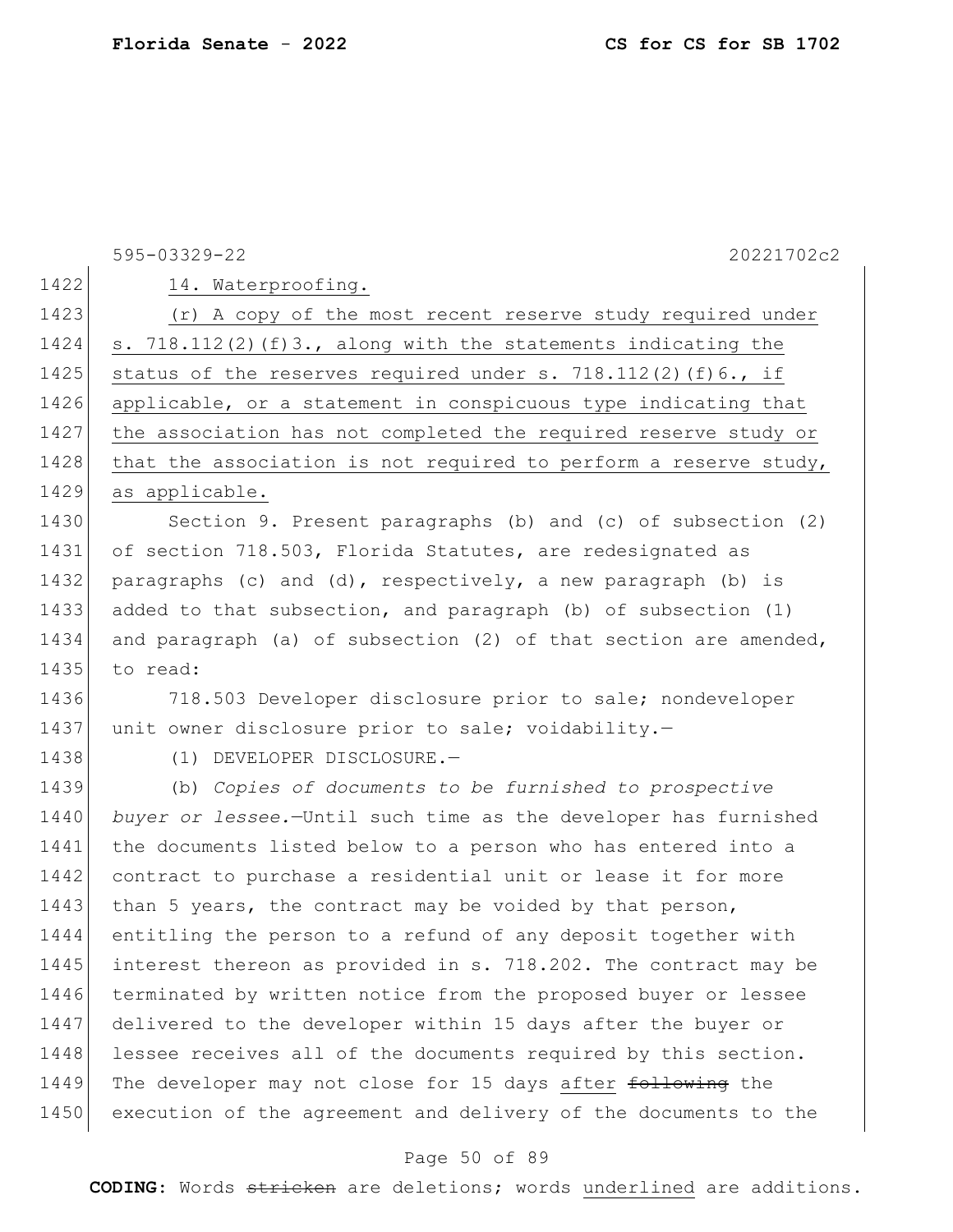14. Waterproofing.

(r) A copy of the most recent reserve study required under s. 718.112(2)(f)3., along with the statements indicating the status of the reserves required under s. 718.112(2)(f)6., if applicable, or a statement in conspicuous type indicating that the association has not completed the required reserve study or that the association is not required to perform a reserve study, as applicable.

Section 9. Present paragraphs (b) and (c) of subsection (2) of section 718.503, Florida Statutes, are redesignated as paragraphs (c) and (d), respectively, a new paragraph (b) is added to that subsection, and paragraph (b) of subsection (1) and paragraph (a) of subsection (2) of that section are amended, to read:

718.503 Developer disclosure prior to sale; nondeveloper unit owner disclosure prior to sale; voidability.—

(1) DEVELOPER DISCLOSURE.—

(b) *Copies of documents to be furnished to prospective buyer or lessee.*—Until such time as the developer has furnished the documents listed below to a person who has entered into a contract to purchase a residential unit or lease it for more than 5 years, the contract may be voided by that person, entitling the person to a refund of any deposit together with interest thereon as provided in s. 718.202. The contract may be terminated by written notice from the proposed buyer or lessee delivered to the developer within 15 days after the buyer or lessee receives all of the documents required by this section. The developer may not close for 15 days after ~~following~~ the execution of the agreement and delivery of the documents to the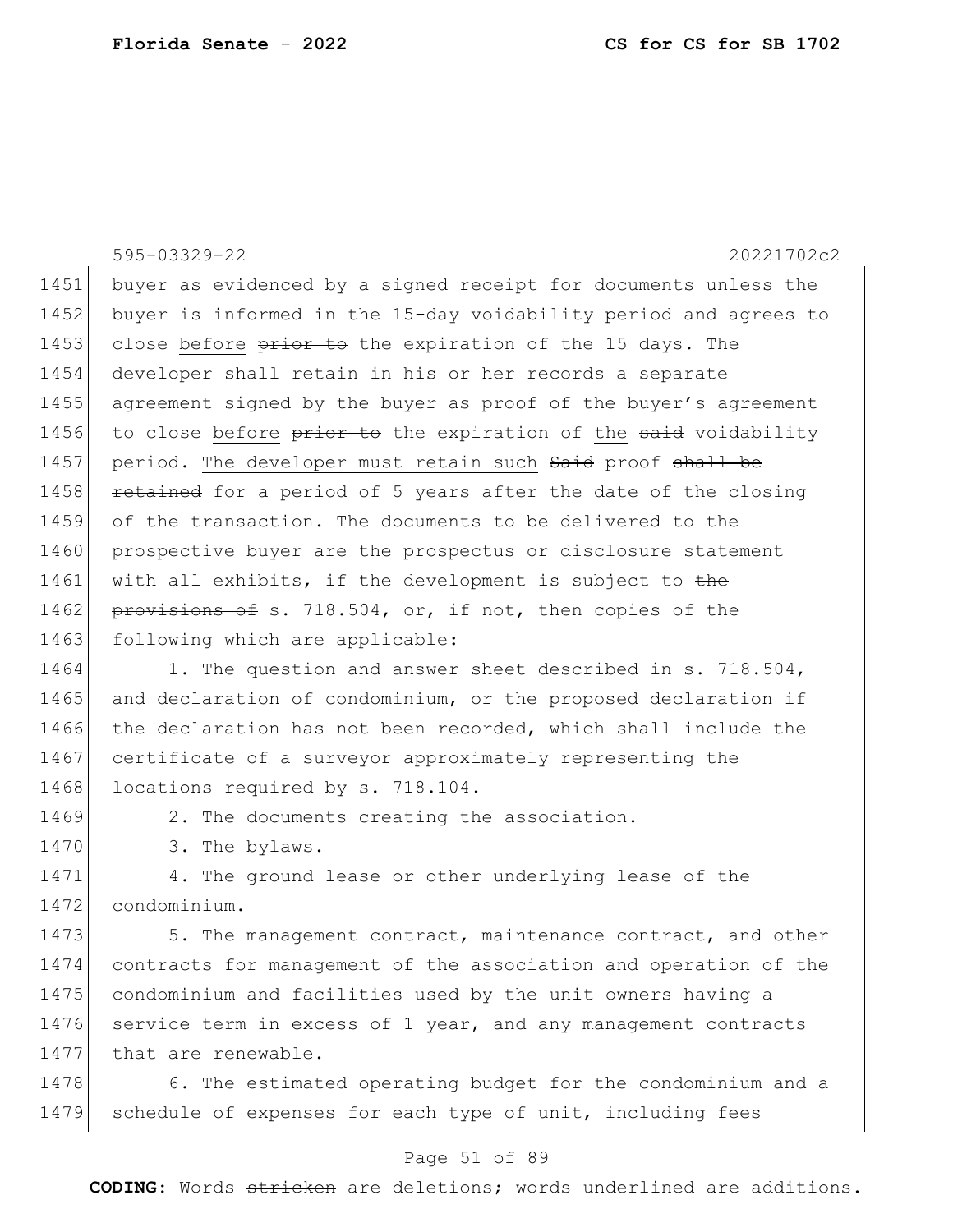buyer as evidenced by a signed receipt for documents unless the buyer is informed in the 15-day voidability period and agrees to close <u>before</u> ~~prior to~~ the expiration of the 15 days. The developer shall retain in his or her records a separate agreement signed by the buyer as proof of the buyer's agreement to close <u>before</u> ~~prior to~~ the expiration of <u>the</u> ~~said~~ voidability period. <u>The developer must retain such</u> ~~Said~~ proof ~~shall be retained~~ for a period of 5 years after the date of the closing of the transaction. The documents to be delivered to the prospective buyer are the prospectus or disclosure statement with all exhibits, if the development is subject to ~~the provisions of~~ s. 718.504, or, if not, then copies of the following which are applicable:

1. The question and answer sheet described in s. 718.504, and declaration of condominium, or the proposed declaration if the declaration has not been recorded, which shall include the certificate of a surveyor approximately representing the locations required by s. 718.104.

2. The documents creating the association.

3. The bylaws.

4. The ground lease or other underlying lease of the condominium.

5. The management contract, maintenance contract, and other contracts for management of the association and operation of the condominium and facilities used by the unit owners having a service term in excess of 1 year, and any management contracts that are renewable.

6. The estimated operating budget for the condominium and a schedule of expenses for each type of unit, including fees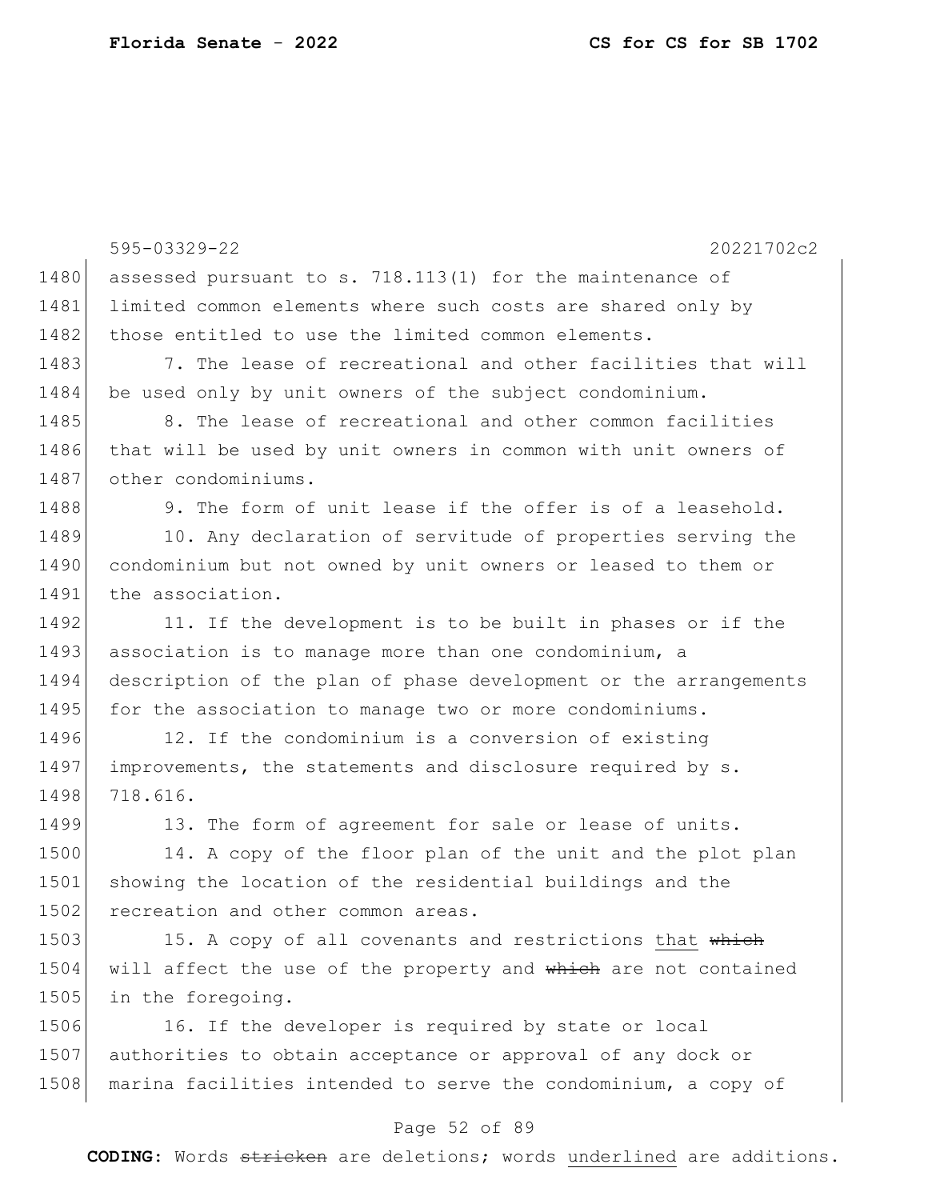assessed pursuant to s. 718.113(1) for the maintenance of limited common elements where such costs are shared only by those entitled to use the limited common elements.

7. The lease of recreational and other facilities that will be used only by unit owners of the subject condominium.

8. The lease of recreational and other common facilities that will be used by unit owners in common with unit owners of other condominiums.

9. The form of unit lease if the offer is of a leasehold.

10. Any declaration of servitude of properties serving the condominium but not owned by unit owners or leased to them or the association.

11. If the development is to be built in phases or if the association is to manage more than one condominium, a description of the plan of phase development or the arrangements for the association to manage two or more condominiums.

12. If the condominium is a conversion of existing improvements, the statements and disclosure required by s. 718.616.

13. The form of agreement for sale or lease of units.

14. A copy of the floor plan of the unit and the plot plan showing the location of the residential buildings and the recreation and other common areas.

15. A copy of all covenants and restrictions that ~~which~~ will affect the use of the property and ~~which~~ are not contained in the foregoing.

16. If the developer is required by state or local authorities to obtain acceptance or approval of any dock or marina facilities intended to serve the condominium, a copy of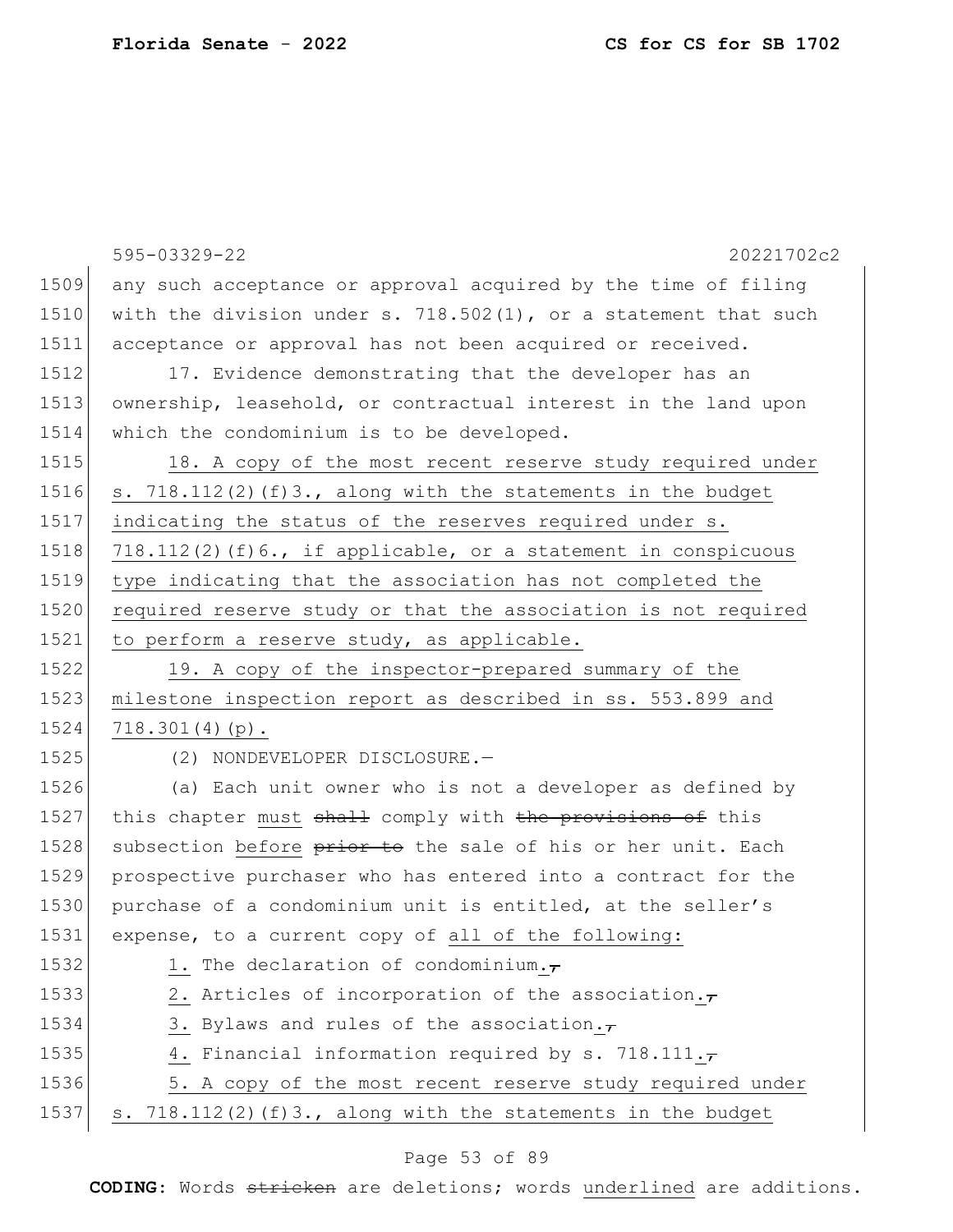any such acceptance or approval acquired by the time of filing with the division under s. 718.502(1), or a statement that such acceptance or approval has not been acquired or received.

17. Evidence demonstrating that the developer has an ownership, leasehold, or contractual interest in the land upon which the condominium is to be developed.

18. A copy of the most recent reserve study required under s. 718.112(2)(f)3., along with the statements in the budget indicating the status of the reserves required under s. 718.112(2)(f)6., if applicable, or a statement in conspicuous type indicating that the association has not completed the required reserve study or that the association is not required to perform a reserve study, as applicable.

19. A copy of the inspector-prepared summary of the milestone inspection report as described in ss. 553.899 and 718.301(4)(p).

(2) NONDEVELOPER DISCLOSURE.—

(a) Each unit owner who is not a developer as defined by this chapter must ~~shall~~ comply with ~~the provisions of~~ this subsection before ~~prior to~~ the sale of his or her unit. Each prospective purchaser who has entered into a contract for the purchase of a condominium unit is entitled, at the seller's expense, to a current copy of all of the following:

1. The declaration of condominium.~~,~~

2. Articles of incorporation of the association.~~,~~

3. Bylaws and rules of the association.~~,~~

4. Financial information required by s. 718.111.~~,~~

5. A copy of the most recent reserve study required under s. 718.112(2)(f)3., along with the statements in the budget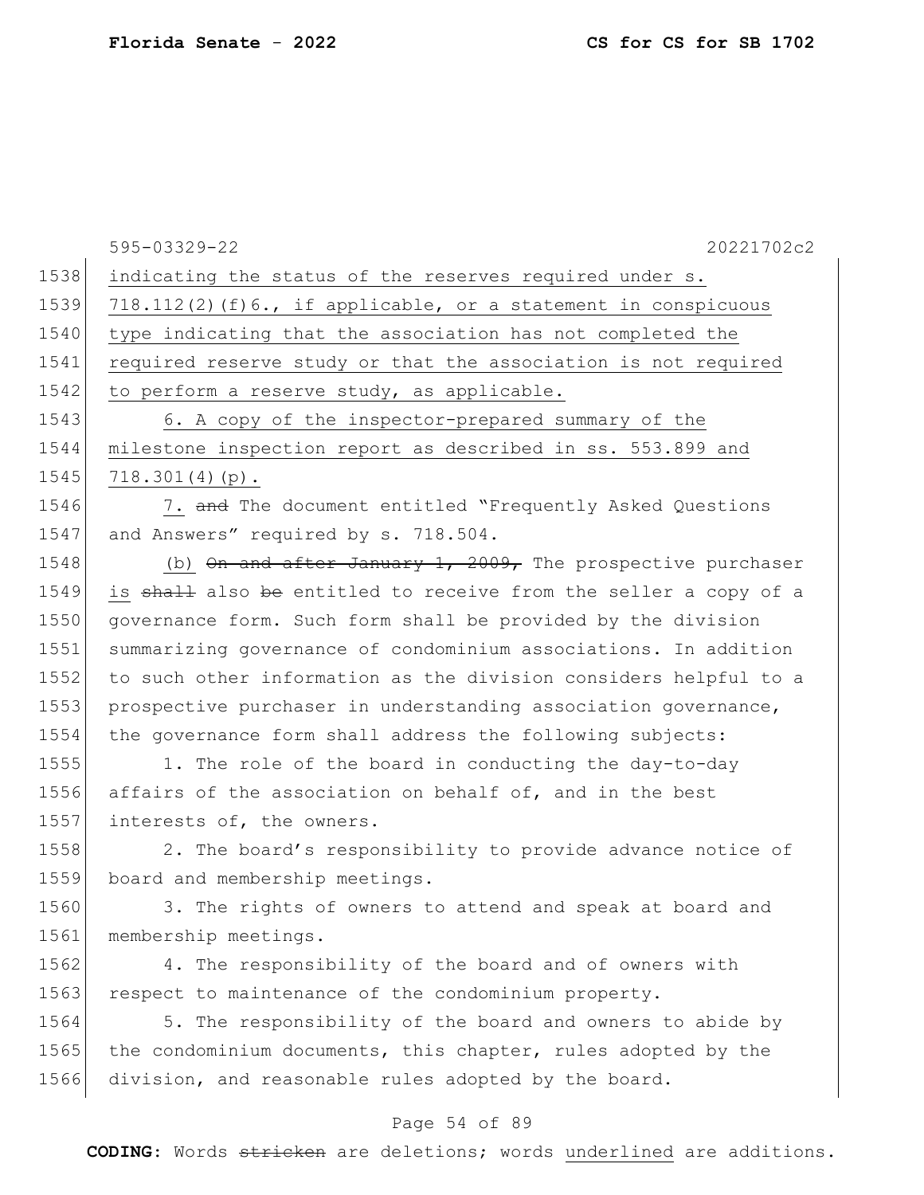indicating the status of the reserves required under s. 718.112(2)(f)6., if applicable, or a statement in conspicuous type indicating that the association has not completed the required reserve study or that the association is not required to perform a reserve study, as applicable.

6. A copy of the inspector-prepared summary of the milestone inspection report as described in ss. 553.899 and 718.301(4)(p).

7. ~~and~~ The document entitled "Frequently Asked Questions and Answers" required by s. 718.504.

(b) ~~On and after January 1, 2009,~~ The prospective purchaser is ~~shall~~ also ~~be~~ entitled to receive from the seller a copy of a governance form. Such form shall be provided by the division summarizing governance of condominium associations. In addition to such other information as the division considers helpful to a prospective purchaser in understanding association governance, the governance form shall address the following subjects:

1. The role of the board in conducting the day-to-day affairs of the association on behalf of, and in the best interests of, the owners.

2. The board's responsibility to provide advance notice of board and membership meetings.

3. The rights of owners to attend and speak at board and membership meetings.

4. The responsibility of the board and of owners with respect to maintenance of the condominium property.

5. The responsibility of the board and owners to abide by the condominium documents, this chapter, rules adopted by the division, and reasonable rules adopted by the board.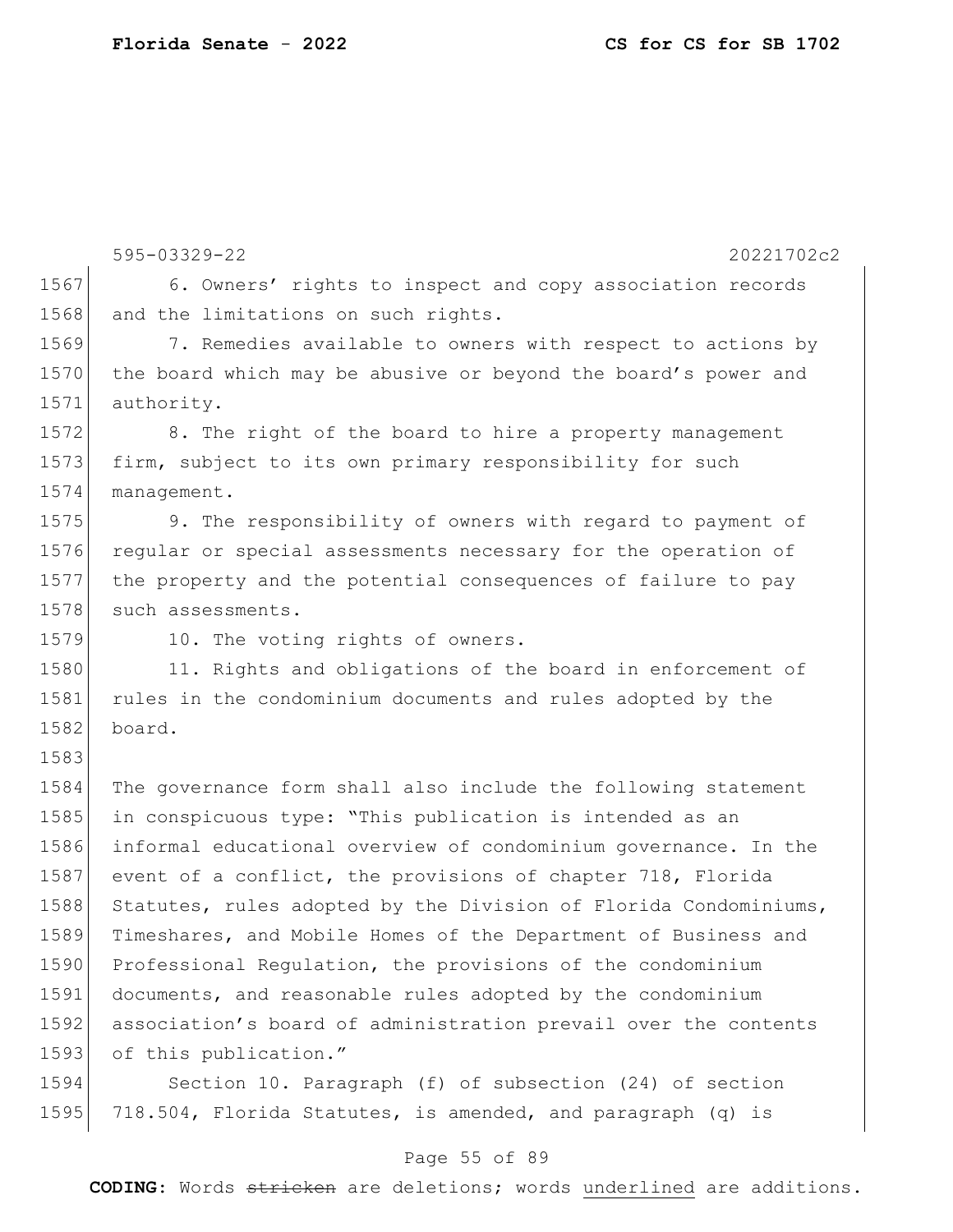6. Owners' rights to inspect and copy association records and the limitations on such rights.

7. Remedies available to owners with respect to actions by the board which may be abusive or beyond the board's power and authority.

8. The right of the board to hire a property management firm, subject to its own primary responsibility for such management.

9. The responsibility of owners with regard to payment of regular or special assessments necessary for the operation of the property and the potential consequences of failure to pay such assessments.

10. The voting rights of owners.

11. Rights and obligations of the board in enforcement of rules in the condominium documents and rules adopted by the board.

The governance form shall also include the following statement in conspicuous type: "This publication is intended as an informal educational overview of condominium governance. In the event of a conflict, the provisions of chapter 718, Florida Statutes, rules adopted by the Division of Florida Condominiums, Timeshares, and Mobile Homes of the Department of Business and Professional Regulation, the provisions of the condominium documents, and reasonable rules adopted by the condominium association's board of administration prevail over the contents of this publication."

Section 10. Paragraph (f) of subsection (24) of section 718.504, Florida Statutes, is amended, and paragraph (q) is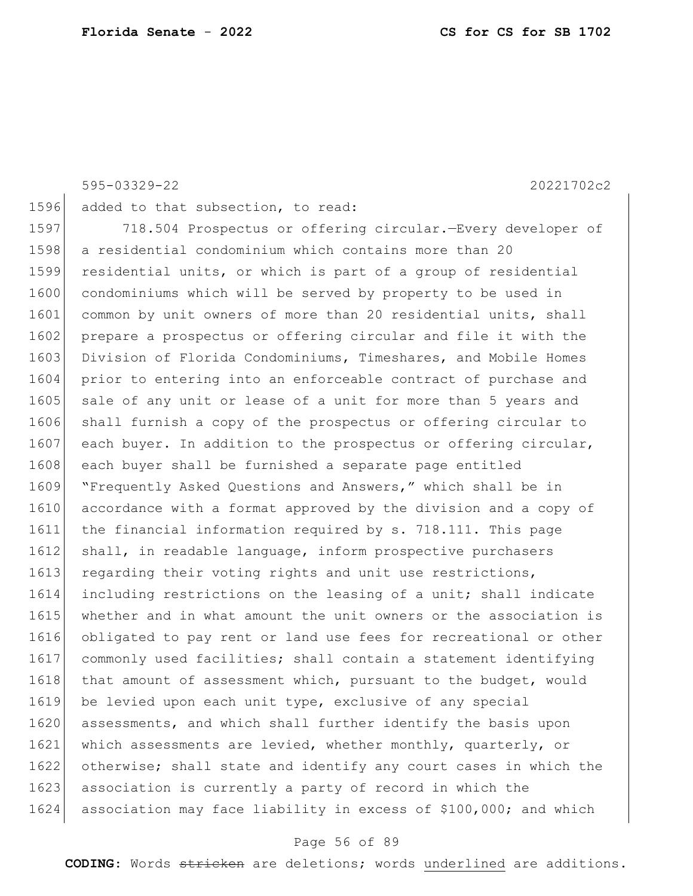added to that subsection, to read:

718.504 Prospectus or offering circular.—Every developer of a residential condominium which contains more than 20 residential units, or which is part of a group of residential condominiums which will be served by property to be used in common by unit owners of more than 20 residential units, shall prepare a prospectus or offering circular and file it with the Division of Florida Condominiums, Timeshares, and Mobile Homes prior to entering into an enforceable contract of purchase and sale of any unit or lease of a unit for more than 5 years and shall furnish a copy of the prospectus or offering circular to each buyer. In addition to the prospectus or offering circular, each buyer shall be furnished a separate page entitled "Frequently Asked Questions and Answers," which shall be in accordance with a format approved by the division and a copy of the financial information required by s. 718.111. This page shall, in readable language, inform prospective purchasers regarding their voting rights and unit use restrictions, including restrictions on the leasing of a unit; shall indicate whether and in what amount the unit owners or the association is obligated to pay rent or land use fees for recreational or other commonly used facilities; shall contain a statement identifying that amount of assessment which, pursuant to the budget, would be levied upon each unit type, exclusive of any special assessments, and which shall further identify the basis upon which assessments are levied, whether monthly, quarterly, or otherwise; shall state and identify any court cases in which the association is currently a party of record in which the association may face liability in excess of $100,000; and which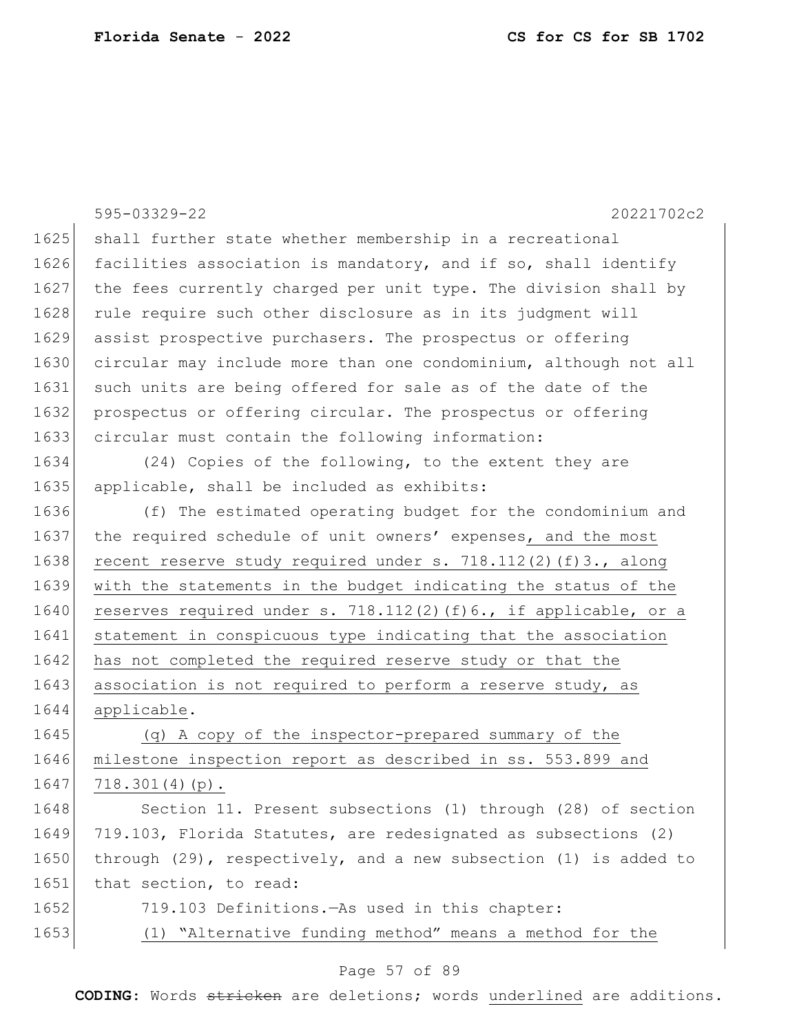shall further state whether membership in a recreational facilities association is mandatory, and if so, shall identify the fees currently charged per unit type. The division shall by rule require such other disclosure as in its judgment will assist prospective purchasers. The prospectus or offering circular may include more than one condominium, although not all such units are being offered for sale as of the date of the prospectus or offering circular. The prospectus or offering circular must contain the following information:

(24) Copies of the following, to the extent they are applicable, shall be included as exhibits:

(f) The estimated operating budget for the condominium and the required schedule of unit owners' expenses, and the most recent reserve study required under s. 718.112(2)(f)3., along with the statements in the budget indicating the status of the reserves required under s. 718.112(2)(f)6., if applicable, or a statement in conspicuous type indicating that the association has not completed the required reserve study or that the association is not required to perform a reserve study, as applicable.

(q) A copy of the inspector-prepared summary of the milestone inspection report as described in ss. 553.899 and 718.301(4)(p).

Section 11. Present subsections (1) through (28) of section 719.103, Florida Statutes, are redesignated as subsections (2) through (29), respectively, and a new subsection (1) is added to that section, to read:

719.103 Definitions.—As used in this chapter:

(1) "Alternative funding method" means a method for the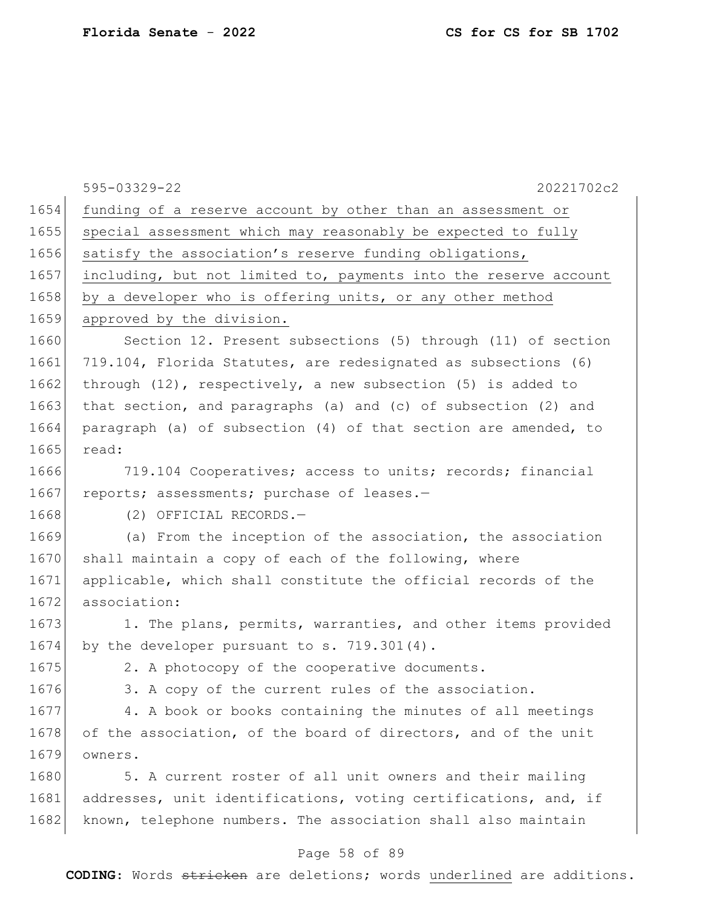funding of a reserve account by other than an assessment or special assessment which may reasonably be expected to fully satisfy the association's reserve funding obligations, including, but not limited to, payments into the reserve account by a developer who is offering units, or any other method approved by the division.

Section 12. Present subsections (5) through (11) of section 719.104, Florida Statutes, are redesignated as subsections (6) through (12), respectively, a new subsection (5) is added to that section, and paragraphs (a) and (c) of subsection (2) and paragraph (a) of subsection (4) of that section are amended, to read:

719.104 Cooperatives; access to units; records; financial reports; assessments; purchase of leases.—

(2) OFFICIAL RECORDS.—

(a) From the inception of the association, the association shall maintain a copy of each of the following, where applicable, which shall constitute the official records of the association:

1. The plans, permits, warranties, and other items provided by the developer pursuant to s. 719.301(4).

2. A photocopy of the cooperative documents.

3. A copy of the current rules of the association.

4. A book or books containing the minutes of all meetings of the association, of the board of directors, and of the unit owners.

5. A current roster of all unit owners and their mailing addresses, unit identifications, voting certifications, and, if known, telephone numbers. The association shall also maintain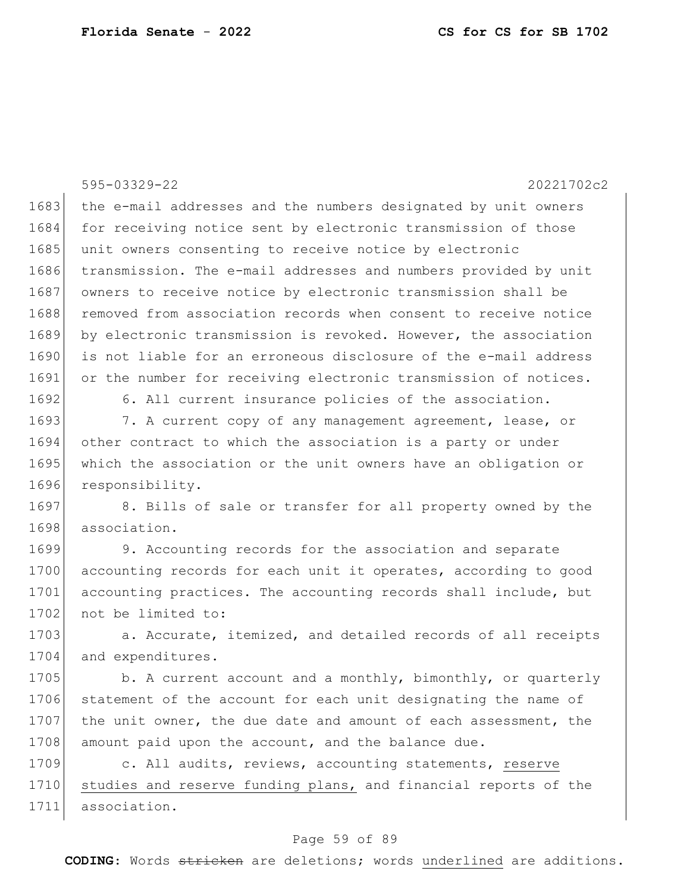the e-mail addresses and the numbers designated by unit owners for receiving notice sent by electronic transmission of those unit owners consenting to receive notice by electronic transmission. The e-mail addresses and numbers provided by unit owners to receive notice by electronic transmission shall be removed from association records when consent to receive notice by electronic transmission is revoked. However, the association is not liable for an erroneous disclosure of the e-mail address or the number for receiving electronic transmission of notices.

6. All current insurance policies of the association.

7. A current copy of any management agreement, lease, or other contract to which the association is a party or under which the association or the unit owners have an obligation or responsibility.

8. Bills of sale or transfer for all property owned by the association.

9. Accounting records for the association and separate accounting records for each unit it operates, according to good accounting practices. The accounting records shall include, but not be limited to:

a. Accurate, itemized, and detailed records of all receipts and expenditures.

b. A current account and a monthly, bimonthly, or quarterly statement of the account for each unit designating the name of the unit owner, the due date and amount of each assessment, the amount paid upon the account, and the balance due.

c. All audits, reviews, accounting statements, reserve studies and reserve funding plans, and financial reports of the association.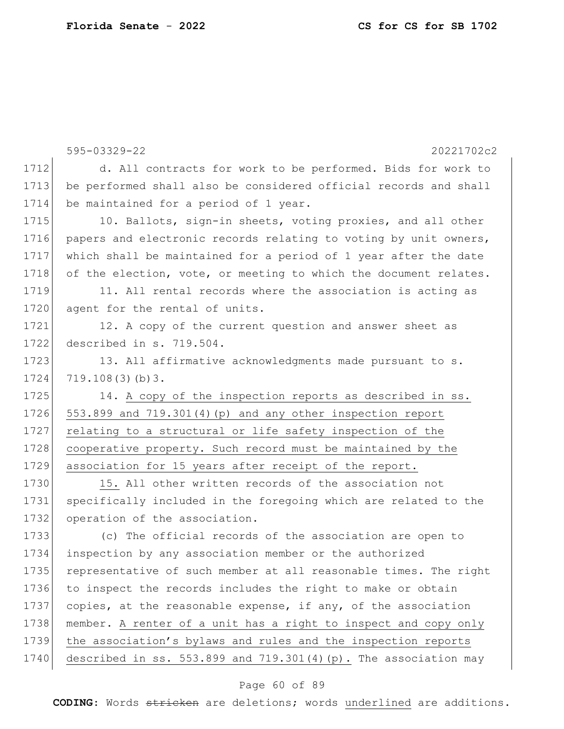d. All contracts for work to be performed. Bids for work to be performed shall also be considered official records and shall be maintained for a period of 1 year.

10. Ballots, sign-in sheets, voting proxies, and all other papers and electronic records relating to voting by unit owners, which shall be maintained for a period of 1 year after the date of the election, vote, or meeting to which the document relates.

11. All rental records where the association is acting as agent for the rental of units.

12. A copy of the current question and answer sheet as described in s. 719.504.

13. All affirmative acknowledgments made pursuant to s. 719.108(3)(b)3.

14. <u>A copy of the inspection reports as described in ss. 553.899 and 719.301(4)(p) and any other inspection report relating to a structural or life safety inspection of the cooperative property. Such record must be maintained by the association for 15 years after receipt of the report.</u>

<u>15.</u> All other written records of the association not specifically included in the foregoing which are related to the operation of the association.

(c) The official records of the association are open to inspection by any association member or the authorized representative of such member at all reasonable times. The right to inspect the records includes the right to make or obtain copies, at the reasonable expense, if any, of the association member. <u>A renter of a unit has a right to inspect and copy only the association's bylaws and rules and the inspection reports described in ss. 553.899 and 719.301(4)(p).</u> The association may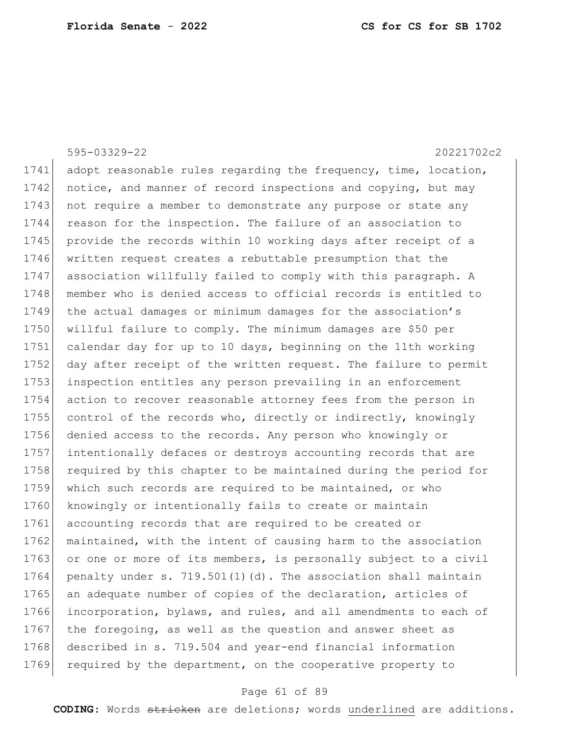adopt reasonable rules regarding the frequency, time, location, notice, and manner of record inspections and copying, but may not require a member to demonstrate any purpose or state any reason for the inspection. The failure of an association to provide the records within 10 working days after receipt of a written request creates a rebuttable presumption that the association willfully failed to comply with this paragraph. A member who is denied access to official records is entitled to the actual damages or minimum damages for the association's willful failure to comply. The minimum damages are $50 per calendar day for up to 10 days, beginning on the 11th working day after receipt of the written request. The failure to permit inspection entitles any person prevailing in an enforcement action to recover reasonable attorney fees from the person in control of the records who, directly or indirectly, knowingly denied access to the records. Any person who knowingly or intentionally defaces or destroys accounting records that are required by this chapter to be maintained during the period for which such records are required to be maintained, or who knowingly or intentionally fails to create or maintain accounting records that are required to be created or maintained, with the intent of causing harm to the association or one or more of its members, is personally subject to a civil penalty under s. 719.501(1)(d). The association shall maintain an adequate number of copies of the declaration, articles of incorporation, bylaws, and rules, and all amendments to each of the foregoing, as well as the question and answer sheet as described in s. 719.504 and year-end financial information required by the department, on the cooperative property to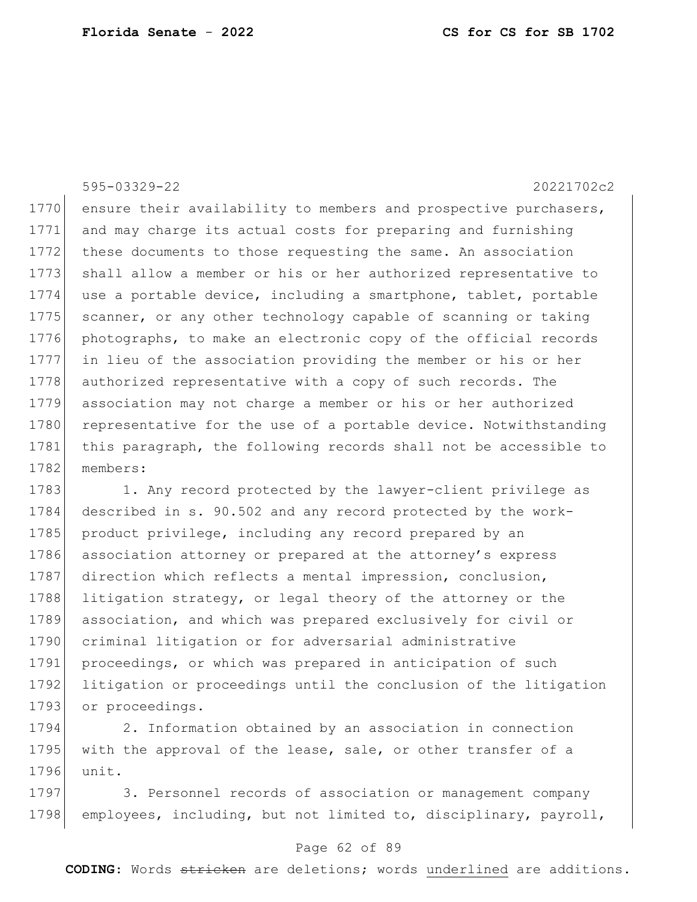ensure their availability to members and prospective purchasers, and may charge its actual costs for preparing and furnishing these documents to those requesting the same. An association shall allow a member or his or her authorized representative to use a portable device, including a smartphone, tablet, portable scanner, or any other technology capable of scanning or taking photographs, to make an electronic copy of the official records in lieu of the association providing the member or his or her authorized representative with a copy of such records. The association may not charge a member or his or her authorized representative for the use of a portable device. Notwithstanding this paragraph, the following records shall not be accessible to members:

1. Any record protected by the lawyer-client privilege as described in s. 90.502 and any record protected by the work-product privilege, including any record prepared by an association attorney or prepared at the attorney's express direction which reflects a mental impression, conclusion, litigation strategy, or legal theory of the attorney or the association, and which was prepared exclusively for civil or criminal litigation or for adversarial administrative proceedings, or which was prepared in anticipation of such litigation or proceedings until the conclusion of the litigation or proceedings.

2. Information obtained by an association in connection with the approval of the lease, sale, or other transfer of a unit.

3. Personnel records of association or management company employees, including, but not limited to, disciplinary, payroll,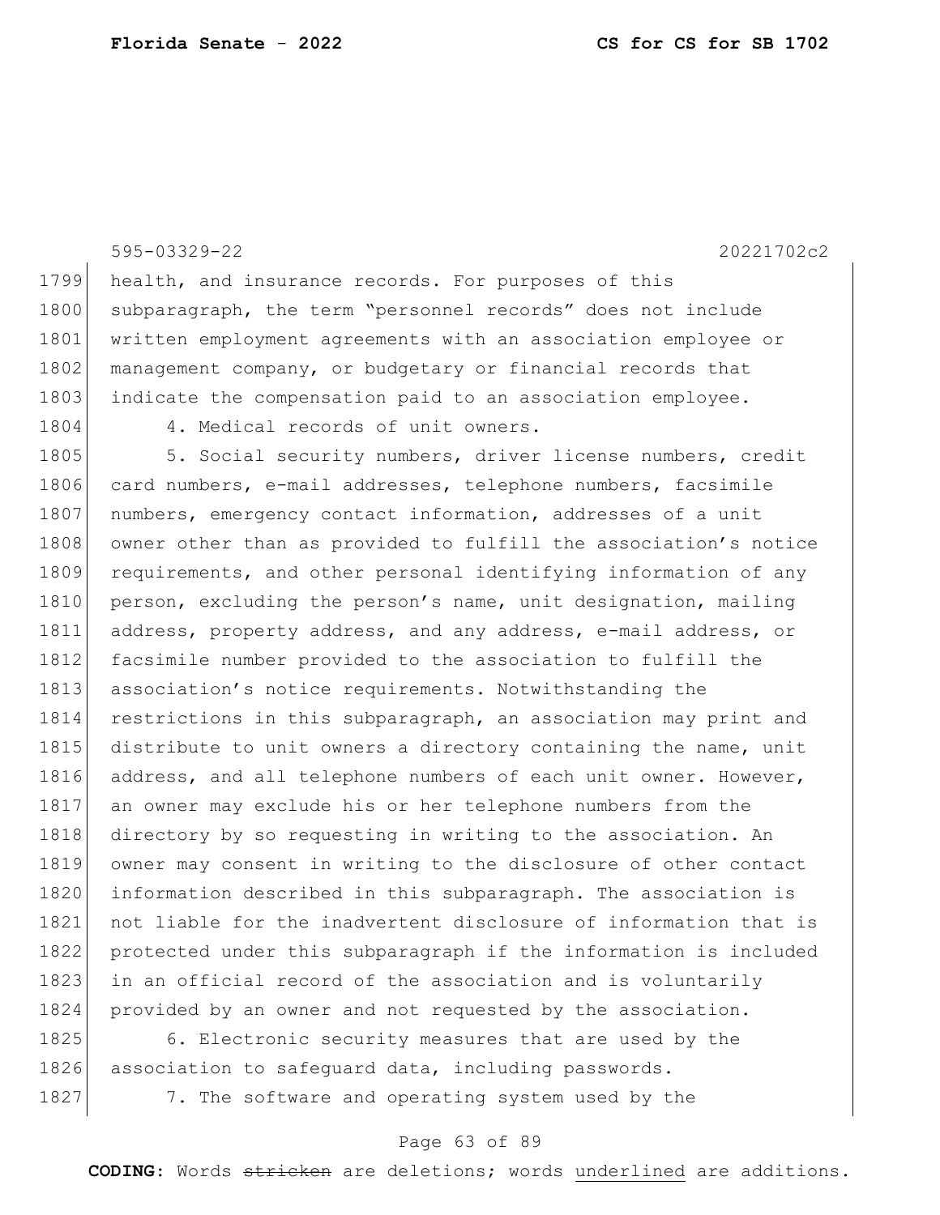health, and insurance records. For purposes of this subparagraph, the term "personnel records" does not include written employment agreements with an association employee or management company, or budgetary or financial records that indicate the compensation paid to an association employee.

4. Medical records of unit owners.

5. Social security numbers, driver license numbers, credit card numbers, e-mail addresses, telephone numbers, facsimile numbers, emergency contact information, addresses of a unit owner other than as provided to fulfill the association's notice requirements, and other personal identifying information of any person, excluding the person's name, unit designation, mailing address, property address, and any address, e-mail address, or facsimile number provided to the association to fulfill the association's notice requirements. Notwithstanding the restrictions in this subparagraph, an association may print and distribute to unit owners a directory containing the name, unit address, and all telephone numbers of each unit owner. However, an owner may exclude his or her telephone numbers from the directory by so requesting in writing to the association. An owner may consent in writing to the disclosure of other contact information described in this subparagraph. The association is not liable for the inadvertent disclosure of information that is protected under this subparagraph if the information is included in an official record of the association and is voluntarily provided by an owner and not requested by the association.

6. Electronic security measures that are used by the association to safeguard data, including passwords.

7. The software and operating system used by the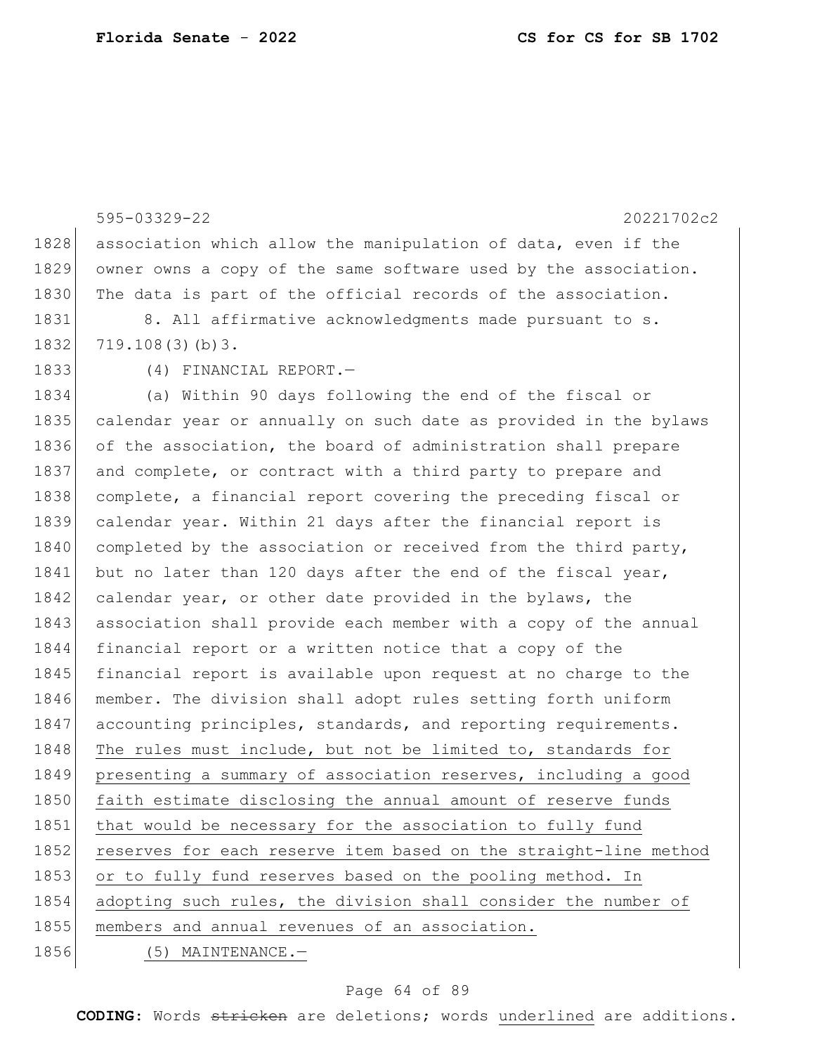association which allow the manipulation of data, even if the owner owns a copy of the same software used by the association. The data is part of the official records of the association.

8. All affirmative acknowledgments made pursuant to s. 719.108(3)(b)3.

(4) FINANCIAL REPORT.—

(a) Within 90 days following the end of the fiscal or calendar year or annually on such date as provided in the bylaws of the association, the board of administration shall prepare and complete, or contract with a third party to prepare and complete, a financial report covering the preceding fiscal or calendar year. Within 21 days after the financial report is completed by the association or received from the third party, but no later than 120 days after the end of the fiscal year, calendar year, or other date provided in the bylaws, the association shall provide each member with a copy of the annual financial report or a written notice that a copy of the financial report is available upon request at no charge to the member. The division shall adopt rules setting forth uniform accounting principles, standards, and reporting requirements. <u>The rules must include, but not be limited to, standards for presenting a summary of association reserves, including a good faith estimate disclosing the annual amount of reserve funds that would be necessary for the association to fully fund reserves for each reserve item based on the straight-line method or to fully fund reserves based on the pooling method. In adopting such rules, the division shall consider the number of members and annual revenues of an association.</u>

(5) MAINTENANCE.—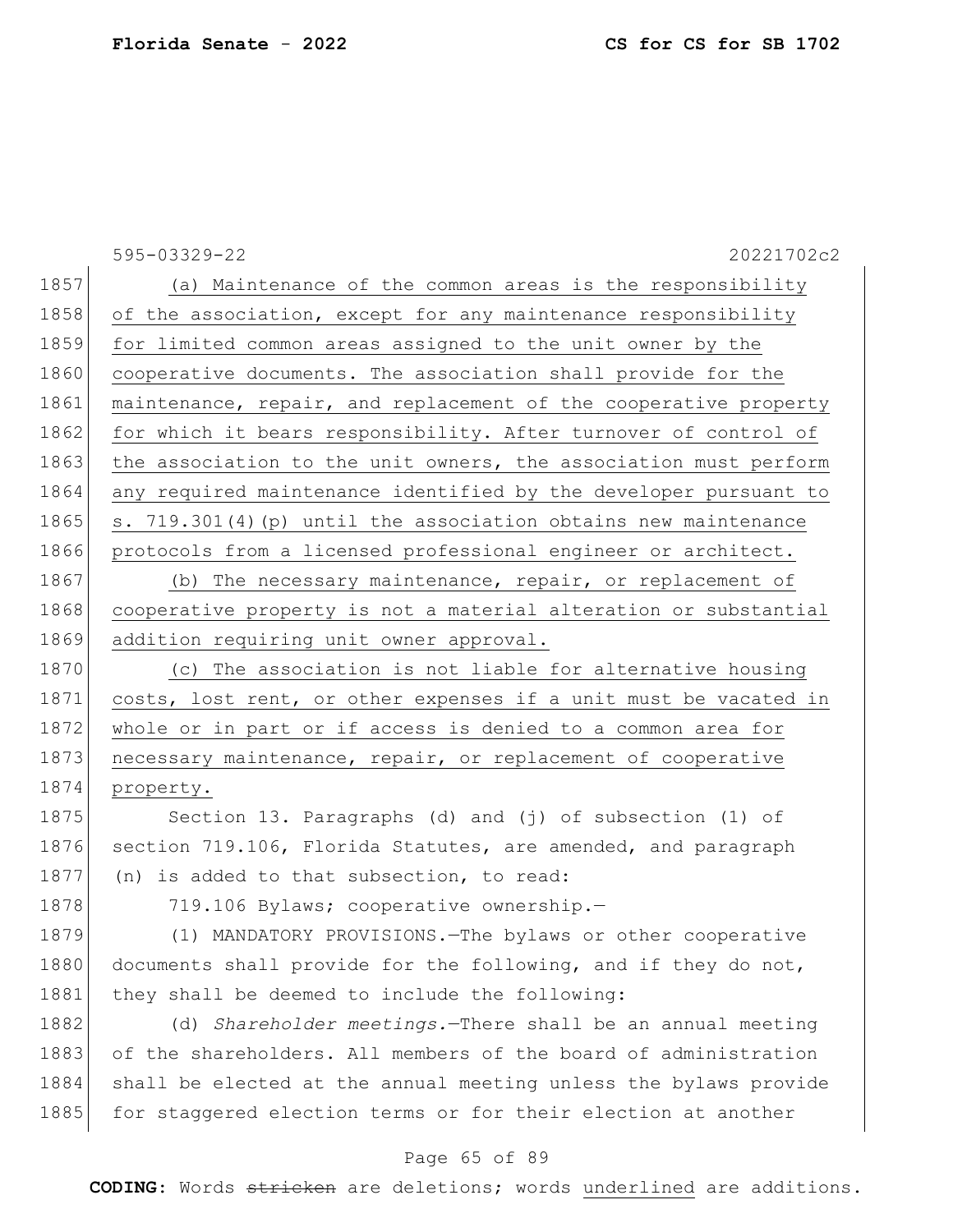(a) Maintenance of the common areas is the responsibility of the association, except for any maintenance responsibility for limited common areas assigned to the unit owner by the cooperative documents. The association shall provide for the maintenance, repair, and replacement of the cooperative property for which it bears responsibility. After turnover of control of the association to the unit owners, the association must perform any required maintenance identified by the developer pursuant to s. 719.301(4)(p) until the association obtains new maintenance protocols from a licensed professional engineer or architect.

(b) The necessary maintenance, repair, or replacement of cooperative property is not a material alteration or substantial addition requiring unit owner approval.

(c) The association is not liable for alternative housing costs, lost rent, or other expenses if a unit must be vacated in whole or in part or if access is denied to a common area for necessary maintenance, repair, or replacement of cooperative property.

Section 13. Paragraphs (d) and (j) of subsection (1) of section 719.106, Florida Statutes, are amended, and paragraph (n) is added to that subsection, to read:

719.106 Bylaws; cooperative ownership.—

(1) MANDATORY PROVISIONS.—The bylaws or other cooperative documents shall provide for the following, and if they do not, they shall be deemed to include the following:

(d) *Shareholder meetings.*—There shall be an annual meeting of the shareholders. All members of the board of administration shall be elected at the annual meeting unless the bylaws provide for staggered election terms or for their election at another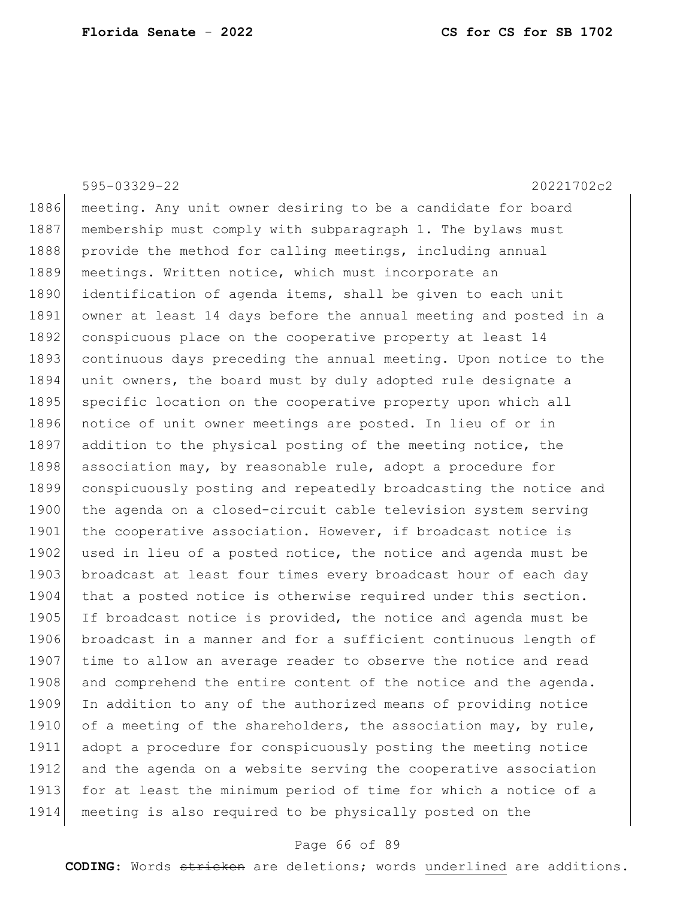meeting. Any unit owner desiring to be a candidate for board membership must comply with subparagraph 1. The bylaws must provide the method for calling meetings, including annual meetings. Written notice, which must incorporate an identification of agenda items, shall be given to each unit owner at least 14 days before the annual meeting and posted in a conspicuous place on the cooperative property at least 14 continuous days preceding the annual meeting. Upon notice to the unit owners, the board must by duly adopted rule designate a specific location on the cooperative property upon which all notice of unit owner meetings are posted. In lieu of or in addition to the physical posting of the meeting notice, the association may, by reasonable rule, adopt a procedure for conspicuously posting and repeatedly broadcasting the notice and the agenda on a closed-circuit cable television system serving the cooperative association. However, if broadcast notice is used in lieu of a posted notice, the notice and agenda must be broadcast at least four times every broadcast hour of each day that a posted notice is otherwise required under this section. If broadcast notice is provided, the notice and agenda must be broadcast in a manner and for a sufficient continuous length of time to allow an average reader to observe the notice and read and comprehend the entire content of the notice and the agenda. In addition to any of the authorized means of providing notice of a meeting of the shareholders, the association may, by rule, adopt a procedure for conspicuously posting the meeting notice and the agenda on a website serving the cooperative association for at least the minimum period of time for which a notice of a meeting is also required to be physically posted on the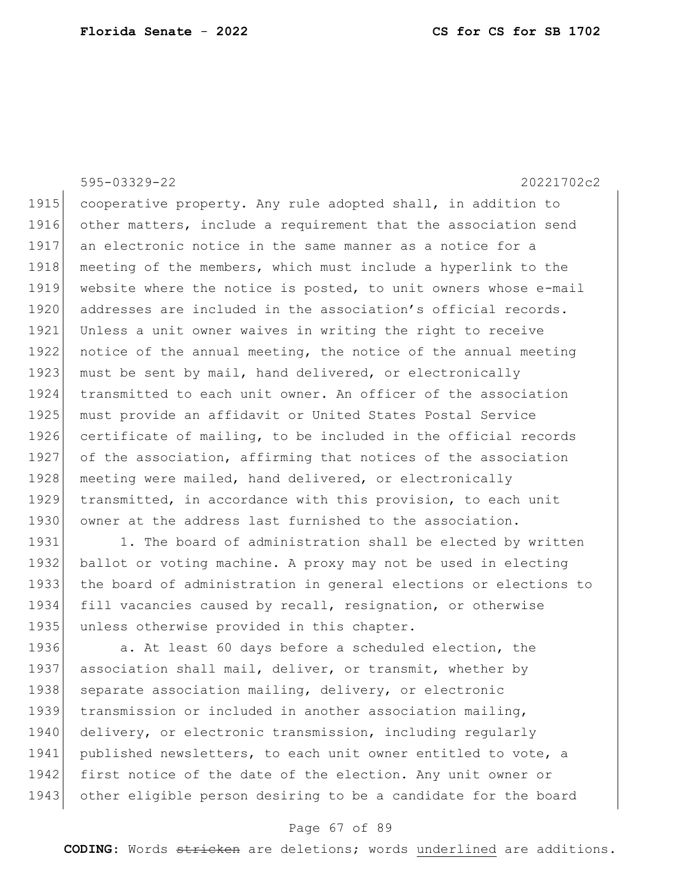cooperative property. Any rule adopted shall, in addition to other matters, include a requirement that the association send an electronic notice in the same manner as a notice for a meeting of the members, which must include a hyperlink to the website where the notice is posted, to unit owners whose e-mail addresses are included in the association's official records. Unless a unit owner waives in writing the right to receive notice of the annual meeting, the notice of the annual meeting must be sent by mail, hand delivered, or electronically transmitted to each unit owner. An officer of the association must provide an affidavit or United States Postal Service certificate of mailing, to be included in the official records of the association, affirming that notices of the association meeting were mailed, hand delivered, or electronically transmitted, in accordance with this provision, to each unit owner at the address last furnished to the association.

1. The board of administration shall be elected by written ballot or voting machine. A proxy may not be used in electing the board of administration in general elections or elections to fill vacancies caused by recall, resignation, or otherwise unless otherwise provided in this chapter.

a. At least 60 days before a scheduled election, the association shall mail, deliver, or transmit, whether by separate association mailing, delivery, or electronic transmission or included in another association mailing, delivery, or electronic transmission, including regularly published newsletters, to each unit owner entitled to vote, a first notice of the date of the election. Any unit owner or other eligible person desiring to be a candidate for the board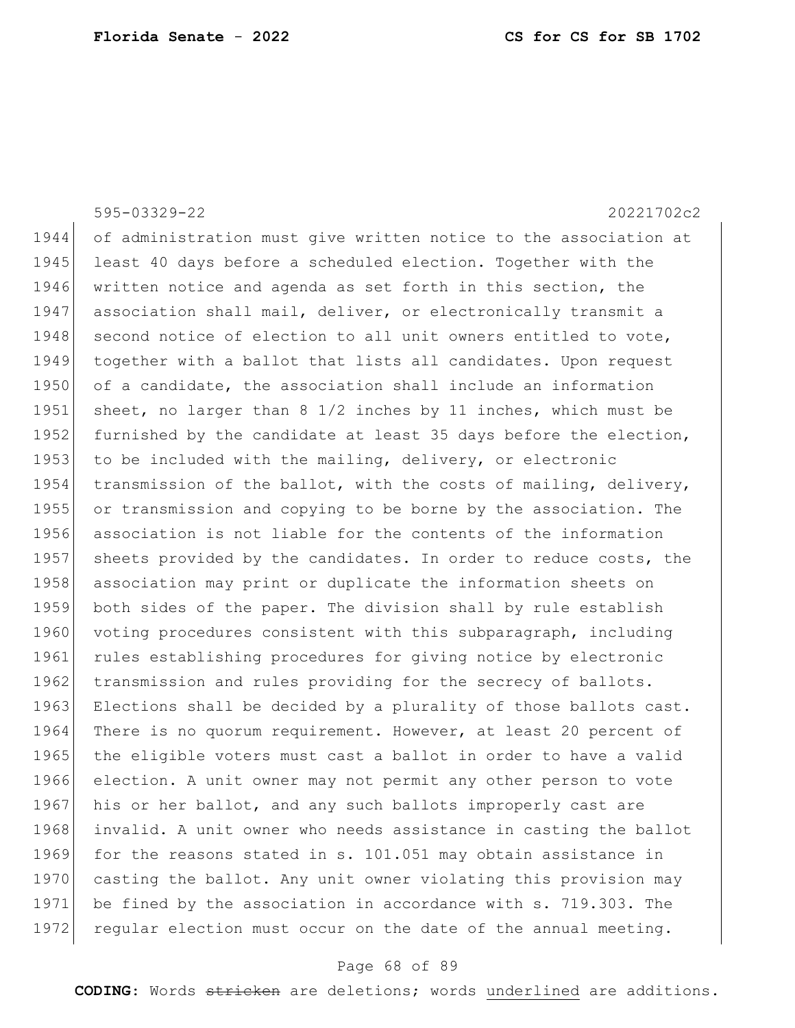595-03329-22 20221702c2

of administration must give written notice to the association at least 40 days before a scheduled election. Together with the written notice and agenda as set forth in this section, the association shall mail, deliver, or electronically transmit a second notice of election to all unit owners entitled to vote, together with a ballot that lists all candidates. Upon request of a candidate, the association shall include an information sheet, no larger than 8 1/2 inches by 11 inches, which must be furnished by the candidate at least 35 days before the election, to be included with the mailing, delivery, or electronic transmission of the ballot, with the costs of mailing, delivery, or transmission and copying to be borne by the association. The association is not liable for the contents of the information sheets provided by the candidates. In order to reduce costs, the association may print or duplicate the information sheets on both sides of the paper. The division shall by rule establish voting procedures consistent with this subparagraph, including rules establishing procedures for giving notice by electronic transmission and rules providing for the secrecy of ballots. Elections shall be decided by a plurality of those ballots cast. There is no quorum requirement. However, at least 20 percent of the eligible voters must cast a ballot in order to have a valid election. A unit owner may not permit any other person to vote his or her ballot, and any such ballots improperly cast are invalid. A unit owner who needs assistance in casting the ballot for the reasons stated in s. 101.051 may obtain assistance in casting the ballot. Any unit owner violating this provision may be fined by the association in accordance with s. 719.303. The regular election must occur on the date of the annual meeting.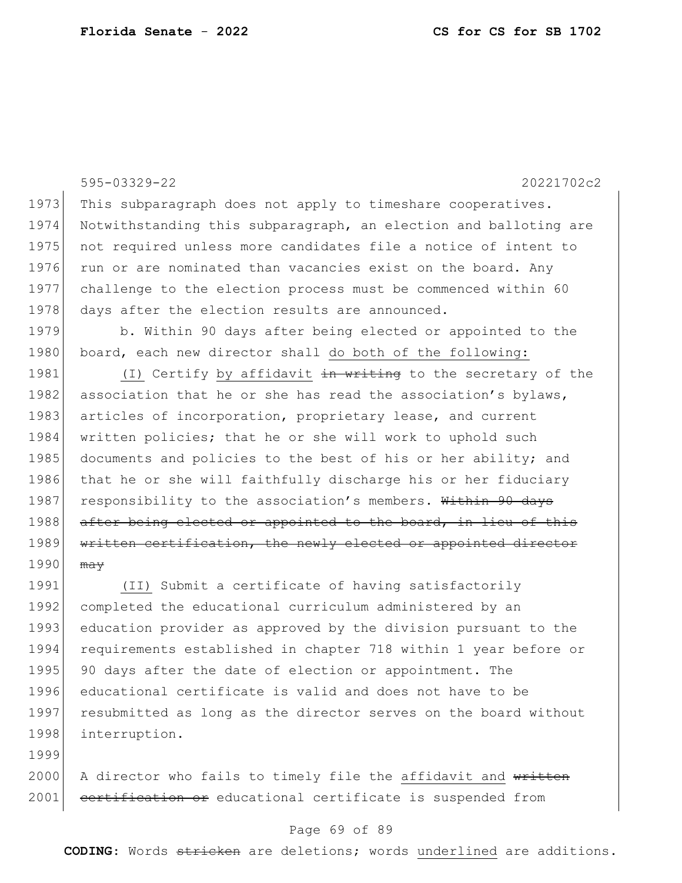595-03329-22 20221702c2

This subparagraph does not apply to timeshare cooperatives. Notwithstanding this subparagraph, an election and balloting are not required unless more candidates file a notice of intent to run or are nominated than vacancies exist on the board. Any challenge to the election process must be commenced within 60 days after the election results are announced.

b. Within 90 days after being elected or appointed to the board, each new director shall <u>do both of the following:</u>

<u>(I)</u> Certify <u>by affidavit</u> ~~in writing~~ to the secretary of the association that he or she has read the association's bylaws, articles of incorporation, proprietary lease, and current written policies; that he or she will work to uphold such documents and policies to the best of his or her ability; and that he or she will faithfully discharge his or her fiduciary responsibility to the association's members. ~~Within 90 days after being elected or appointed to the board, in lieu of this written certification, the newly elected or appointed director may~~

<u>(II)</u> Submit a certificate of having satisfactorily completed the educational curriculum administered by an education provider as approved by the division pursuant to the requirements established in chapter 718 within 1 year before or 90 days after the date of election or appointment. The educational certificate is valid and does not have to be resubmitted as long as the director serves on the board without interruption.

A director who fails to timely file the <u>affidavit and</u> ~~written certification or~~ educational certificate is suspended from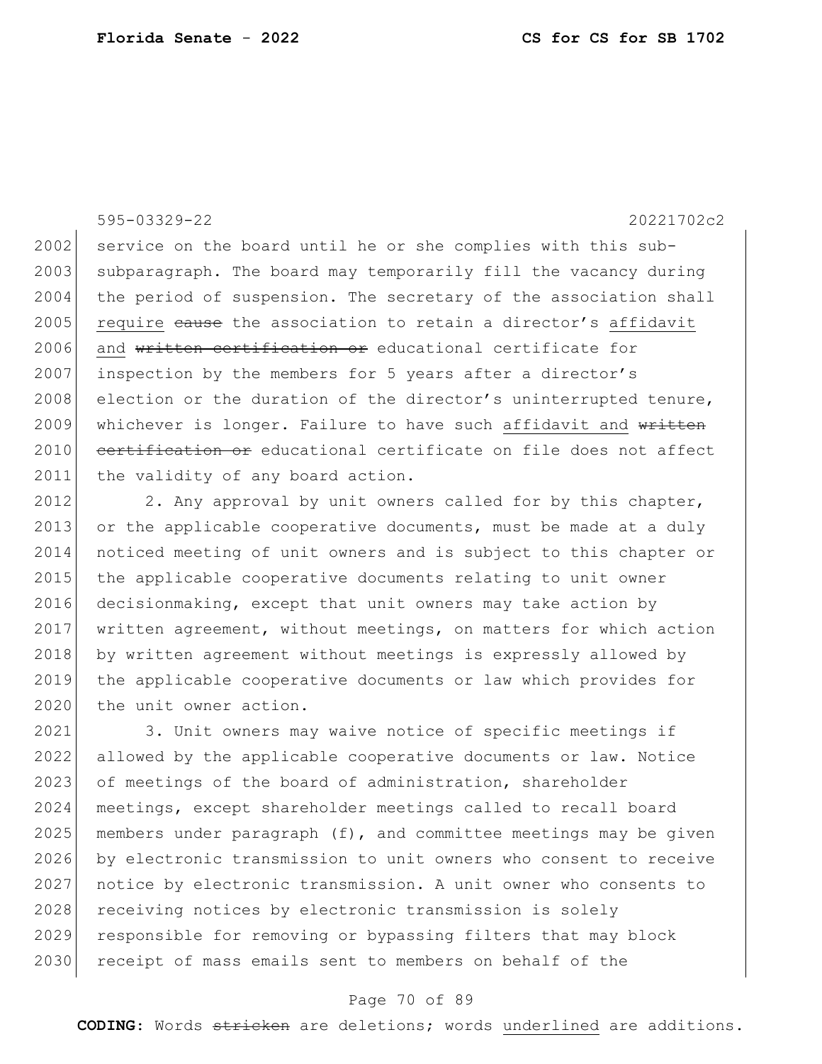service on the board until he or she complies with this sub-subparagraph. The board may temporarily fill the vacancy during the period of suspension. The secretary of the association shall <u>require</u> ~~cause~~ the association to retain a director's <u>affidavit and</u> ~~written certification or~~ educational certificate for inspection by the members for 5 years after a director's election or the duration of the director's uninterrupted tenure, whichever is longer. Failure to have such <u>affidavit and</u> ~~written certification or~~ educational certificate on file does not affect the validity of any board action.

2. Any approval by unit owners called for by this chapter, or the applicable cooperative documents, must be made at a duly noticed meeting of unit owners and is subject to this chapter or the applicable cooperative documents relating to unit owner decisionmaking, except that unit owners may take action by written agreement, without meetings, on matters for which action by written agreement without meetings is expressly allowed by the applicable cooperative documents or law which provides for the unit owner action.

3. Unit owners may waive notice of specific meetings if allowed by the applicable cooperative documents or law. Notice of meetings of the board of administration, shareholder meetings, except shareholder meetings called to recall board members under paragraph (f), and committee meetings may be given by electronic transmission to unit owners who consent to receive notice by electronic transmission. A unit owner who consents to receiving notices by electronic transmission is solely responsible for removing or bypassing filters that may block receipt of mass emails sent to members on behalf of the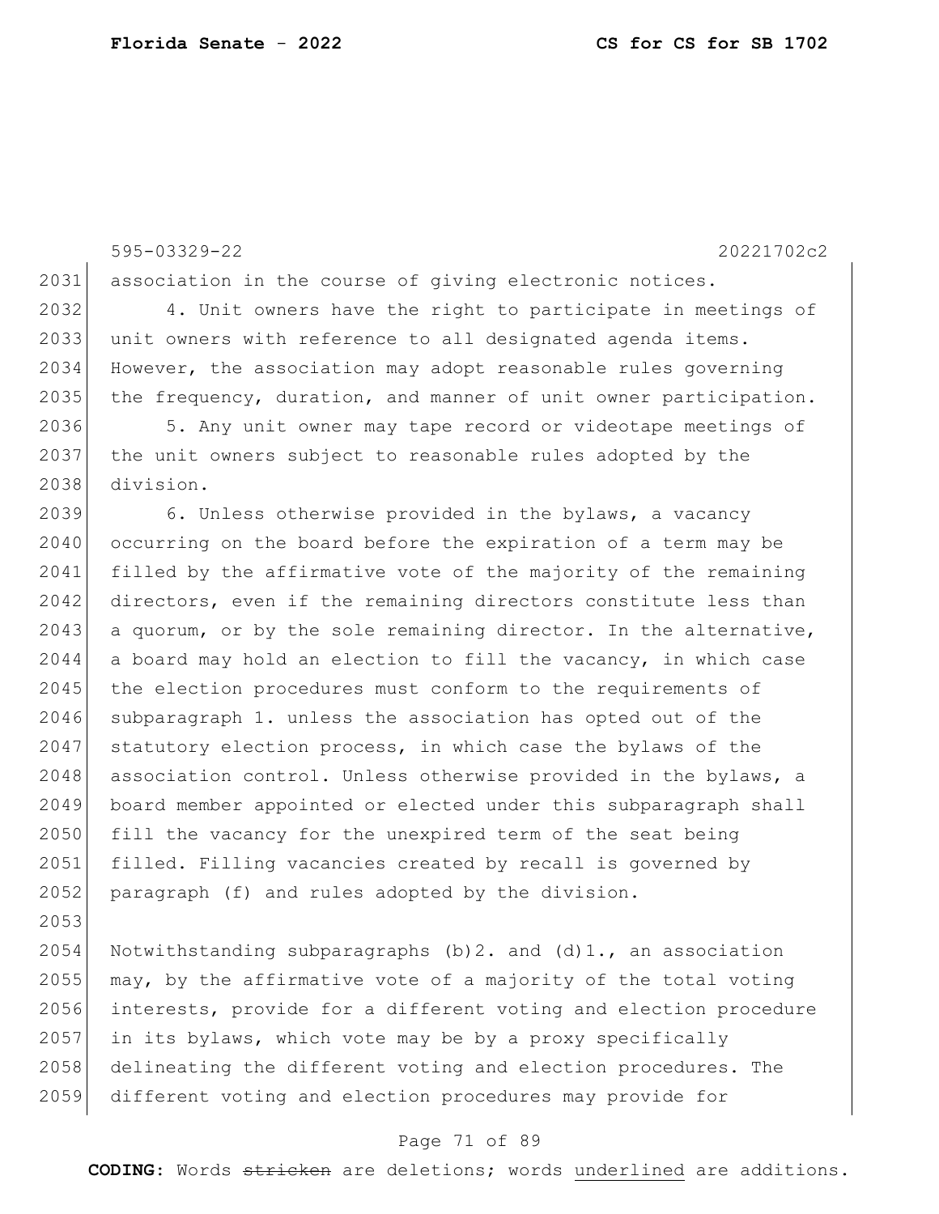association in the course of giving electronic notices.

4. Unit owners have the right to participate in meetings of unit owners with reference to all designated agenda items. However, the association may adopt reasonable rules governing the frequency, duration, and manner of unit owner participation.

5. Any unit owner may tape record or videotape meetings of the unit owners subject to reasonable rules adopted by the division.

6. Unless otherwise provided in the bylaws, a vacancy occurring on the board before the expiration of a term may be filled by the affirmative vote of the majority of the remaining directors, even if the remaining directors constitute less than a quorum, or by the sole remaining director. In the alternative, a board may hold an election to fill the vacancy, in which case the election procedures must conform to the requirements of subparagraph 1. unless the association has opted out of the statutory election process, in which case the bylaws of the association control. Unless otherwise provided in the bylaws, a board member appointed or elected under this subparagraph shall fill the vacancy for the unexpired term of the seat being filled. Filling vacancies created by recall is governed by paragraph (f) and rules adopted by the division.

Notwithstanding subparagraphs (b)2. and (d)1., an association may, by the affirmative vote of a majority of the total voting interests, provide for a different voting and election procedure in its bylaws, which vote may be by a proxy specifically delineating the different voting and election procedures. The different voting and election procedures may provide for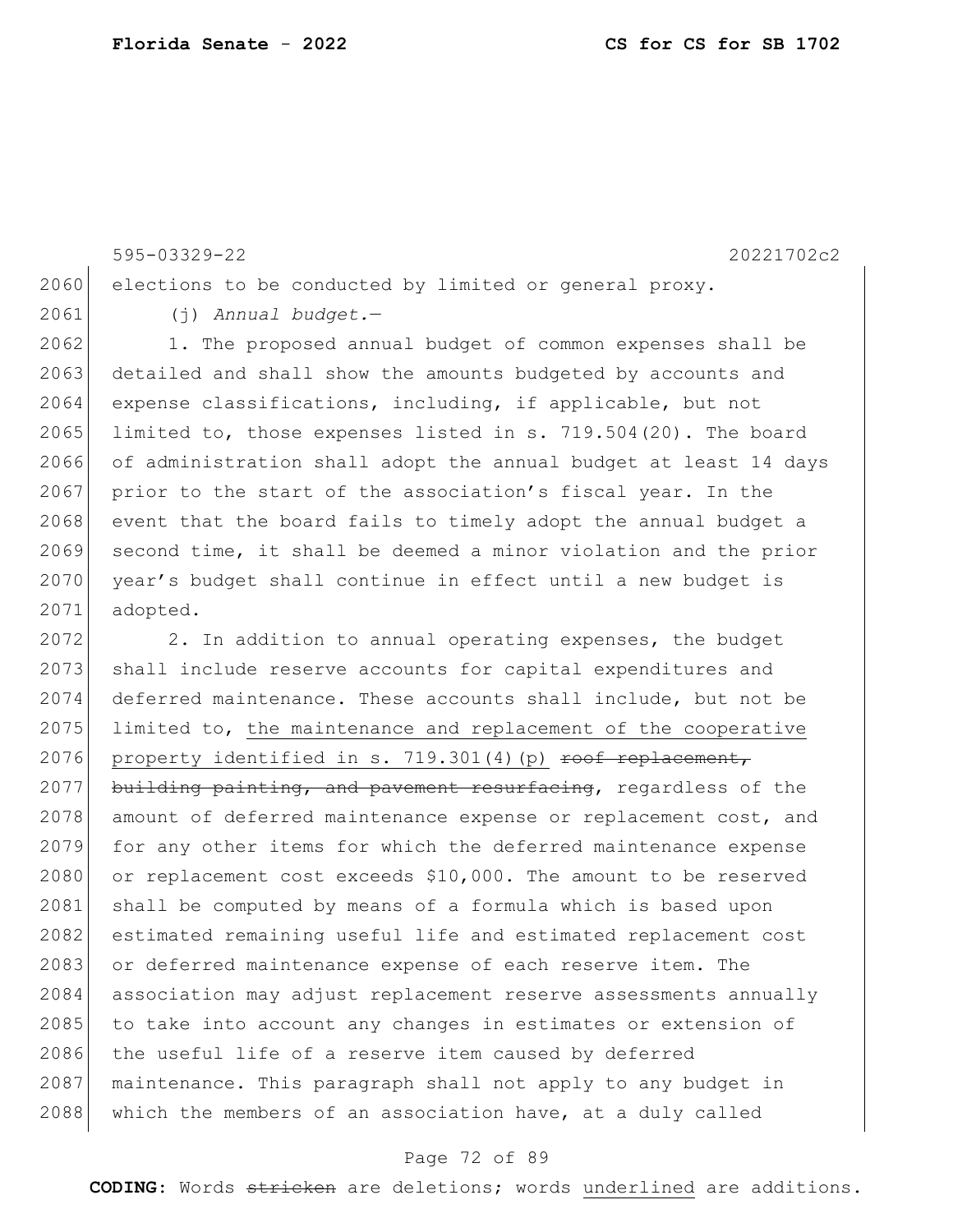595-03329-22 20221702c2

elections to be conducted by limited or general proxy.

(j) *Annual budget.*—

1. The proposed annual budget of common expenses shall be detailed and shall show the amounts budgeted by accounts and expense classifications, including, if applicable, but not limited to, those expenses listed in s. 719.504(20). The board of administration shall adopt the annual budget at least 14 days prior to the start of the association's fiscal year. In the event that the board fails to timely adopt the annual budget a second time, it shall be deemed a minor violation and the prior year's budget shall continue in effect until a new budget is adopted.

2. In addition to annual operating expenses, the budget shall include reserve accounts for capital expenditures and deferred maintenance. These accounts shall include, but not be limited to, the maintenance and replacement of the cooperative property identified in s. 719.301(4)(p) ~~roof replacement, building painting, and pavement resurfacing~~, regardless of the amount of deferred maintenance expense or replacement cost, and for any other items for which the deferred maintenance expense or replacement cost exceeds $10,000. The amount to be reserved shall be computed by means of a formula which is based upon estimated remaining useful life and estimated replacement cost or deferred maintenance expense of each reserve item. The association may adjust replacement reserve assessments annually to take into account any changes in estimates or extension of the useful life of a reserve item caused by deferred maintenance. This paragraph shall not apply to any budget in which the members of an association have, at a duly called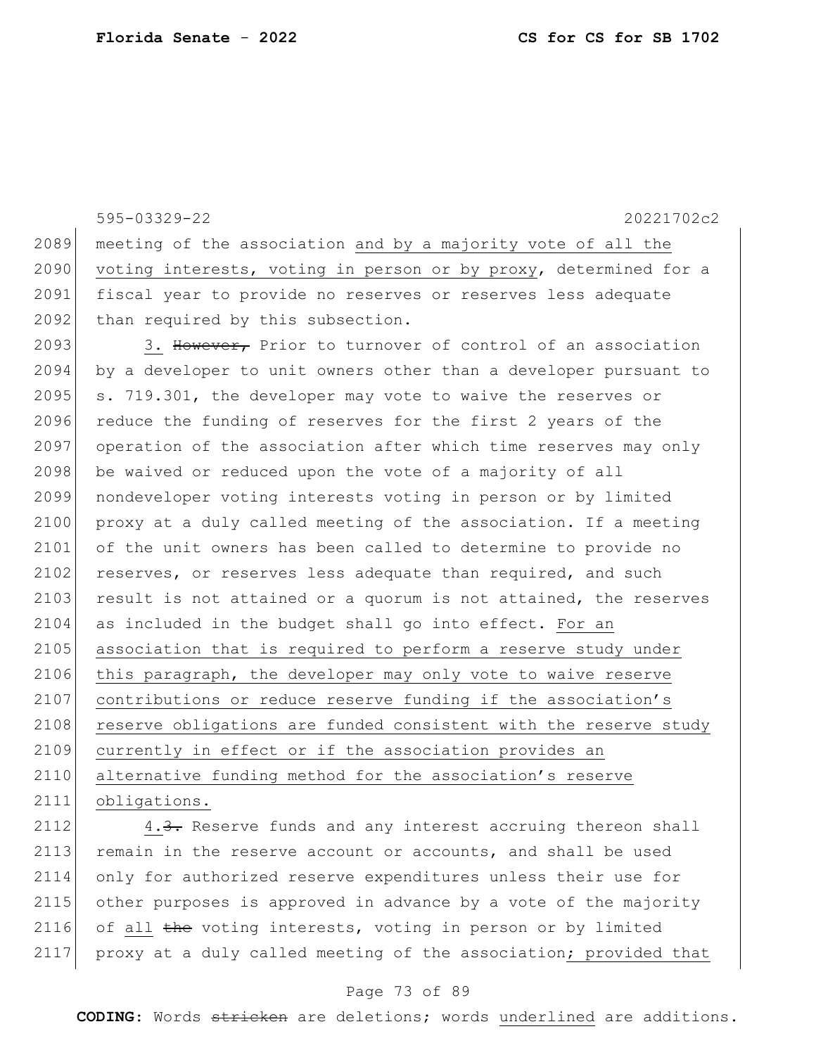595-03329-22 20221702c2

meeting of the association and by a majority vote of all the voting interests, voting in person or by proxy, determined for a fiscal year to provide no reserves or reserves less adequate than required by this subsection.

3. ~~However,~~ Prior to turnover of control of an association by a developer to unit owners other than a developer pursuant to s. 719.301, the developer may vote to waive the reserves or reduce the funding of reserves for the first 2 years of the operation of the association after which time reserves may only be waived or reduced upon the vote of a majority of all nondeveloper voting interests voting in person or by limited proxy at a duly called meeting of the association. If a meeting of the unit owners has been called to determine to provide no reserves, or reserves less adequate than required, and such result is not attained or a quorum is not attained, the reserves as included in the budget shall go into effect. For an association that is required to perform a reserve study under this paragraph, the developer may only vote to waive reserve contributions or reduce reserve funding if the association's reserve obligations are funded consistent with the reserve study currently in effect or if the association provides an alternative funding method for the association's reserve obligations.

4.~~3.~~ Reserve funds and any interest accruing thereon shall remain in the reserve account or accounts, and shall be used only for authorized reserve expenditures unless their use for other purposes is approved in advance by a vote of the majority of all ~~the~~ voting interests, voting in person or by limited proxy at a duly called meeting of the association; provided that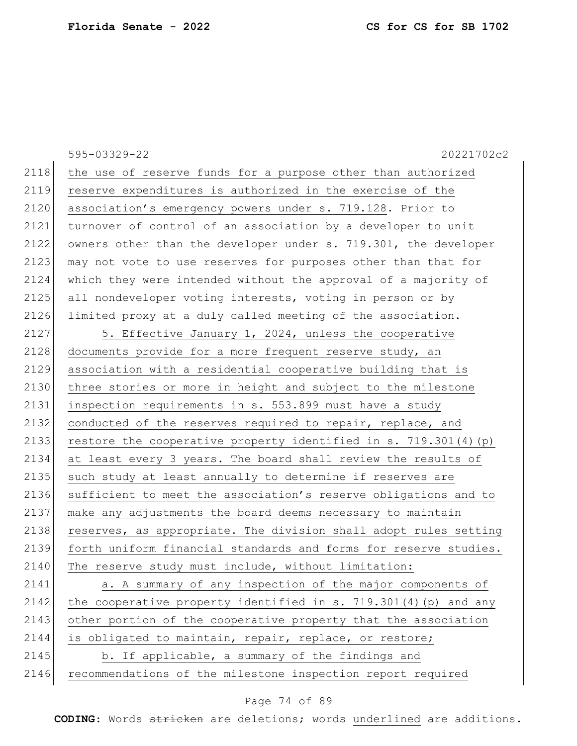the use of reserve funds for a purpose other than authorized reserve expenditures is authorized in the exercise of the association's emergency powers under s. 719.128. Prior to turnover of control of an association by a developer to unit owners other than the developer under s. 719.301, the developer may not vote to use reserves for purposes other than that for which they were intended without the approval of a majority of all nondeveloper voting interests, voting in person or by limited proxy at a duly called meeting of the association.

5. Effective January 1, 2024, unless the cooperative documents provide for a more frequent reserve study, an association with a residential cooperative building that is three stories or more in height and subject to the milestone inspection requirements in s. 553.899 must have a study conducted of the reserves required to repair, replace, and restore the cooperative property identified in s. 719.301(4)(p) at least every 3 years. The board shall review the results of such study at least annually to determine if reserves are sufficient to meet the association's reserve obligations and to make any adjustments the board deems necessary to maintain reserves, as appropriate. The division shall adopt rules setting forth uniform financial standards and forms for reserve studies. The reserve study must include, without limitation:

a. A summary of any inspection of the major components of the cooperative property identified in s. 719.301(4)(p) and any other portion of the cooperative property that the association is obligated to maintain, repair, replace, or restore;

b. If applicable, a summary of the findings and recommendations of the milestone inspection report required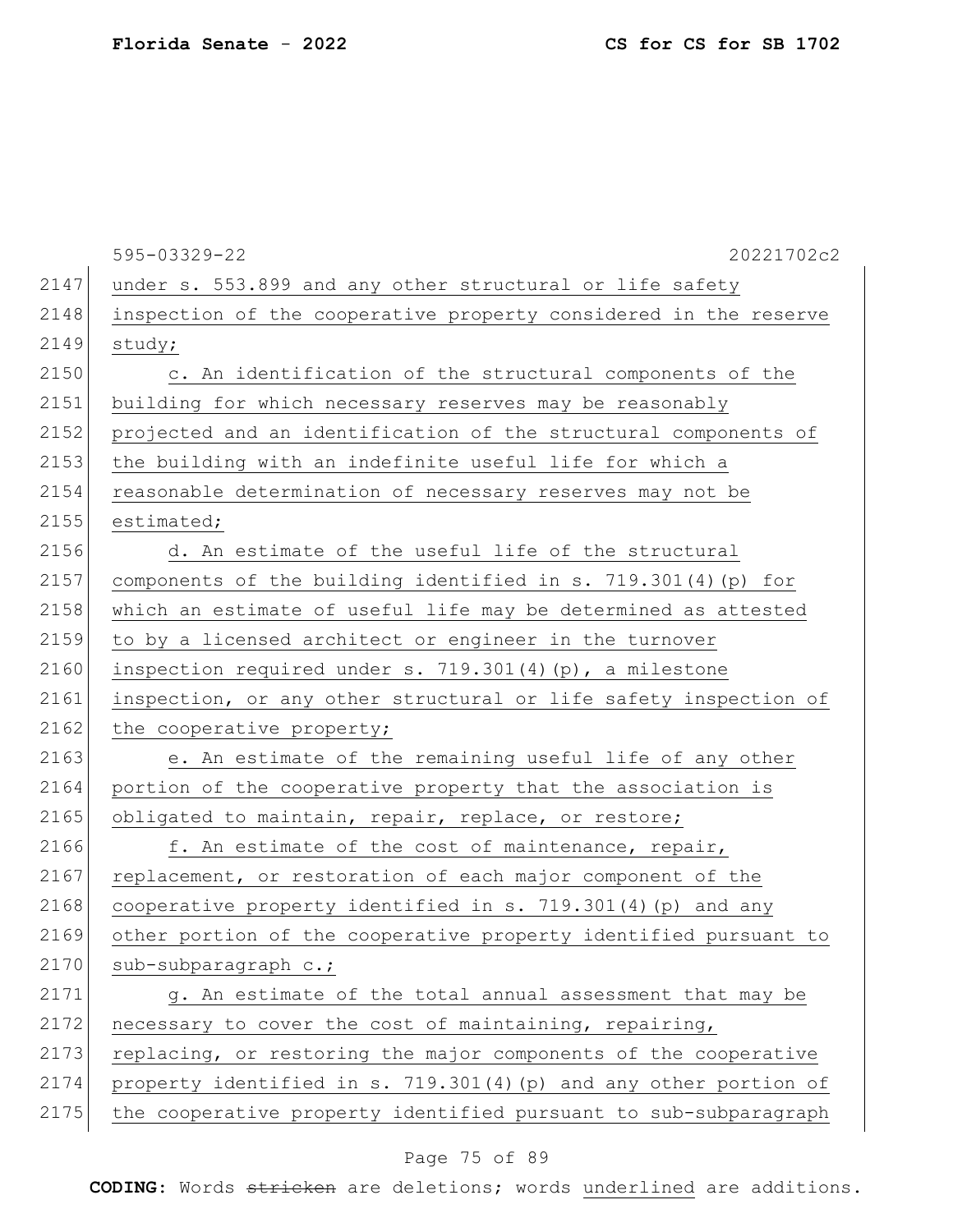under s. 553.899 and any other structural or life safety inspection of the cooperative property considered in the reserve study;

c. An identification of the structural components of the building for which necessary reserves may be reasonably projected and an identification of the structural components of the building with an indefinite useful life for which a reasonable determination of necessary reserves may not be estimated;

d. An estimate of the useful life of the structural components of the building identified in s. 719.301(4)(p) for which an estimate of useful life may be determined as attested to by a licensed architect or engineer in the turnover inspection required under s. 719.301(4)(p), a milestone inspection, or any other structural or life safety inspection of the cooperative property;

e. An estimate of the remaining useful life of any other portion of the cooperative property that the association is obligated to maintain, repair, replace, or restore;

f. An estimate of the cost of maintenance, repair, replacement, or restoration of each major component of the cooperative property identified in s. 719.301(4)(p) and any other portion of the cooperative property identified pursuant to sub-subparagraph c.;

g. An estimate of the total annual assessment that may be necessary to cover the cost of maintaining, repairing, replacing, or restoring the major components of the cooperative property identified in s. 719.301(4)(p) and any other portion of the cooperative property identified pursuant to sub-subparagraph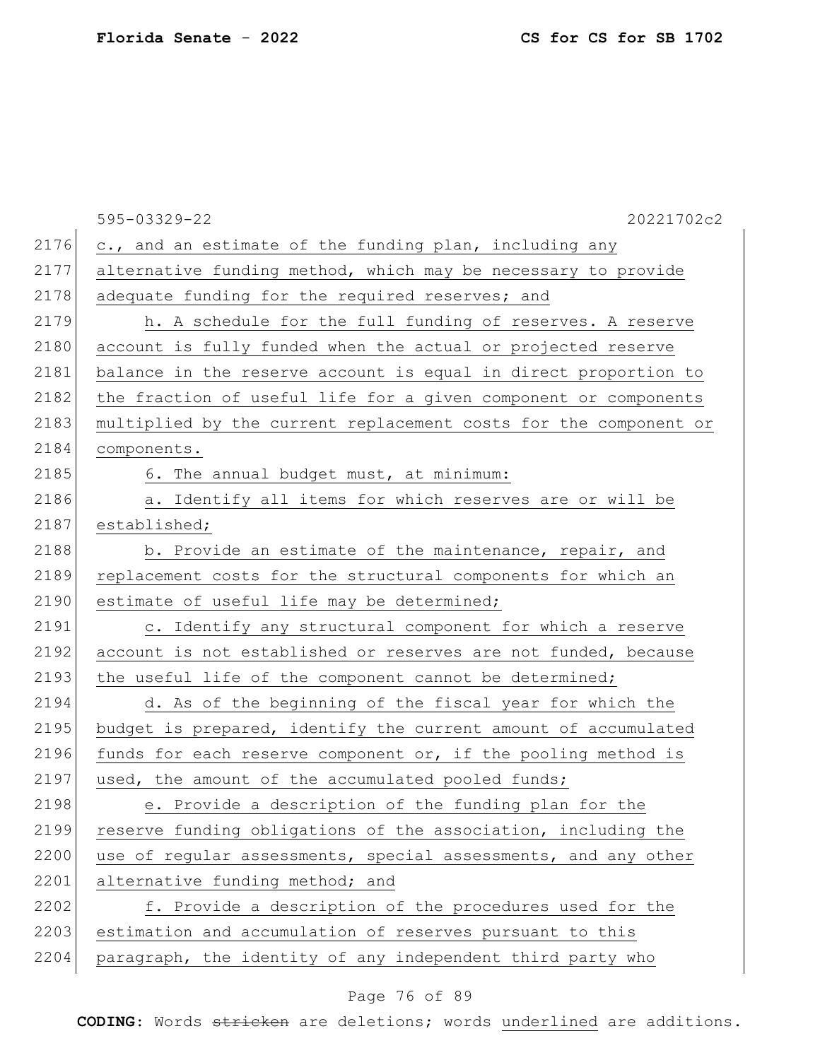c., and an estimate of the funding plan, including any alternative funding method, which may be necessary to provide adequate funding for the required reserves; and

h. A schedule for the full funding of reserves. A reserve account is fully funded when the actual or projected reserve balance in the reserve account is equal in direct proportion to the fraction of useful life for a given component or components multiplied by the current replacement costs for the component or components.

6. The annual budget must, at minimum:

a. Identify all items for which reserves are or will be established;

b. Provide an estimate of the maintenance, repair, and replacement costs for the structural components for which an estimate of useful life may be determined;

c. Identify any structural component for which a reserve account is not established or reserves are not funded, because the useful life of the component cannot be determined;

d. As of the beginning of the fiscal year for which the budget is prepared, identify the current amount of accumulated funds for each reserve component or, if the pooling method is used, the amount of the accumulated pooled funds;

e. Provide a description of the funding plan for the reserve funding obligations of the association, including the use of regular assessments, special assessments, and any other alternative funding method; and

f. Provide a description of the procedures used for the estimation and accumulation of reserves pursuant to this paragraph, the identity of any independent third party who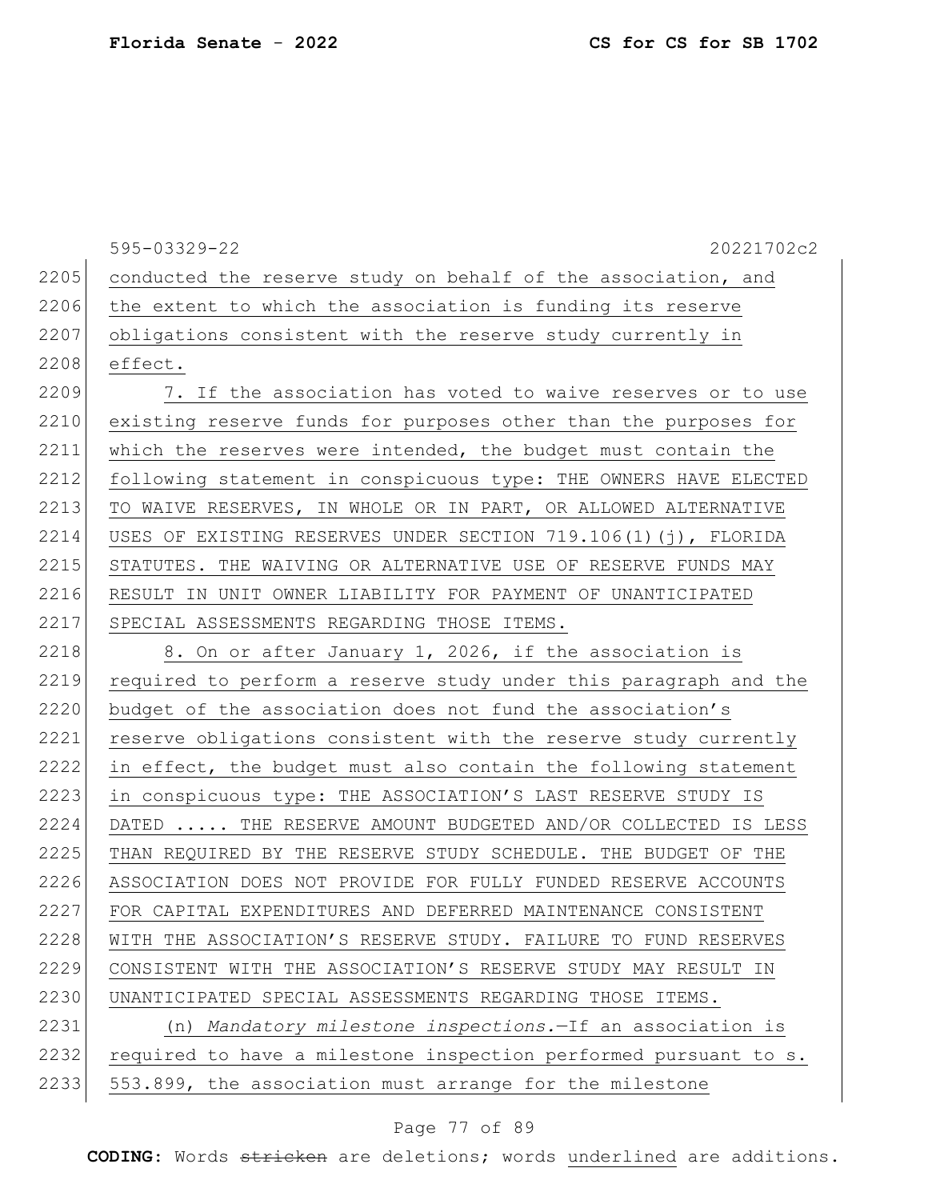conducted the reserve study on behalf of the association, and the extent to which the association is funding its reserve obligations consistent with the reserve study currently in effect.

7. If the association has voted to waive reserves or to use existing reserve funds for purposes other than the purposes for which the reserves were intended, the budget must contain the following statement in conspicuous type: THE OWNERS HAVE ELECTED TO WAIVE RESERVES, IN WHOLE OR IN PART, OR ALLOWED ALTERNATIVE USES OF EXISTING RESERVES UNDER SECTION 719.106(1)(j), FLORIDA STATUTES. THE WAIVING OR ALTERNATIVE USE OF RESERVE FUNDS MAY RESULT IN UNIT OWNER LIABILITY FOR PAYMENT OF UNANTICIPATED SPECIAL ASSESSMENTS REGARDING THOSE ITEMS.

8. On or after January 1, 2026, if the association is required to perform a reserve study under this paragraph and the budget of the association does not fund the association's reserve obligations consistent with the reserve study currently in effect, the budget must also contain the following statement in conspicuous type: THE ASSOCIATION'S LAST RESERVE STUDY IS DATED ..... THE RESERVE AMOUNT BUDGETED AND/OR COLLECTED IS LESS THAN REQUIRED BY THE RESERVE STUDY SCHEDULE. THE BUDGET OF THE ASSOCIATION DOES NOT PROVIDE FOR FULLY FUNDED RESERVE ACCOUNTS FOR CAPITAL EXPENDITURES AND DEFERRED MAINTENANCE CONSISTENT WITH THE ASSOCIATION'S RESERVE STUDY. FAILURE TO FUND RESERVES CONSISTENT WITH THE ASSOCIATION'S RESERVE STUDY MAY RESULT IN UNANTICIPATED SPECIAL ASSESSMENTS REGARDING THOSE ITEMS.

(n) *Mandatory milestone inspections.*—If an association is required to have a milestone inspection performed pursuant to s. 553.899, the association must arrange for the milestone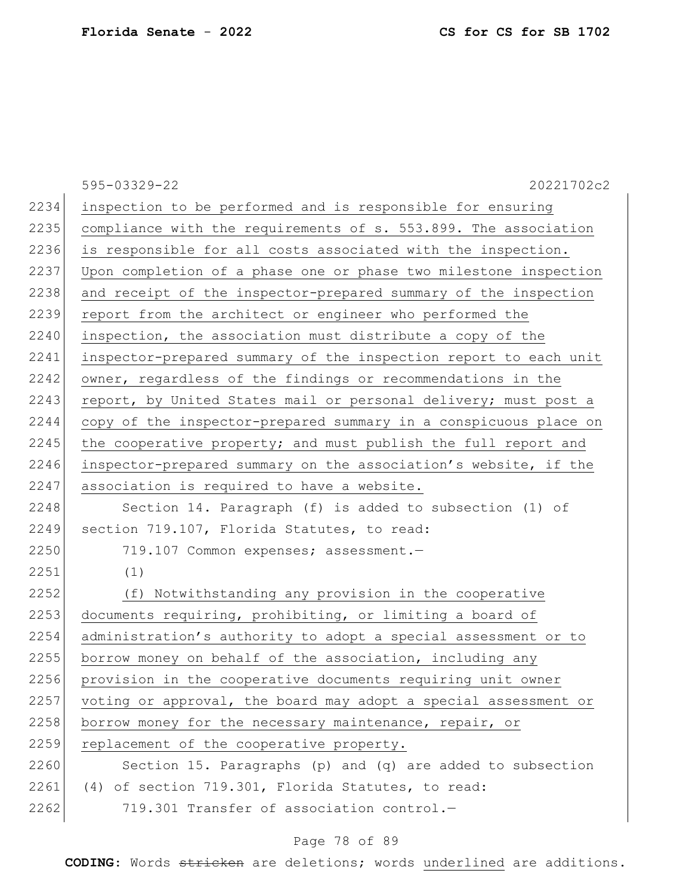inspection to be performed and is responsible for ensuring compliance with the requirements of s. 553.899. The association is responsible for all costs associated with the inspection. Upon completion of a phase one or phase two milestone inspection and receipt of the inspector-prepared summary of the inspection report from the architect or engineer who performed the inspection, the association must distribute a copy of the inspector-prepared summary of the inspection report to each unit owner, regardless of the findings or recommendations in the report, by United States mail or personal delivery; must post a copy of the inspector-prepared summary in a conspicuous place on the cooperative property; and must publish the full report and inspector-prepared summary on the association's website, if the association is required to have a website.

Section 14. Paragraph (f) is added to subsection (1) of section 719.107, Florida Statutes, to read:

719.107 Common expenses; assessment.—

(1)

(f) Notwithstanding any provision in the cooperative documents requiring, prohibiting, or limiting a board of administration's authority to adopt a special assessment or to borrow money on behalf of the association, including any provision in the cooperative documents requiring unit owner voting or approval, the board may adopt a special assessment or borrow money for the necessary maintenance, repair, or replacement of the cooperative property.

Section 15. Paragraphs (p) and (q) are added to subsection (4) of section 719.301, Florida Statutes, to read:

719.301 Transfer of association control.—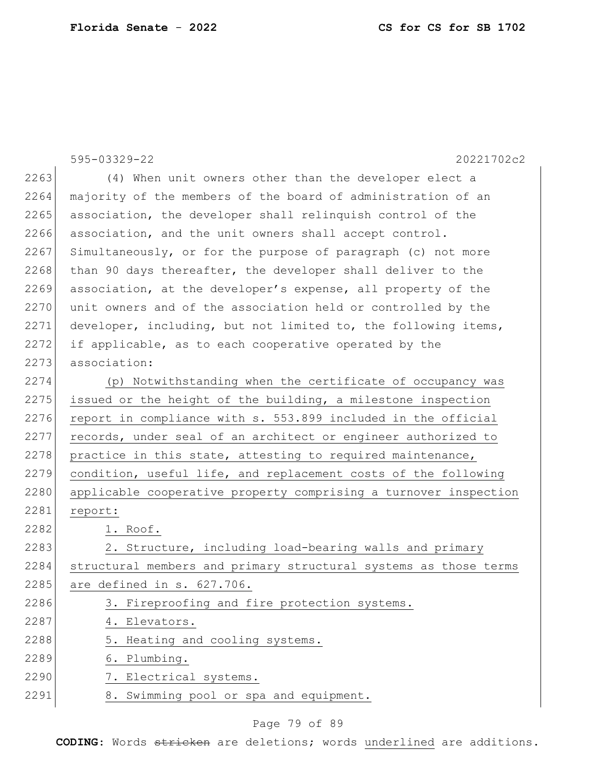(4) When unit owners other than the developer elect a majority of the members of the board of administration of an association, the developer shall relinquish control of the association, and the unit owners shall accept control. Simultaneously, or for the purpose of paragraph (c) not more than 90 days thereafter, the developer shall deliver to the association, at the developer's expense, all property of the unit owners and of the association held or controlled by the developer, including, but not limited to, the following items, if applicable, as to each cooperative operated by the association:

(p) Notwithstanding when the certificate of occupancy was issued or the height of the building, a milestone inspection report in compliance with s. 553.899 included in the official records, under seal of an architect or engineer authorized to practice in this state, attesting to required maintenance, condition, useful life, and replacement costs of the following applicable cooperative property comprising a turnover inspection report:

1. Roof.

2. Structure, including load-bearing walls and primary structural members and primary structural systems as those terms are defined in s. 627.706.

3. Fireproofing and fire protection systems.

4. Elevators.

5. Heating and cooling systems.

6. Plumbing.

7. Electrical systems.

8. Swimming pool or spa and equipment.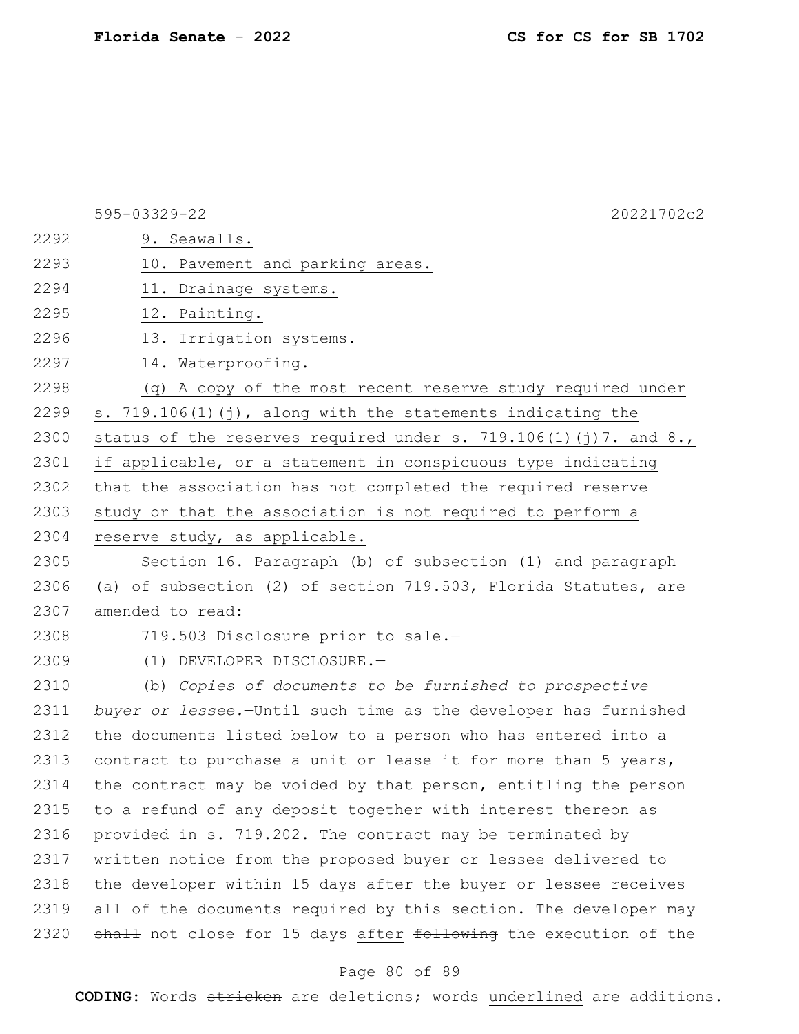9. Seawalls.

10. Pavement and parking areas.

11. Drainage systems.

12. Painting.

13. Irrigation systems.

14. Waterproofing.

(q) A copy of the most recent reserve study required under s. 719.106(1)(j), along with the statements indicating the status of the reserves required under s. 719.106(1)(j)7. and 8., if applicable, or a statement in conspicuous type indicating that the association has not completed the required reserve study or that the association is not required to perform a reserve study, as applicable.

Section 16. Paragraph (b) of subsection (1) and paragraph (a) of subsection (2) of section 719.503, Florida Statutes, are amended to read:

719.503 Disclosure prior to sale.—

(1) DEVELOPER DISCLOSURE.—

(b) *Copies of documents to be furnished to prospective buyer or lessee.*—Until such time as the developer has furnished the documents listed below to a person who has entered into a contract to purchase a unit or lease it for more than 5 years, the contract may be voided by that person, entitling the person to a refund of any deposit together with interest thereon as provided in s. 719.202. The contract may be terminated by written notice from the proposed buyer or lessee delivered to the developer within 15 days after the buyer or lessee receives all of the documents required by this section. The developer may ~~shall~~ not close for 15 days after ~~following~~ the execution of the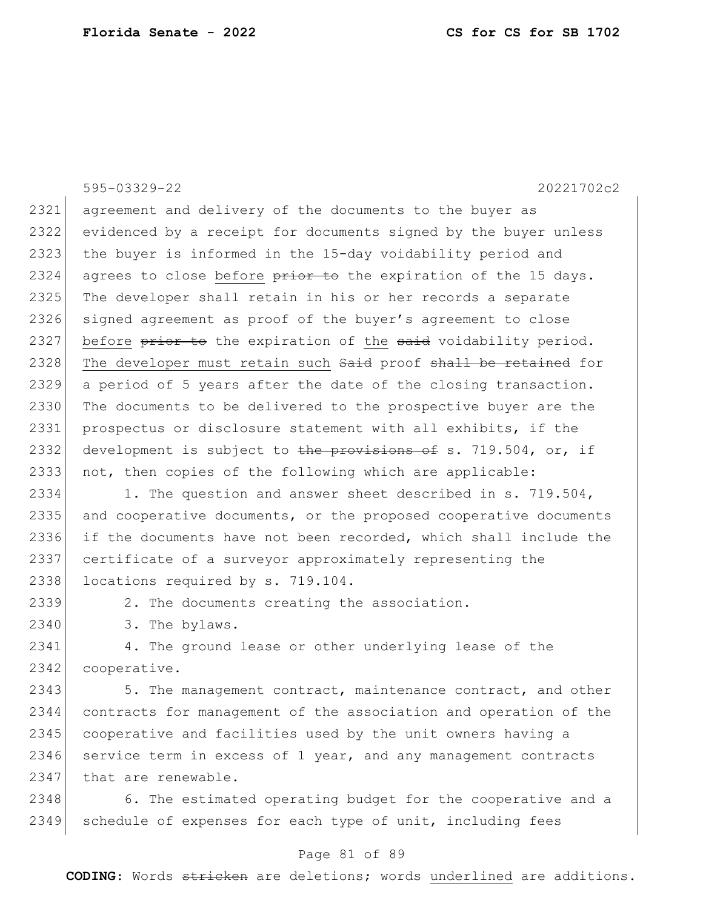agreement and delivery of the documents to the buyer as evidenced by a receipt for documents signed by the buyer unless the buyer is informed in the 15-day voidability period and agrees to close <u>before</u> ~~prior to~~ the expiration of the 15 days. The developer shall retain in his or her records a separate signed agreement as proof of the buyer's agreement to close <u>before</u> ~~prior to~~ the expiration of <u>the</u> ~~said~~ voidability period. <u>The developer must retain such</u> ~~Said~~ proof ~~shall be retained~~ for a period of 5 years after the date of the closing transaction. The documents to be delivered to the prospective buyer are the prospectus or disclosure statement with all exhibits, if the development is subject to ~~the provisions of~~ s. 719.504, or, if not, then copies of the following which are applicable:

1. The question and answer sheet described in s. 719.504, and cooperative documents, or the proposed cooperative documents if the documents have not been recorded, which shall include the certificate of a surveyor approximately representing the locations required by s. 719.104.

2. The documents creating the association.

3. The bylaws.

4. The ground lease or other underlying lease of the cooperative.

5. The management contract, maintenance contract, and other contracts for management of the association and operation of the cooperative and facilities used by the unit owners having a service term in excess of 1 year, and any management contracts that are renewable.

6. The estimated operating budget for the cooperative and a schedule of expenses for each type of unit, including fees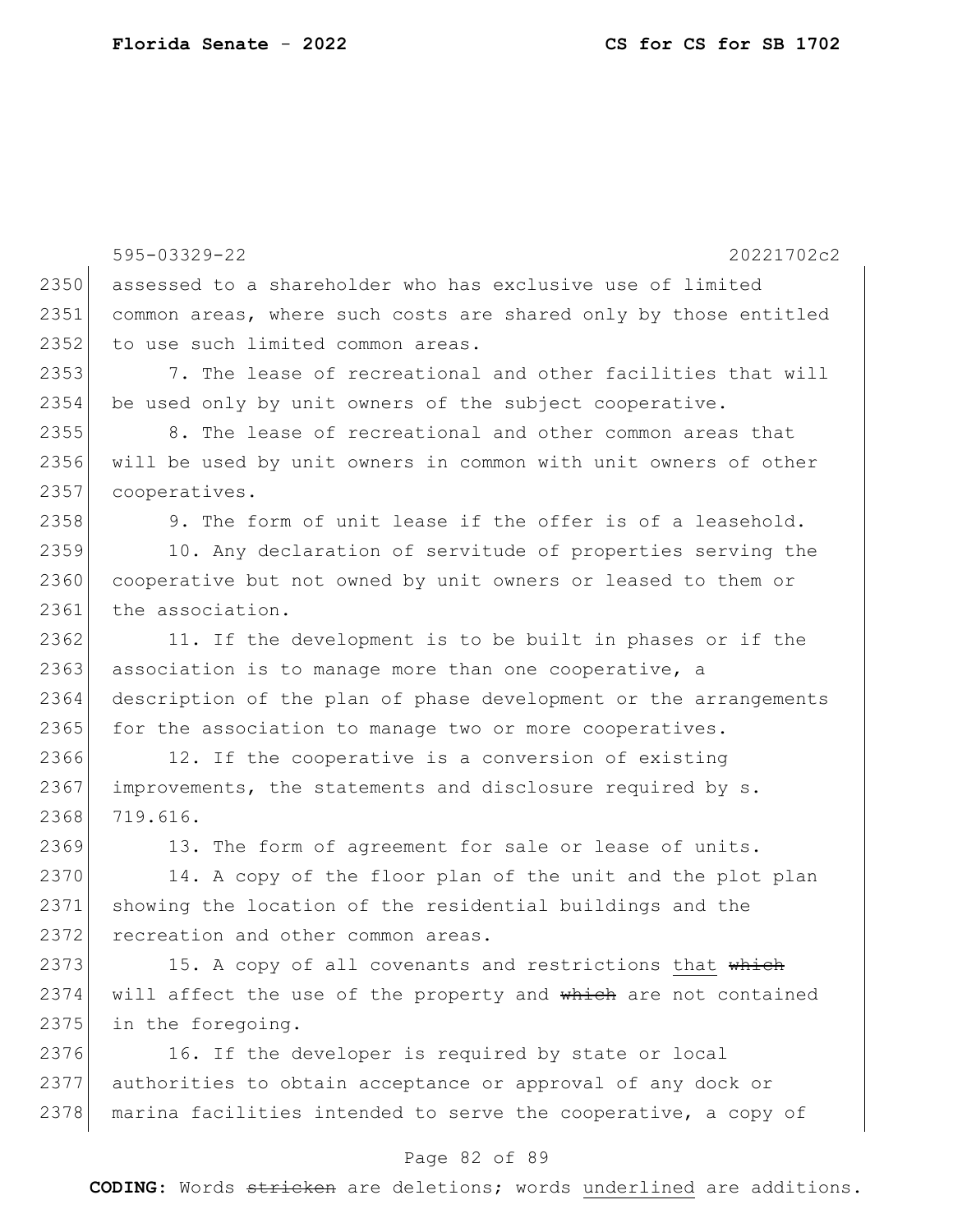assessed to a shareholder who has exclusive use of limited common areas, where such costs are shared only by those entitled to use such limited common areas.

7. The lease of recreational and other facilities that will be used only by unit owners of the subject cooperative.

8. The lease of recreational and other common areas that will be used by unit owners in common with unit owners of other cooperatives.

9. The form of unit lease if the offer is of a leasehold.

10. Any declaration of servitude of properties serving the cooperative but not owned by unit owners or leased to them or the association.

11. If the development is to be built in phases or if the association is to manage more than one cooperative, a description of the plan of phase development or the arrangements for the association to manage two or more cooperatives.

12. If the cooperative is a conversion of existing improvements, the statements and disclosure required by s. 719.616.

13. The form of agreement for sale or lease of units.

14. A copy of the floor plan of the unit and the plot plan showing the location of the residential buildings and the recreation and other common areas.

15. A copy of all covenants and restrictions <u>that</u> ~~which~~ will affect the use of the property and ~~which~~ are not contained in the foregoing.

16. If the developer is required by state or local authorities to obtain acceptance or approval of any dock or marina facilities intended to serve the cooperative, a copy of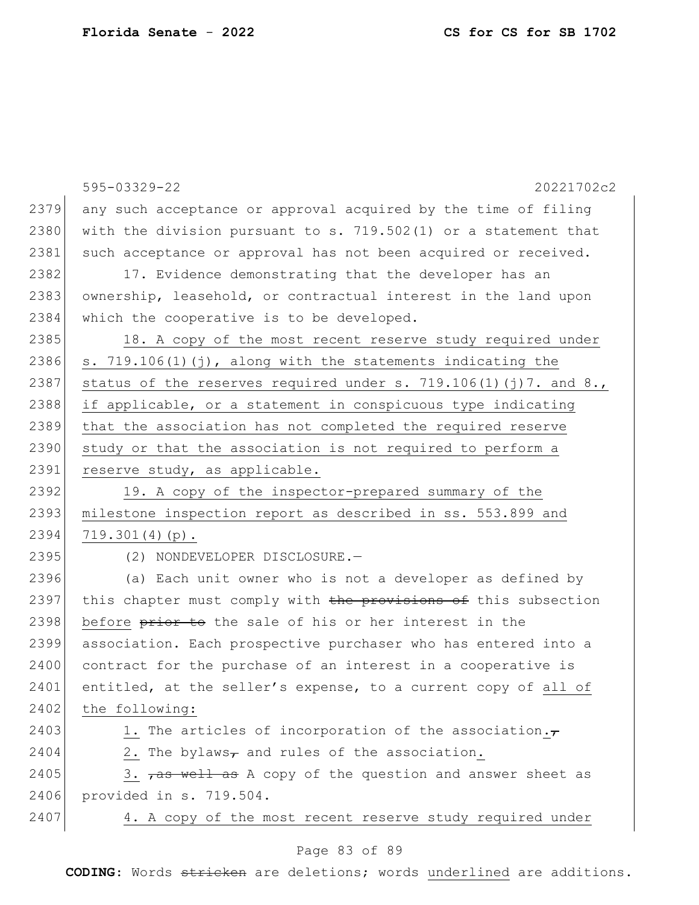any such acceptance or approval acquired by the time of filing with the division pursuant to s. 719.502(1) or a statement that such acceptance or approval has not been acquired or received.

17. Evidence demonstrating that the developer has an ownership, leasehold, or contractual interest in the land upon which the cooperative is to be developed.

<u>18. A copy of the most recent reserve study required under s. 719.106(1)(j), along with the statements indicating the status of the reserves required under s. 719.106(1)(j)7. and 8., if applicable, or a statement in conspicuous type indicating that the association has not completed the required reserve study or that the association is not required to perform a reserve study, as applicable.</u>

<u>19. A copy of the inspector-prepared summary of the milestone inspection report as described in ss. 553.899 and 719.301(4)(p).</u>

(2) NONDEVELOPER DISCLOSURE.—

(a) Each unit owner who is not a developer as defined by this chapter must comply with ~~the provisions of~~ this subsection <u>before</u> ~~prior to~~ the sale of his or her interest in the association. Each prospective purchaser who has entered into a contract for the purchase of an interest in a cooperative is entitled, at the seller's expense, to a current copy of <u>all of the following:</u>

<u>1.</u> The articles of incorporation of the association<u>.</u>~~,~~

<u>2.</u> The bylaws~~,~~ and rules of the association<u>.</u>

<u>3.</u> ~~, as well as~~ <u>A</u> copy of the question and answer sheet as provided in s. 719.504.

<u>4. A copy of the most recent reserve study required under</u>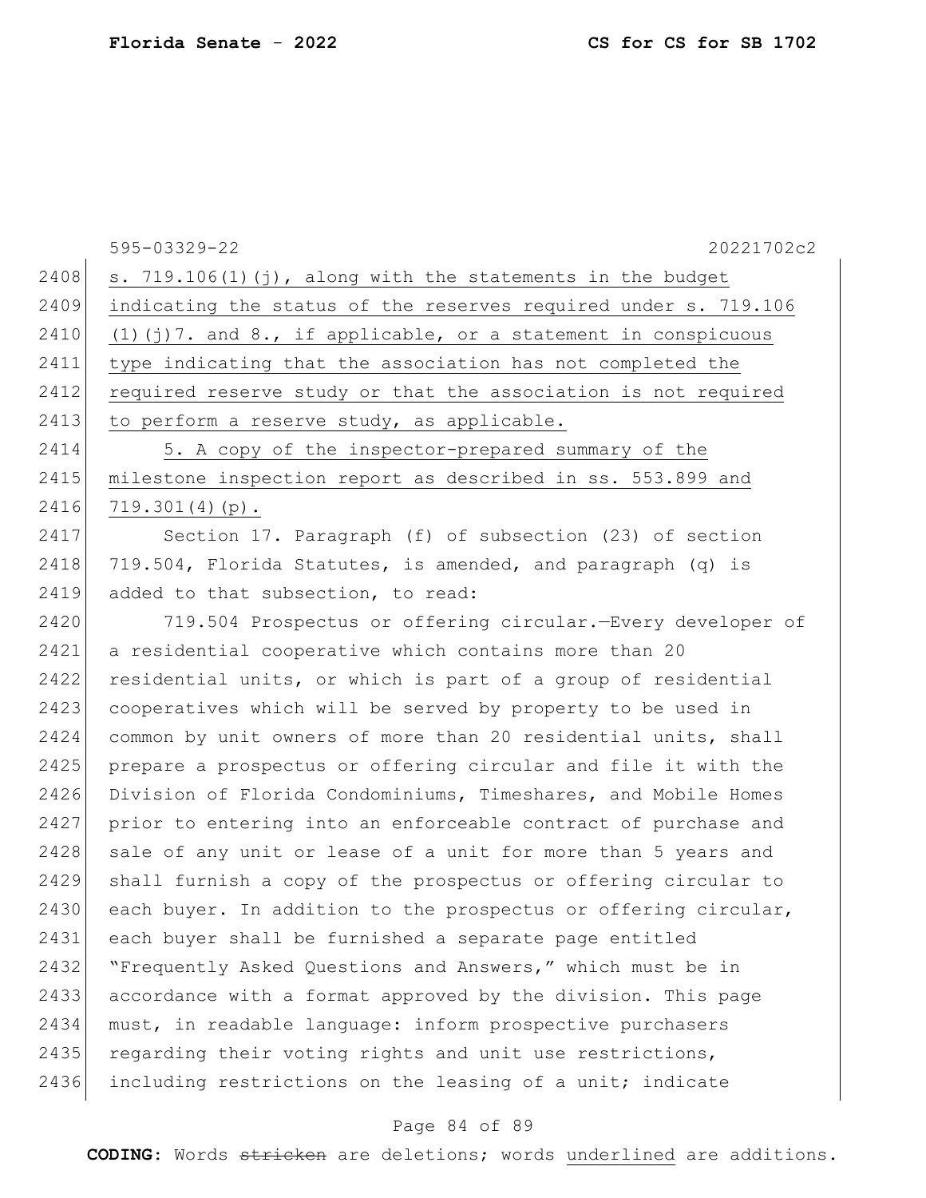s. 719.106(1)(j), along with the statements in the budget indicating the status of the reserves required under s. 719.106 (1)(j)7. and 8., if applicable, or a statement in conspicuous type indicating that the association has not completed the required reserve study or that the association is not required to perform a reserve study, as applicable.

5. A copy of the inspector-prepared summary of the milestone inspection report as described in ss. 553.899 and 719.301(4)(p).

Section 17. Paragraph (f) of subsection (23) of section 719.504, Florida Statutes, is amended, and paragraph (q) is added to that subsection, to read:

719.504 Prospectus or offering circular.—Every developer of a residential cooperative which contains more than 20 residential units, or which is part of a group of residential cooperatives which will be served by property to be used in common by unit owners of more than 20 residential units, shall prepare a prospectus or offering circular and file it with the Division of Florida Condominiums, Timeshares, and Mobile Homes prior to entering into an enforceable contract of purchase and sale of any unit or lease of a unit for more than 5 years and shall furnish a copy of the prospectus or offering circular to each buyer. In addition to the prospectus or offering circular, each buyer shall be furnished a separate page entitled "Frequently Asked Questions and Answers," which must be in accordance with a format approved by the division. This page must, in readable language: inform prospective purchasers regarding their voting rights and unit use restrictions, including restrictions on the leasing of a unit; indicate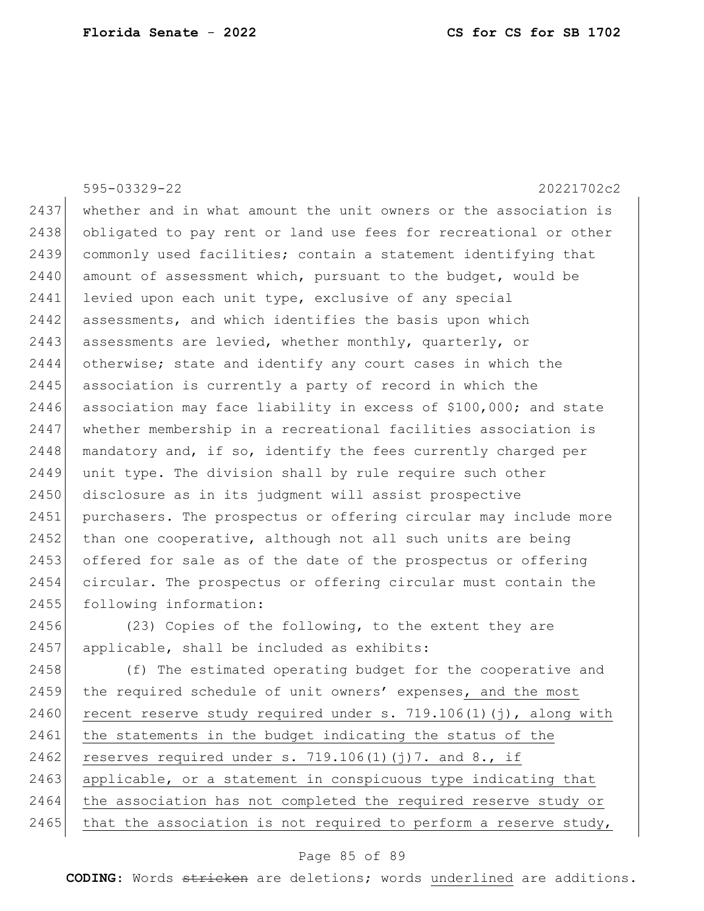whether and in what amount the unit owners or the association is obligated to pay rent or land use fees for recreational or other commonly used facilities; contain a statement identifying that amount of assessment which, pursuant to the budget, would be levied upon each unit type, exclusive of any special assessments, and which identifies the basis upon which assessments are levied, whether monthly, quarterly, or otherwise; state and identify any court cases in which the association is currently a party of record in which the association may face liability in excess of $100,000; and state whether membership in a recreational facilities association is mandatory and, if so, identify the fees currently charged per unit type. The division shall by rule require such other disclosure as in its judgment will assist prospective purchasers. The prospectus or offering circular may include more than one cooperative, although not all such units are being offered for sale as of the date of the prospectus or offering circular. The prospectus or offering circular must contain the following information:

(23) Copies of the following, to the extent they are applicable, shall be included as exhibits:

(f) The estimated operating budget for the cooperative and the required schedule of unit owners' expenses<u>, and the most recent reserve study required under s. 719.106(1)(j), along with the statements in the budget indicating the status of the reserves required under s. 719.106(1)(j)7. and 8., if applicable, or a statement in conspicuous type indicating that the association has not completed the required reserve study or that the association is not required to perform a reserve study,</u>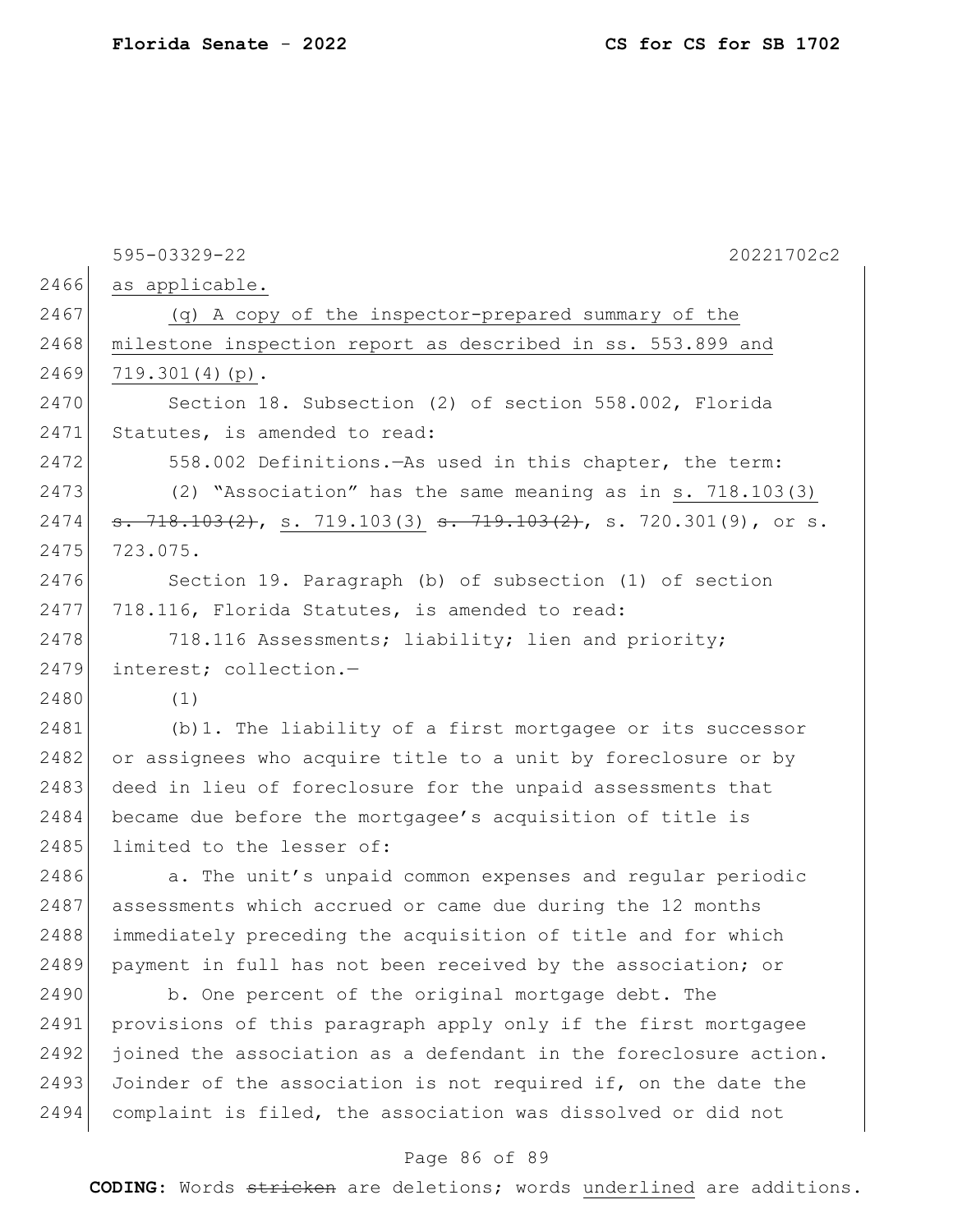as applicable.

(q) A copy of the inspector-prepared summary of the milestone inspection report as described in ss. 553.899 and 719.301(4)(p).

Section 18. Subsection (2) of section 558.002, Florida Statutes, is amended to read:

558.002 Definitions.—As used in this chapter, the term:

(2) "Association" has the same meaning as in s. 718.103(3) ~~s. 718.103(2)~~, s. 719.103(3) ~~s. 719.103(2)~~, s. 720.301(9), or s. 723.075.

Section 19. Paragraph (b) of subsection (1) of section 718.116, Florida Statutes, is amended to read:

718.116 Assessments; liability; lien and priority; interest; collection.—

(1)

(b)1. The liability of a first mortgagee or its successor or assignees who acquire title to a unit by foreclosure or by deed in lieu of foreclosure for the unpaid assessments that became due before the mortgagee's acquisition of title is limited to the lesser of:

a. The unit's unpaid common expenses and regular periodic assessments which accrued or came due during the 12 months immediately preceding the acquisition of title and for which payment in full has not been received by the association; or

b. One percent of the original mortgage debt. The provisions of this paragraph apply only if the first mortgagee joined the association as a defendant in the foreclosure action. Joinder of the association is not required if, on the date the complaint is filed, the association was dissolved or did not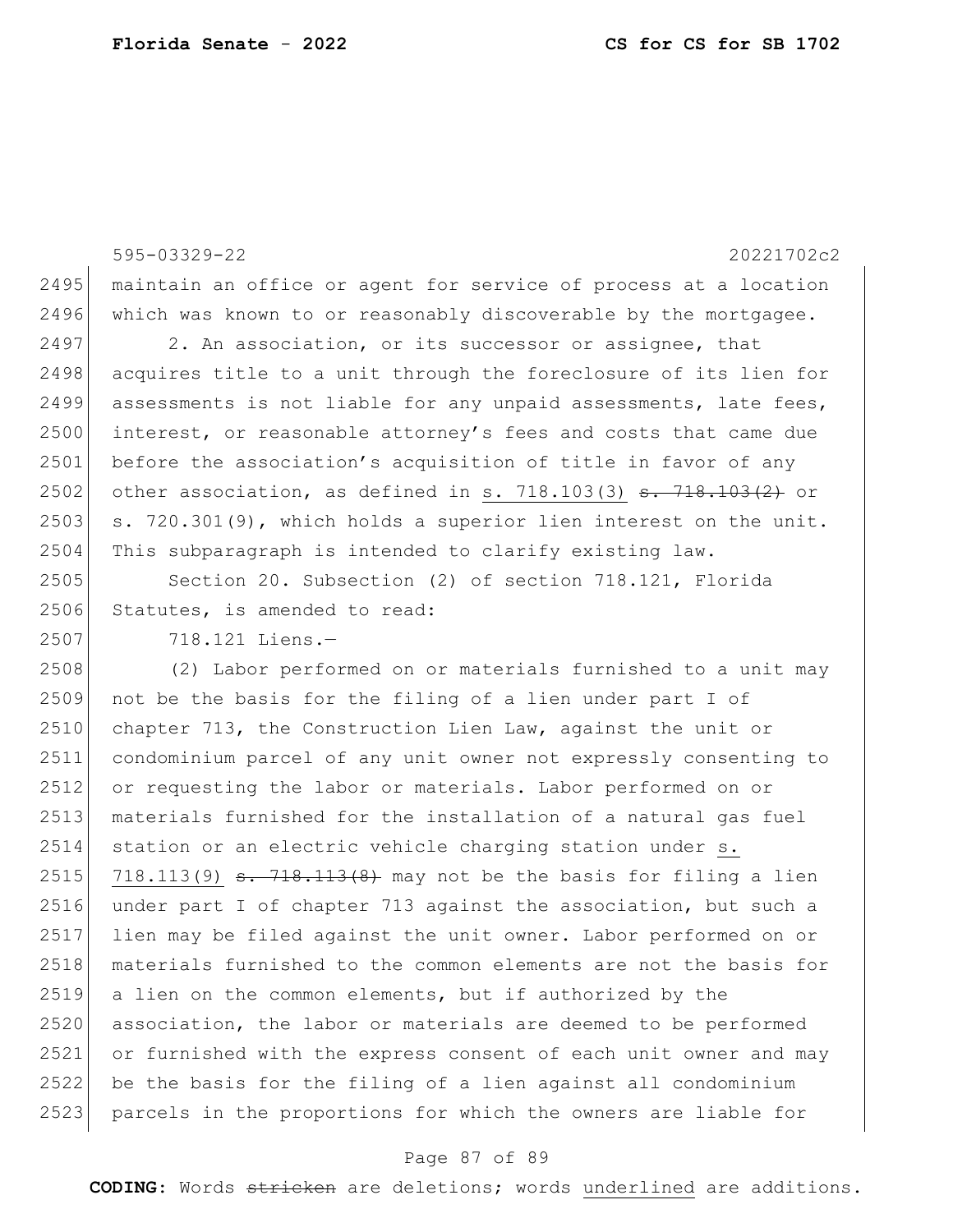maintain an office or agent for service of process at a location which was known to or reasonably discoverable by the mortgagee.

2. An association, or its successor or assignee, that acquires title to a unit through the foreclosure of its lien for assessments is not liable for any unpaid assessments, late fees, interest, or reasonable attorney's fees and costs that came due before the association's acquisition of title in favor of any other association, as defined in <u>s. 718.103(3)</u> ~~s. 718.103(2)~~ or s. 720.301(9), which holds a superior lien interest on the unit. This subparagraph is intended to clarify existing law.

Section 20. Subsection (2) of section 718.121, Florida Statutes, is amended to read:

718.121 Liens.—

(2) Labor performed on or materials furnished to a unit may not be the basis for the filing of a lien under part I of chapter 713, the Construction Lien Law, against the unit or condominium parcel of any unit owner not expressly consenting to or requesting the labor or materials. Labor performed on or materials furnished for the installation of a natural gas fuel station or an electric vehicle charging station under <u>s. 718.113(9)</u> ~~s. 718.113(8)~~ may not be the basis for filing a lien under part I of chapter 713 against the association, but such a lien may be filed against the unit owner. Labor performed on or materials furnished to the common elements are not the basis for a lien on the common elements, but if authorized by the association, the labor or materials are deemed to be performed or furnished with the express consent of each unit owner and may be the basis for the filing of a lien against all condominium parcels in the proportions for which the owners are liable for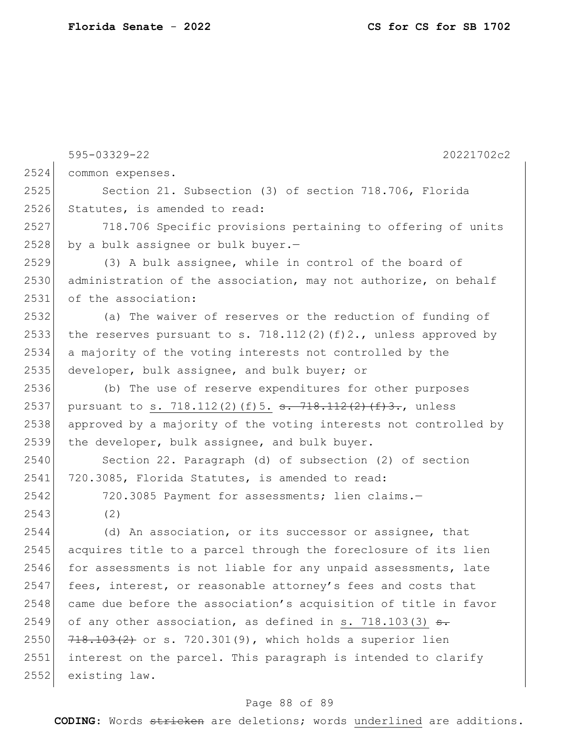common expenses.

Section 21. Subsection (3) of section 718.706, Florida Statutes, is amended to read:

718.706 Specific provisions pertaining to offering of units by a bulk assignee or bulk buyer.—

(3) A bulk assignee, while in control of the board of administration of the association, may not authorize, on behalf of the association:

(a) The waiver of reserves or the reduction of funding of the reserves pursuant to s. 718.112(2)(f)2., unless approved by a majority of the voting interests not controlled by the developer, bulk assignee, and bulk buyer; or

(b) The use of reserve expenditures for other purposes pursuant to <u>s. 718.112(2)(f)5.</u> ~~s. 718.112(2)(f)3.~~, unless approved by a majority of the voting interests not controlled by the developer, bulk assignee, and bulk buyer.

Section 22. Paragraph (d) of subsection (2) of section 720.3085, Florida Statutes, is amended to read:

720.3085 Payment for assessments; lien claims.—

(2)

(d) An association, or its successor or assignee, that acquires title to a parcel through the foreclosure of its lien for assessments is not liable for any unpaid assessments, late fees, interest, or reasonable attorney's fees and costs that came due before the association's acquisition of title in favor of any other association, as defined in <u>s. 718.103(3)</u> ~~s. 718.103(2)~~ or s. 720.301(9), which holds a superior lien interest on the parcel. This paragraph is intended to clarify existing law.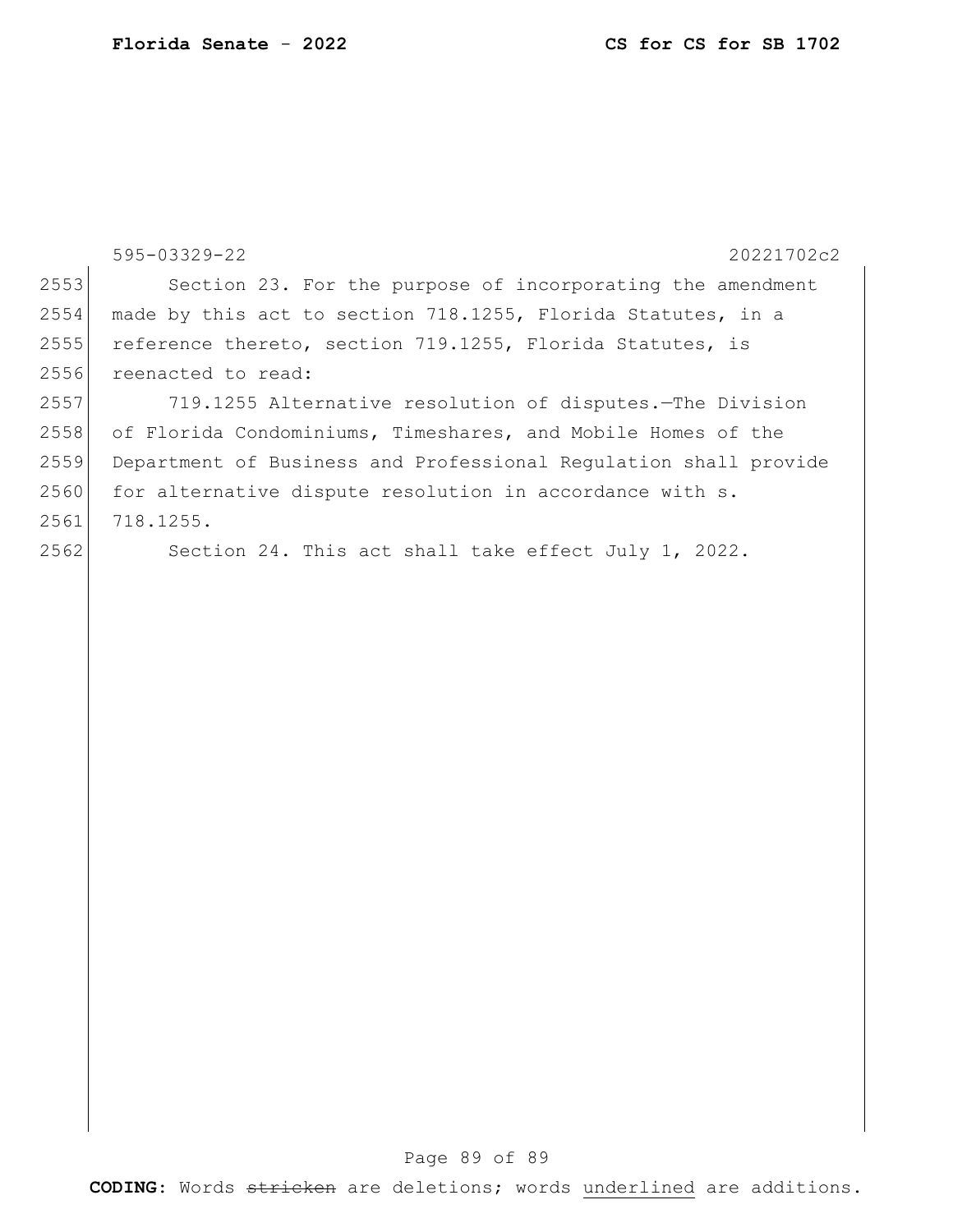595-03329-22 20221702c2

2553 Section 23. For the purpose of incorporating the amendment
2554 made by this act to section 718.1255, Florida Statutes, in a
2555 reference thereto, section 719.1255, Florida Statutes, is
2556 reenacted to read:

2557 719.1255 Alternative resolution of disputes.—The Division
2558 of Florida Condominiums, Timeshares, and Mobile Homes of the
2559 Department of Business and Professional Regulation shall provide
2560 for alternative dispute resolution in accordance with s.
2561 718.1255.

2562 Section 24. This act shall take effect July 1, 2022.

**CODING:** Words ~~stricken~~ are deletions; words underlined are additions.